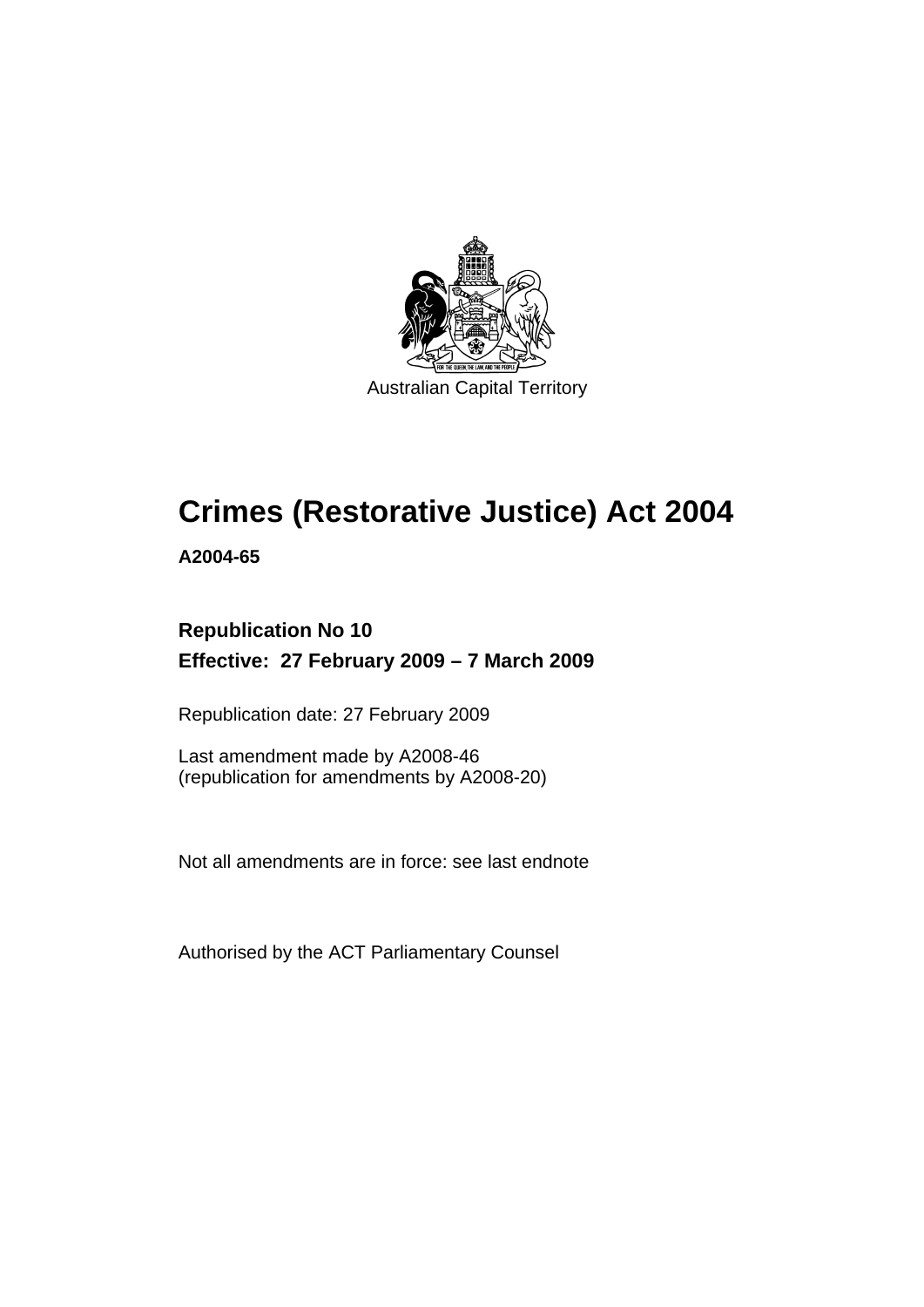Australian Capital Territory

# Crimes (Restorative Justice) Act 2004

**A2004-65**

**Republication No 10**

**Effective: 27 February 2009 – 7 March 2009**

Republication date: 27 February 2009

Last amendment made by A2008-46
(republication for amendments by A2008-20)

Not all amendments are in force: see last endnote

Authorised by the ACT Parliamentary Counsel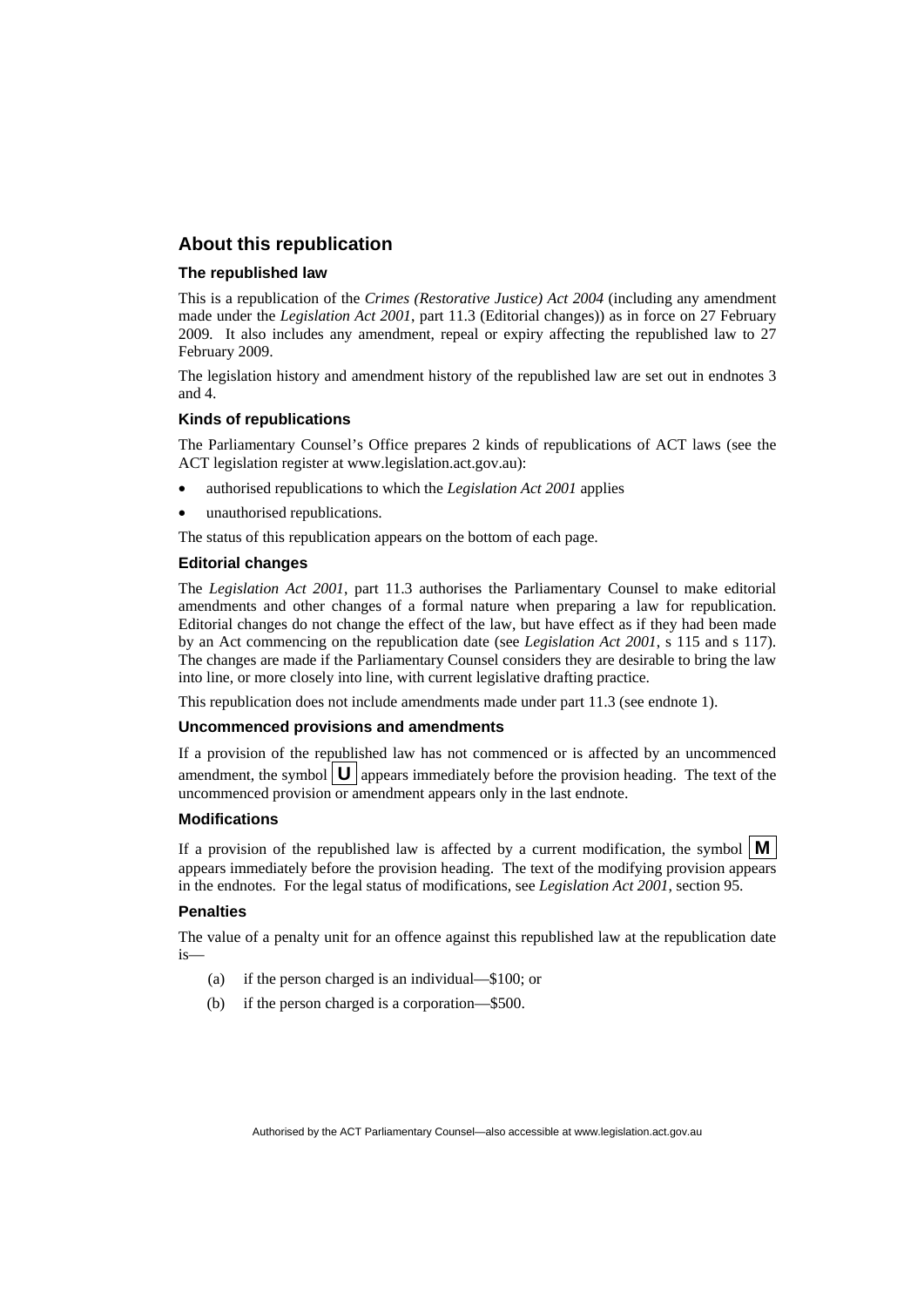## About this republication

### The republished law

This is a republication of the *Crimes (Restorative Justice) Act 2004* (including any amendment made under the *Legislation Act 2001*, part 11.3 (Editorial changes)) as in force on 27 February 2009. It also includes any amendment, repeal or expiry affecting the republished law to 27 February 2009.

The legislation history and amendment history of the republished law are set out in endnotes 3 and 4.

### Kinds of republications

The Parliamentary Counsel's Office prepares 2 kinds of republications of ACT laws (see the ACT legislation register at www.legislation.act.gov.au):

- authorised republications to which the *Legislation Act 2001* applies
- unauthorised republications.

The status of this republication appears on the bottom of each page.

### Editorial changes

The *Legislation Act 2001*, part 11.3 authorises the Parliamentary Counsel to make editorial amendments and other changes of a formal nature when preparing a law for republication. Editorial changes do not change the effect of the law, but have effect as if they had been made by an Act commencing on the republication date (see *Legislation Act 2001*, s 115 and s 117). The changes are made if the Parliamentary Counsel considers they are desirable to bring the law into line, or more closely into line, with current legislative drafting practice.

This republication does not include amendments made under part 11.3 (see endnote 1).

### Uncommenced provisions and amendments

If a provision of the republished law has not commenced or is affected by an uncommenced amendment, the symbol **U** appears immediately before the provision heading. The text of the uncommenced provision or amendment appears only in the last endnote.

### Modifications

If a provision of the republished law is affected by a current modification, the symbol **M** appears immediately before the provision heading. The text of the modifying provision appears in the endnotes. For the legal status of modifications, see *Legislation Act 2001*, section 95.

### Penalties

The value of a penalty unit for an offence against this republished law at the republication date is—

(a) if the person charged is an individual—$100; or

(b) if the person charged is a corporation—$500.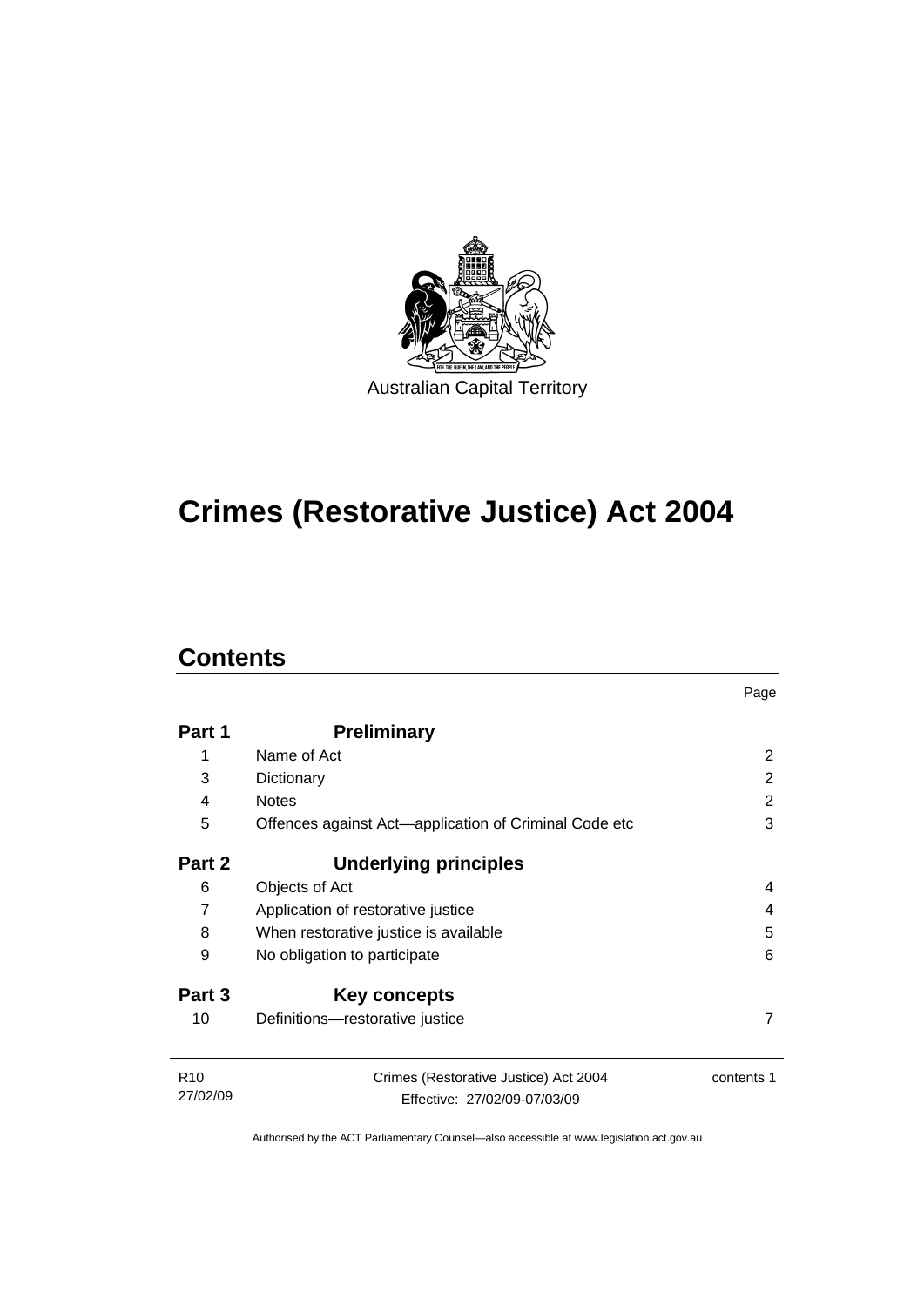Australian Capital Territory

# Crimes (Restorative Justice) Act 2004

## Contents

| | | Page |
|---|---|---|
| **Part 1** | **Preliminary** | |
| 1 | Name of Act | 2 |
| 3 | Dictionary | 2 |
| 4 | Notes | 2 |
| 5 | Offences against Act—application of Criminal Code etc | 3 |
| **Part 2** | **Underlying principles** | |
| 6 | Objects of Act | 4 |
| 7 | Application of restorative justice | 4 |
| 8 | When restorative justice is available | 5 |
| 9 | No obligation to participate | 6 |
| **Part 3** | **Key concepts** | |
| 10 | Definitions—restorative justice | 7 |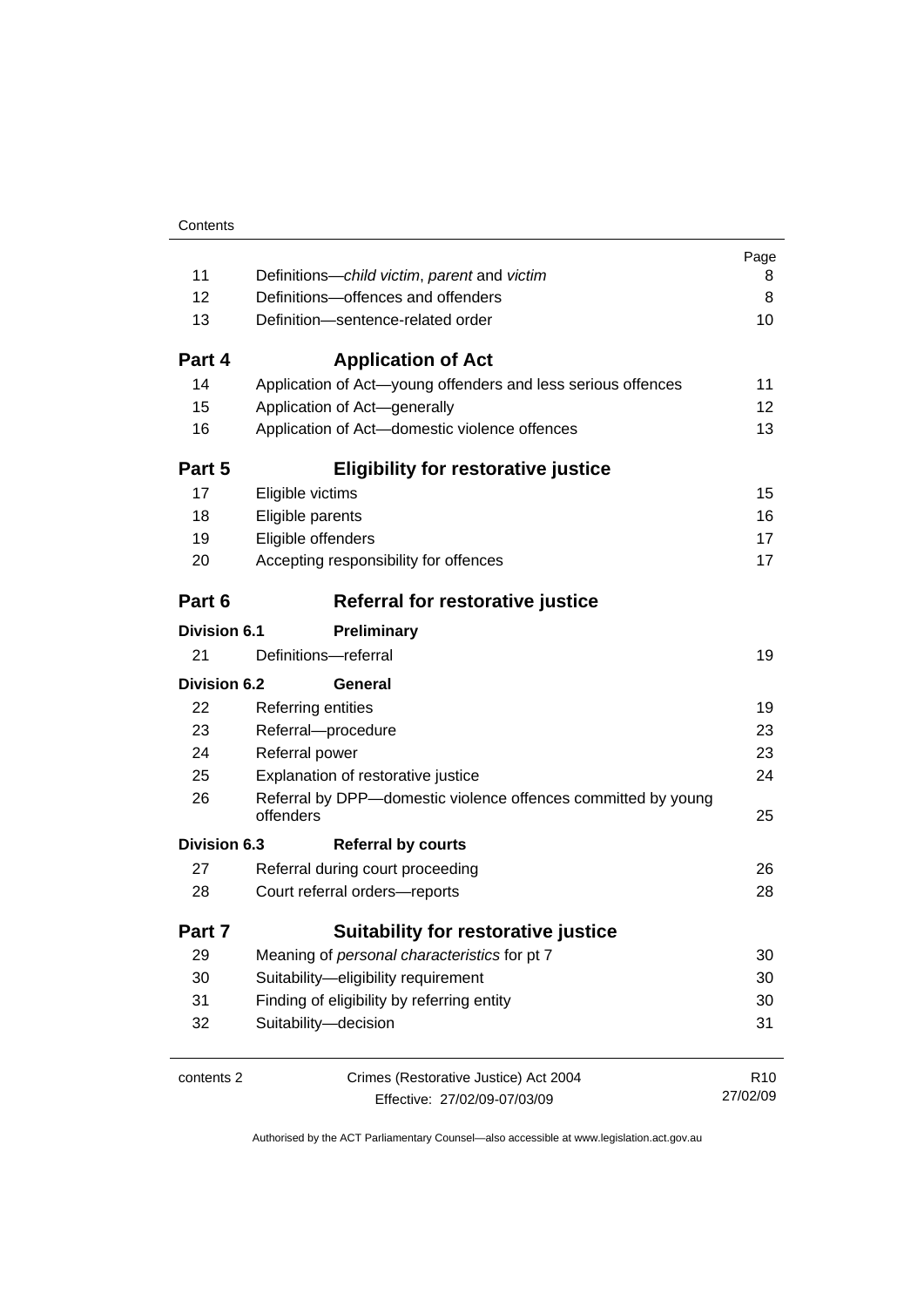| | | Page |
|---|---|---|
| 11 | Definitions—*child victim*, *parent* and *victim* | 8 |
| 12 | Definitions—offences and offenders | 8 |
| 13 | Definition—sentence-related order | 10 |
| **Part 4** | **Application of Act** | |
| 14 | Application of Act—young offenders and less serious offences | 11 |
| 15 | Application of Act—generally | 12 |
| 16 | Application of Act—domestic violence offences | 13 |
| **Part 5** | **Eligibility for restorative justice** | |
| 17 | Eligible victims | 15 |
| 18 | Eligible parents | 16 |
| 19 | Eligible offenders | 17 |
| 20 | Accepting responsibility for offences | 17 |
| **Part 6** | **Referral for restorative justice** | |
| **Division 6.1** | **Preliminary** | |
| 21 | Definitions—referral | 19 |
| **Division 6.2** | **General** | |
| 22 | Referring entities | 19 |
| 23 | Referral—procedure | 23 |
| 24 | Referral power | 23 |
| 25 | Explanation of restorative justice | 24 |
| 26 | Referral by DPP—domestic violence offences committed by young offenders | 25 |
| **Division 6.3** | **Referral by courts** | |
| 27 | Referral during court proceeding | 26 |
| 28 | Court referral orders—reports | 28 |
| **Part 7** | **Suitability for restorative justice** | |
| 29 | Meaning of *personal characteristics* for pt 7 | 30 |
| 30 | Suitability—eligibility requirement | 30 |
| 31 | Finding of eligibility by referring entity | 30 |
| 32 | Suitability—decision | 31 |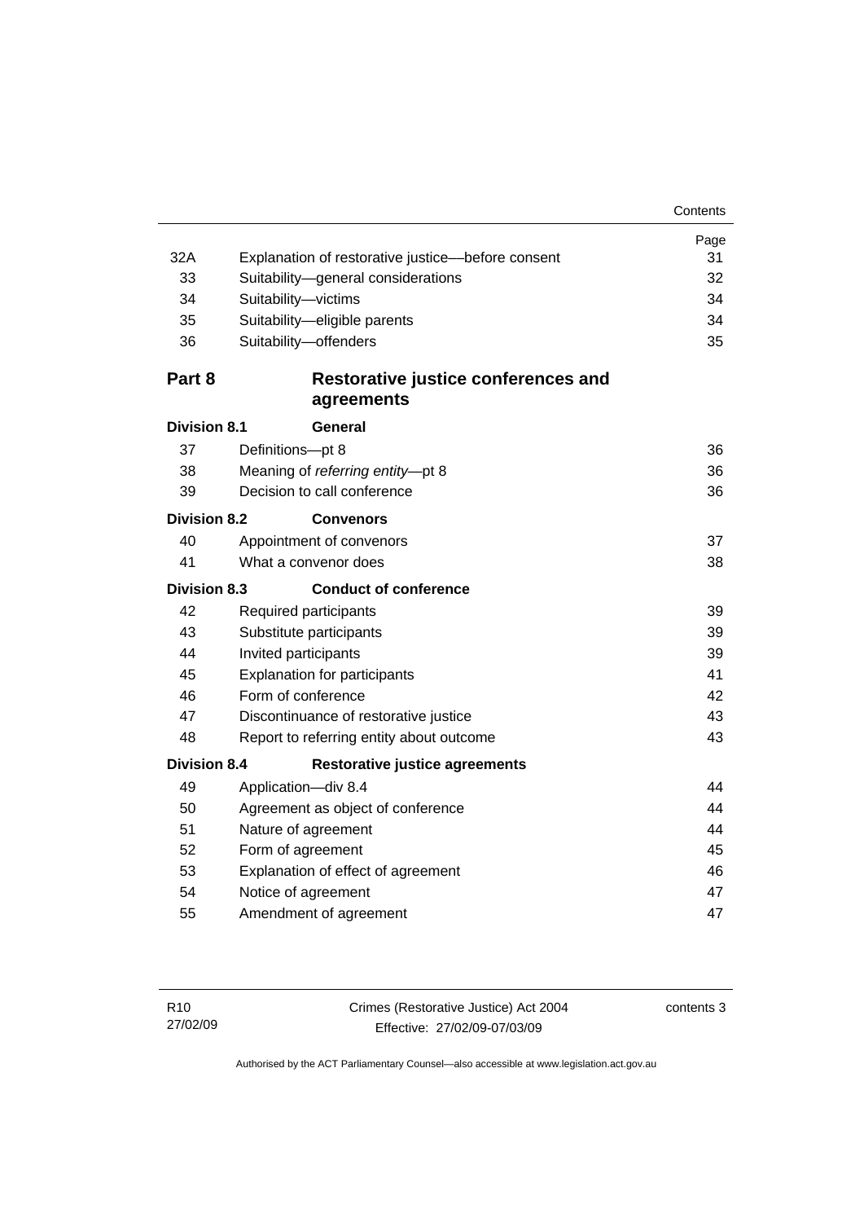| | | Page |
|---|---|---|
| 32A | Explanation of restorative justice—before consent | 31 |
| 33 | Suitability—general considerations | 32 |
| 34 | Suitability—victims | 34 |
| 35 | Suitability—eligible parents | 34 |
| 36 | Suitability—offenders | 35 |

## Part 8 Restorative justice conferences and agreements

### Division 8.1 General

| | | |
|---|---|---|
| 37 | Definitions—pt 8 | 36 |
| 38 | Meaning of *referring entity*—pt 8 | 36 |
| 39 | Decision to call conference | 36 |

### Division 8.2 Convenors

| | | |
|---|---|---|
| 40 | Appointment of convenors | 37 |
| 41 | What a convenor does | 38 |

### Division 8.3 Conduct of conference

| | | |
|---|---|---|
| 42 | Required participants | 39 |
| 43 | Substitute participants | 39 |
| 44 | Invited participants | 39 |
| 45 | Explanation for participants | 41 |
| 46 | Form of conference | 42 |
| 47 | Discontinuance of restorative justice | 43 |
| 48 | Report to referring entity about outcome | 43 |

### Division 8.4 Restorative justice agreements

| | | |
|---|---|---|
| 49 | Application—div 8.4 | 44 |
| 50 | Agreement as object of conference | 44 |
| 51 | Nature of agreement | 44 |
| 52 | Form of agreement | 45 |
| 53 | Explanation of effect of agreement | 46 |
| 54 | Notice of agreement | 47 |
| 55 | Amendment of agreement | 47 |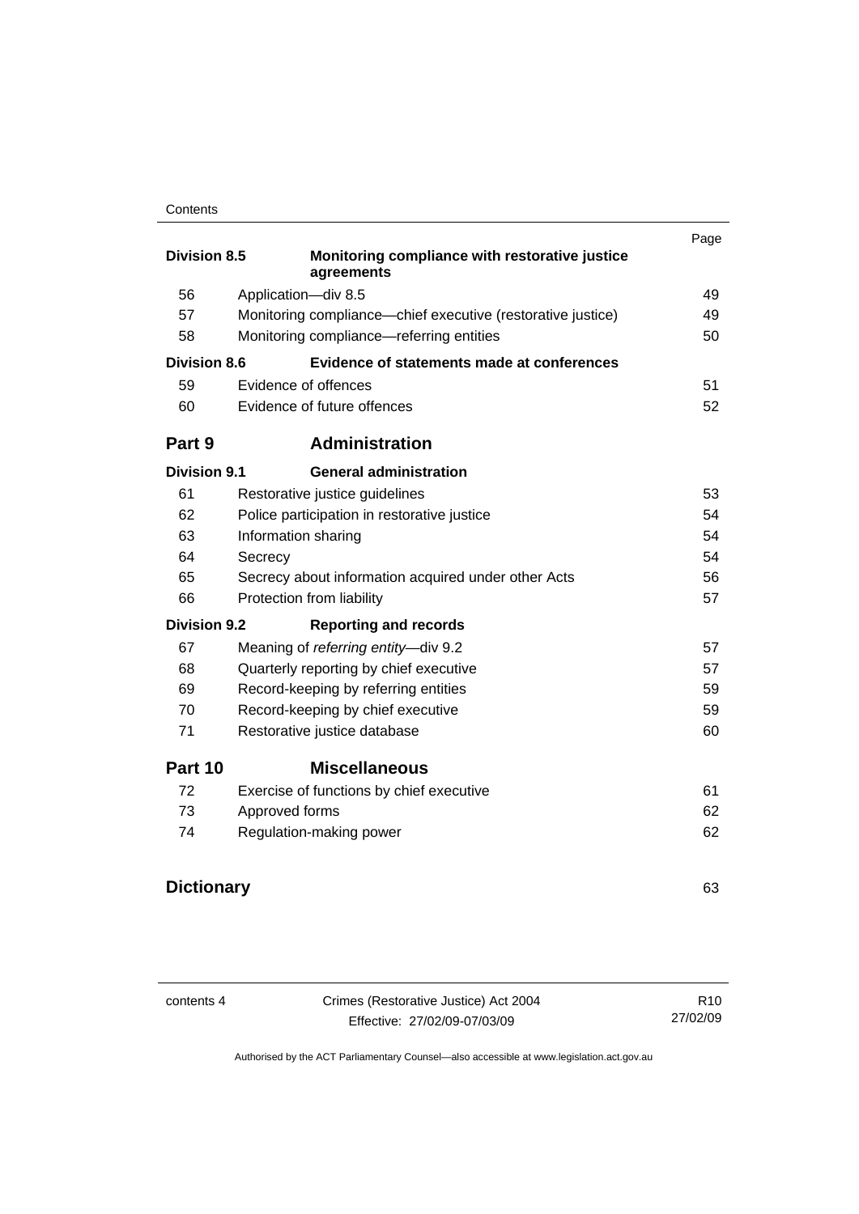| | | Page |
|---|---|---|
| **Division 8.5** | **Monitoring compliance with restorative justice agreements** | |
| 56 | Application—div 8.5 | 49 |
| 57 | Monitoring compliance—chief executive (restorative justice) | 49 |
| 58 | Monitoring compliance—referring entities | 50 |
| **Division 8.6** | **Evidence of statements made at conferences** | |
| 59 | Evidence of offences | 51 |
| 60 | Evidence of future offences | 52 |
| **Part 9** | **Administration** | |
| **Division 9.1** | **General administration** | |
| 61 | Restorative justice guidelines | 53 |
| 62 | Police participation in restorative justice | 54 |
| 63 | Information sharing | 54 |
| 64 | Secrecy | 54 |
| 65 | Secrecy about information acquired under other Acts | 56 |
| 66 | Protection from liability | 57 |
| **Division 9.2** | **Reporting and records** | |
| 67 | Meaning of *referring entity*—div 9.2 | 57 |
| 68 | Quarterly reporting by chief executive | 57 |
| 69 | Record-keeping by referring entities | 59 |
| 70 | Record-keeping by chief executive | 59 |
| 71 | Restorative justice database | 60 |
| **Part 10** | **Miscellaneous** | |
| 72 | Exercise of functions by chief executive | 61 |
| 73 | Approved forms | 62 |
| 74 | Regulation-making power | 62 |
| **Dictionary** | | 63 |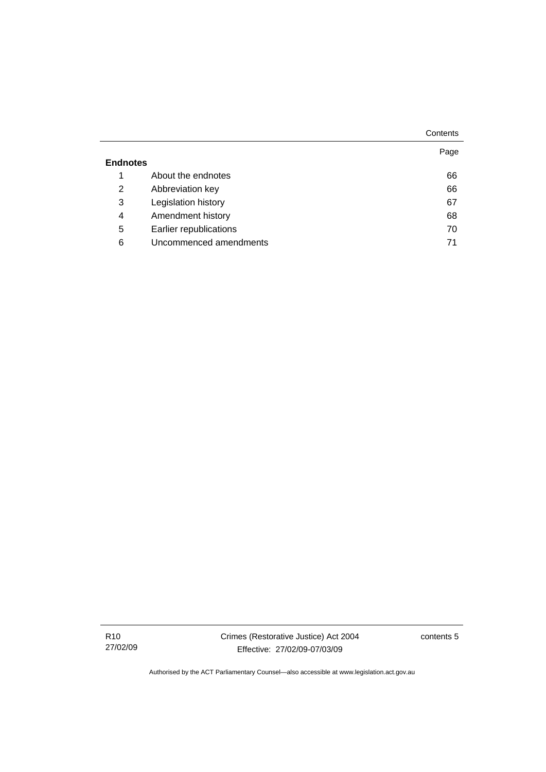| | | Page |
|---|---|---|
| **Endnotes** | | |
| 1 | About the endnotes | 66 |
| 2 | Abbreviation key | 66 |
| 3 | Legislation history | 67 |
| 4 | Amendment history | 68 |
| 5 | Earlier republications | 70 |
| 6 | Uncommenced amendments | 71 |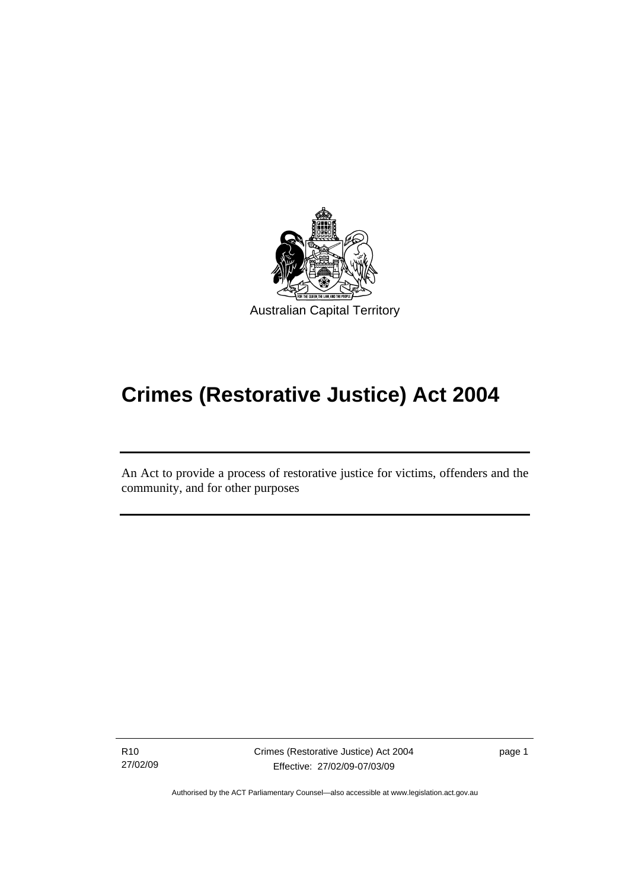Australian Capital Territory

# Crimes (Restorative Justice) Act 2004

An Act to provide a process of restorative justice for victims, offenders and the community, and for other purposes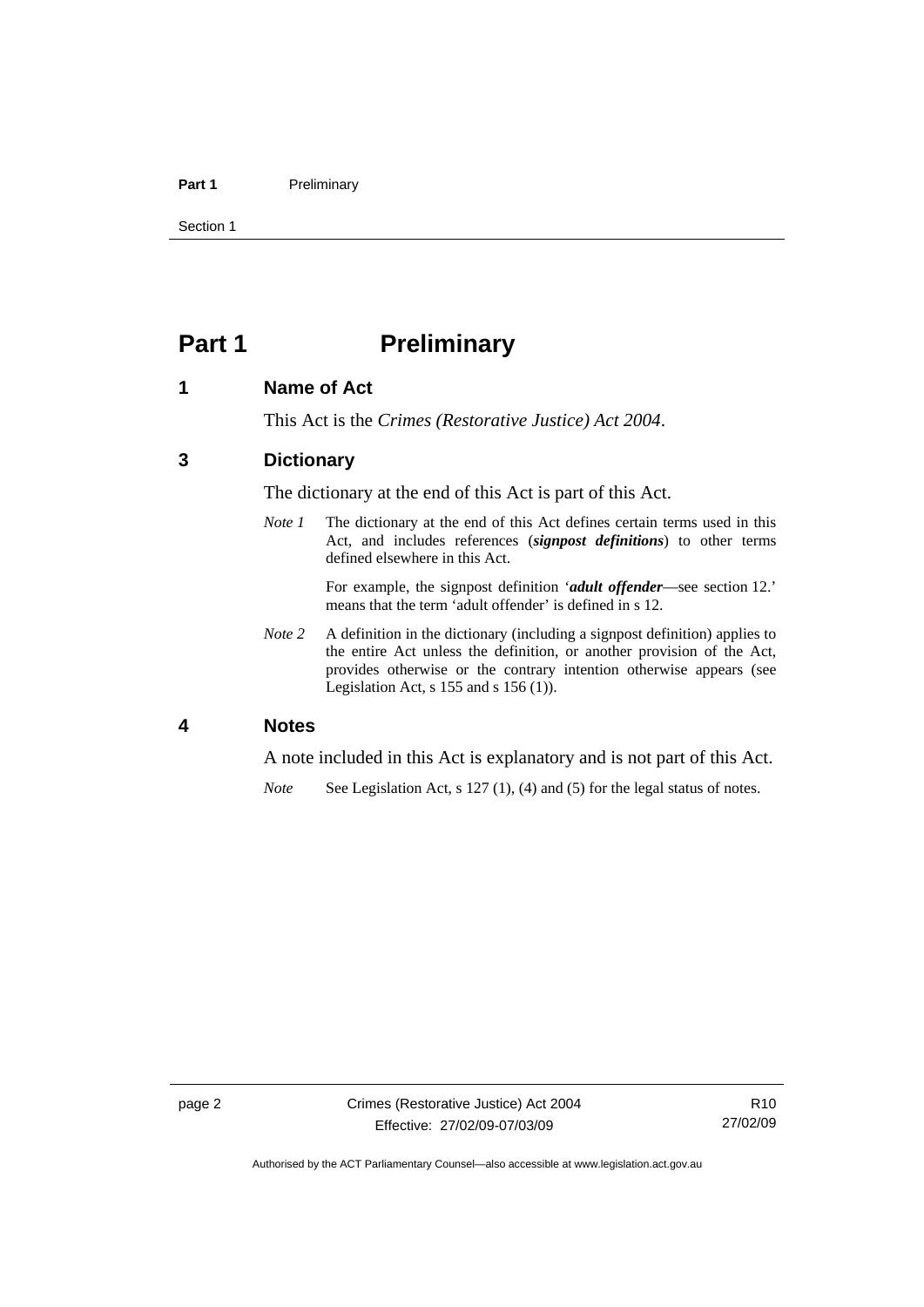# Part 1 Preliminary

## 1 Name of Act

This Act is the *Crimes (Restorative Justice) Act 2004*.

## 3 Dictionary

The dictionary at the end of this Act is part of this Act.

*Note 1* The dictionary at the end of this Act defines certain terms used in this Act, and includes references (***signpost definitions***) to other terms defined elsewhere in this Act.

For example, the signpost definition '***adult offender***—see section 12.' means that the term 'adult offender' is defined in s 12.

*Note 2* A definition in the dictionary (including a signpost definition) applies to the entire Act unless the definition, or another provision of the Act, provides otherwise or the contrary intention otherwise appears (see Legislation Act, s 155 and s 156 (1)).

## 4 Notes

A note included in this Act is explanatory and is not part of this Act.

*Note* See Legislation Act, s 127 (1), (4) and (5) for the legal status of notes.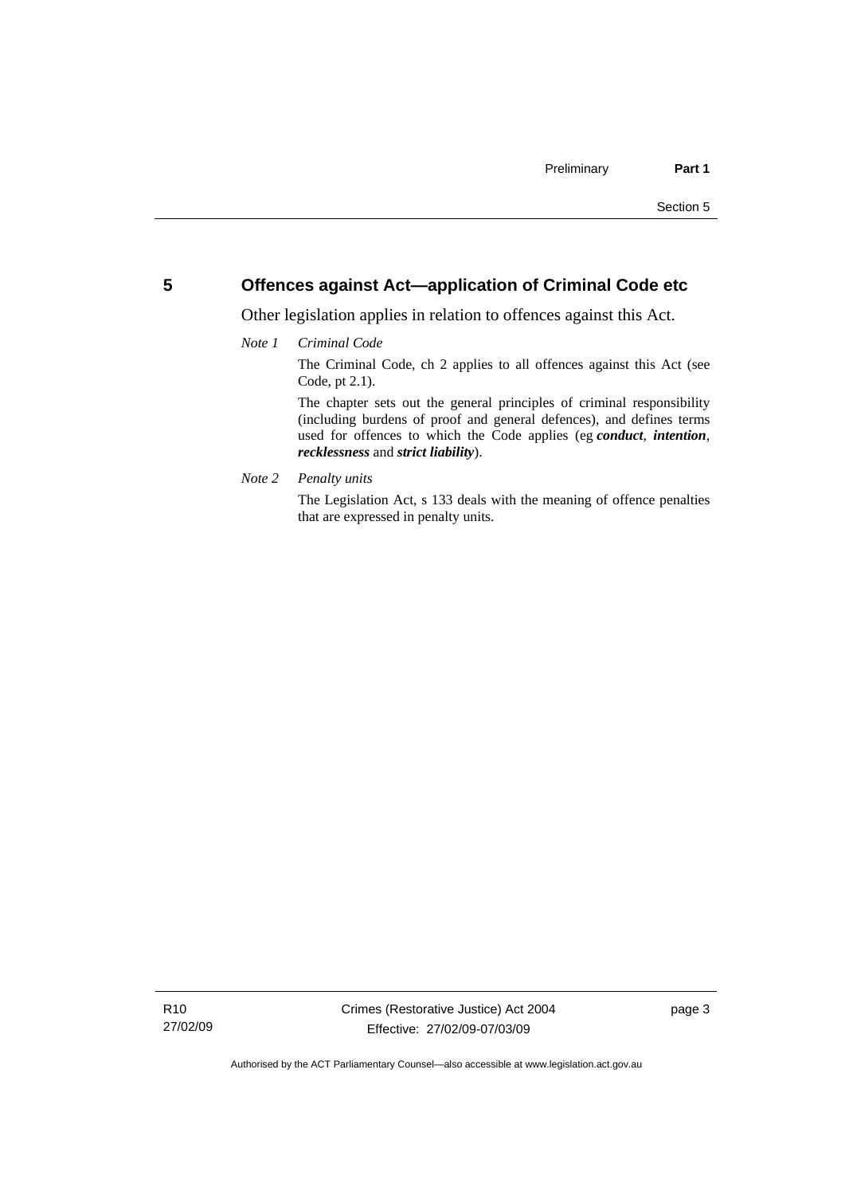## 5 Offences against Act—application of Criminal Code etc

Other legislation applies in relation to offences against this Act.

*Note 1 Criminal Code*

The Criminal Code, ch 2 applies to all offences against this Act (see Code, pt 2.1).

The chapter sets out the general principles of criminal responsibility (including burdens of proof and general defences), and defines terms used for offences to which the Code applies (eg ***conduct***, ***intention***, ***recklessness*** and ***strict liability***).

*Note 2 Penalty units*

The Legislation Act, s 133 deals with the meaning of offence penalties that are expressed in penalty units.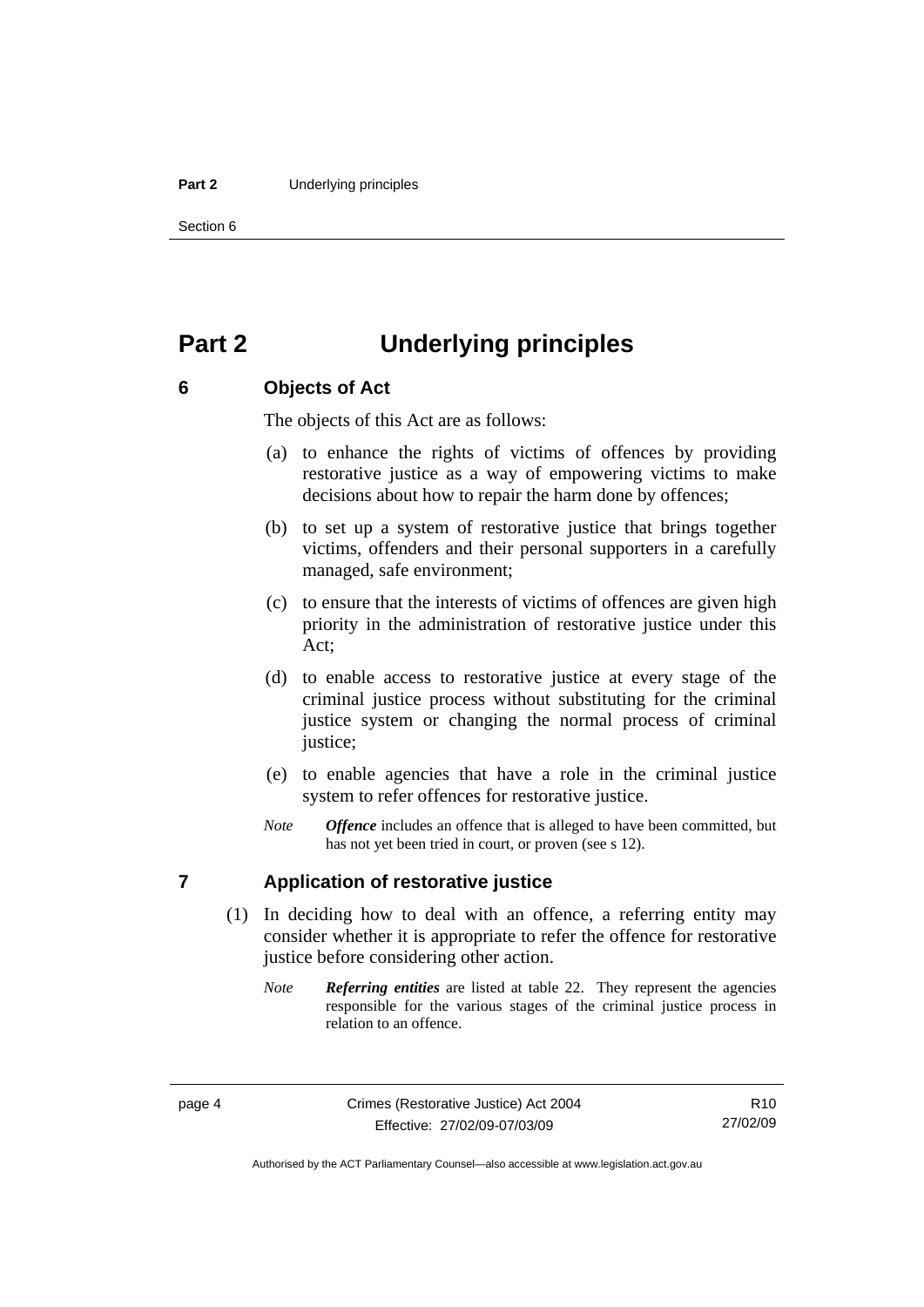# Part 2 Underlying principles

## 6 Objects of Act

The objects of this Act are as follows:

(a) to enhance the rights of victims of offences by providing restorative justice as a way of empowering victims to make decisions about how to repair the harm done by offences;

(b) to set up a system of restorative justice that brings together victims, offenders and their personal supporters in a carefully managed, safe environment;

(c) to ensure that the interests of victims of offences are given high priority in the administration of restorative justice under this Act;

(d) to enable access to restorative justice at every stage of the criminal justice process without substituting for the criminal justice system or changing the normal process of criminal justice;

(e) to enable agencies that have a role in the criminal justice system to refer offences for restorative justice.

*Note* ***Offence*** includes an offence that is alleged to have been committed, but has not yet been tried in court, or proven (see s 12).

## 7 Application of restorative justice

(1) In deciding how to deal with an offence, a referring entity may consider whether it is appropriate to refer the offence for restorative justice before considering other action.

*Note* ***Referring entities*** are listed at table 22. They represent the agencies responsible for the various stages of the criminal justice process in relation to an offence.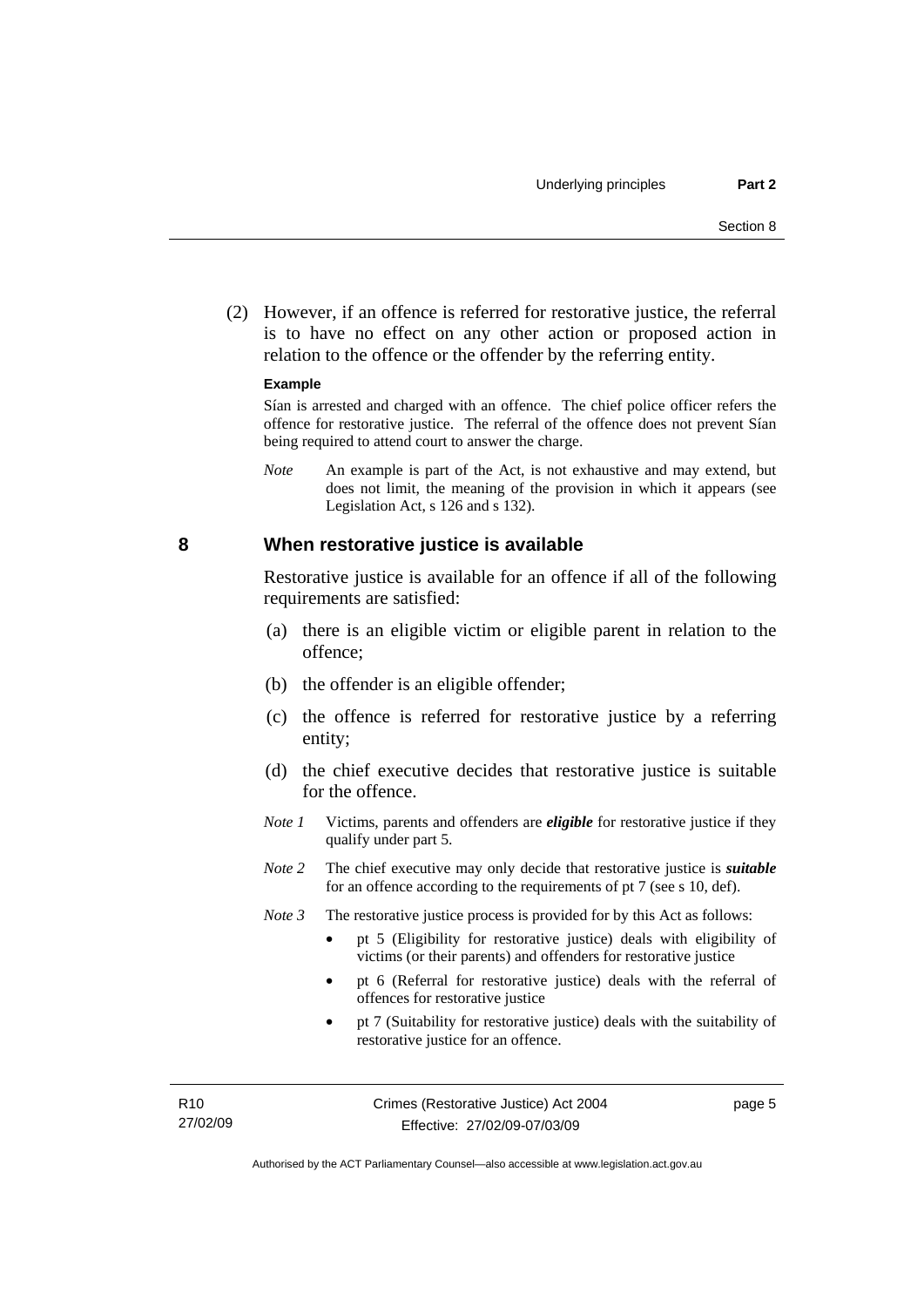(2) However, if an offence is referred for restorative justice, the referral is to have no effect on any other action or proposed action in relation to the offence or the offender by the referring entity.

**Example**

Sían is arrested and charged with an offence. The chief police officer refers the offence for restorative justice. The referral of the offence does not prevent Sían being required to attend court to answer the charge.

*Note* An example is part of the Act, is not exhaustive and may extend, but does not limit, the meaning of the provision in which it appears (see Legislation Act, s 126 and s 132).

## 8 When restorative justice is available

Restorative justice is available for an offence if all of the following requirements are satisfied:

(a) there is an eligible victim or eligible parent in relation to the offence;

(b) the offender is an eligible offender;

(c) the offence is referred for restorative justice by a referring entity;

(d) the chief executive decides that restorative justice is suitable for the offence.

*Note 1* Victims, parents and offenders are ***eligible*** for restorative justice if they qualify under part 5.

*Note 2* The chief executive may only decide that restorative justice is ***suitable*** for an offence according to the requirements of pt 7 (see s 10, def).

*Note 3* The restorative justice process is provided for by this Act as follows:

- pt 5 (Eligibility for restorative justice) deals with eligibility of victims (or their parents) and offenders for restorative justice
- pt 6 (Referral for restorative justice) deals with the referral of offences for restorative justice
- pt 7 (Suitability for restorative justice) deals with the suitability of restorative justice for an offence.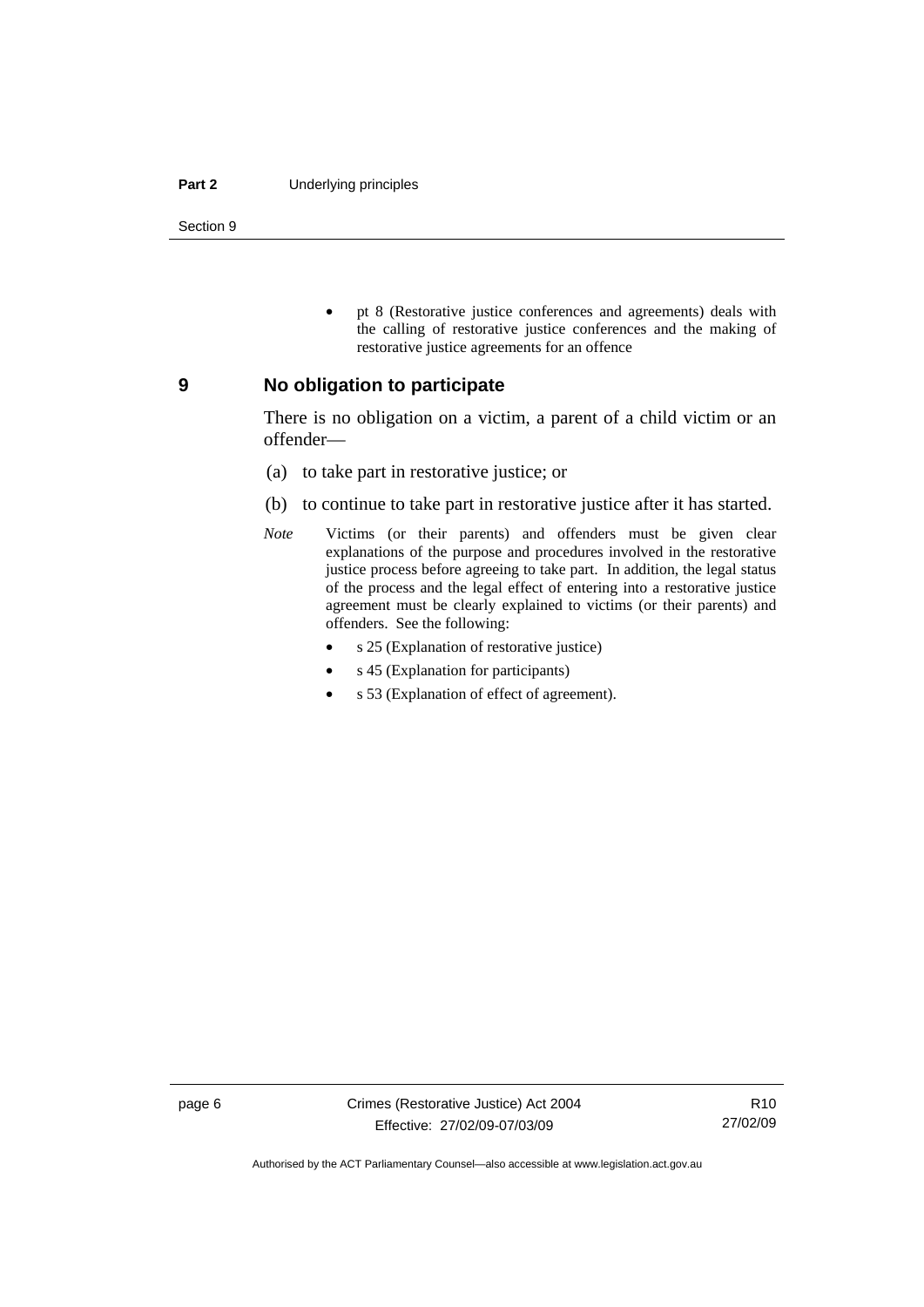- pt 8 (Restorative justice conferences and agreements) deals with the calling of restorative justice conferences and the making of restorative justice agreements for an offence

## 9 No obligation to participate

There is no obligation on a victim, a parent of a child victim or an offender—

(a) to take part in restorative justice; or

(b) to continue to take part in restorative justice after it has started.

*Note* Victims (or their parents) and offenders must be given clear explanations of the purpose and procedures involved in the restorative justice process before agreeing to take part. In addition, the legal status of the process and the legal effect of entering into a restorative justice agreement must be clearly explained to victims (or their parents) and offenders. See the following:

- s 25 (Explanation of restorative justice)
- s 45 (Explanation for participants)
- s 53 (Explanation of effect of agreement).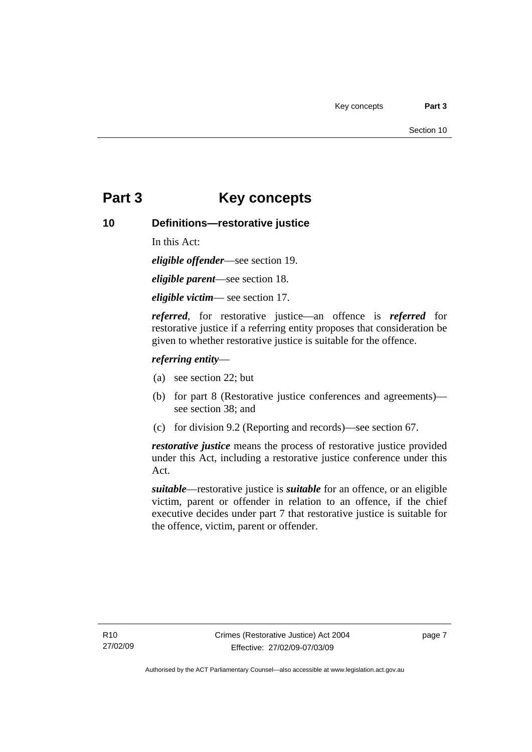# Part 3 Key concepts

## 10 Definitions—restorative justice

In this Act:

***eligible offender***—see section 19.

***eligible parent***—see section 18.

***eligible victim***— see section 17.

***referred***, for restorative justice—an offence is ***referred*** for restorative justice if a referring entity proposes that consideration be given to whether restorative justice is suitable for the offence.

***referring entity***—

(a) see section 22; but

(b) for part 8 (Restorative justice conferences and agreements)—see section 38; and

(c) for division 9.2 (Reporting and records)—see section 67.

***restorative justice*** means the process of restorative justice provided under this Act, including a restorative justice conference under this Act.

***suitable***—restorative justice is ***suitable*** for an offence, or an eligible victim, parent or offender in relation to an offence, if the chief executive decides under part 7 that restorative justice is suitable for the offence, victim, parent or offender.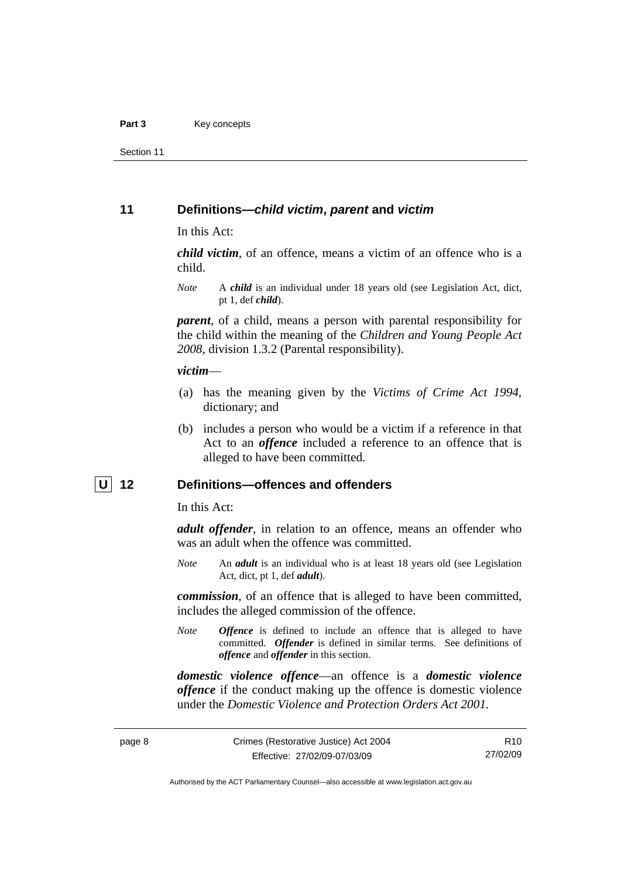## 11 Definitions—*child victim*, *parent* and *victim*

In this Act:

***child victim***, of an offence, means a victim of an offence who is a child.

*Note* A ***child*** is an individual under 18 years old (see Legislation Act, dict, pt 1, def ***child***).

***parent***, of a child, means a person with parental responsibility for the child within the meaning of the *Children and Young People Act 2008*, division 1.3.2 (Parental responsibility).

***victim***—

- (a) has the meaning given by the *Victims of Crime Act 1994*, dictionary; and
- (b) includes a person who would be a victim if a reference in that Act to an ***offence*** included a reference to an offence that is alleged to have been committed.

## U 12 Definitions—offences and offenders

In this Act:

***adult offender***, in relation to an offence, means an offender who was an adult when the offence was committed.

*Note* An ***adult*** is an individual who is at least 18 years old (see Legislation Act, dict, pt 1, def ***adult***).

***commission***, of an offence that is alleged to have been committed, includes the alleged commission of the offence.

*Note* ***Offence*** is defined to include an offence that is alleged to have committed. ***Offender*** is defined in similar terms. See definitions of ***offence*** and ***offender*** in this section.

***domestic violence offence***—an offence is a ***domestic violence offence*** if the conduct making up the offence is domestic violence under the *Domestic Violence and Protection Orders Act 2001*.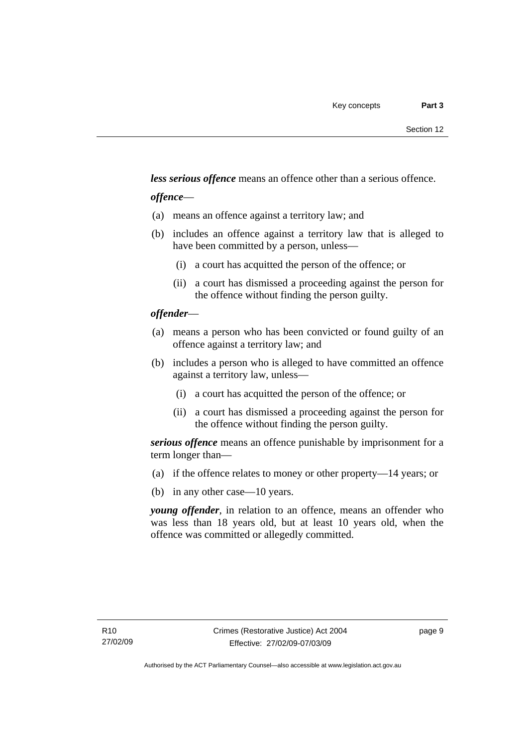***less serious offence*** means an offence other than a serious offence.

***offence***—

(a) means an offence against a territory law; and

(b) includes an offence against a territory law that is alleged to have been committed by a person, unless—

   (i) a court has acquitted the person of the offence; or

   (ii) a court has dismissed a proceeding against the person for the offence without finding the person guilty.

***offender***—

(a) means a person who has been convicted or found guilty of an offence against a territory law; and

(b) includes a person who is alleged to have committed an offence against a territory law, unless—

   (i) a court has acquitted the person of the offence; or

   (ii) a court has dismissed a proceeding against the person for the offence without finding the person guilty.

***serious offence*** means an offence punishable by imprisonment for a term longer than—

(a) if the offence relates to money or other property—14 years; or

(b) in any other case—10 years.

***young offender***, in relation to an offence, means an offender who was less than 18 years old, but at least 10 years old, when the offence was committed or allegedly committed.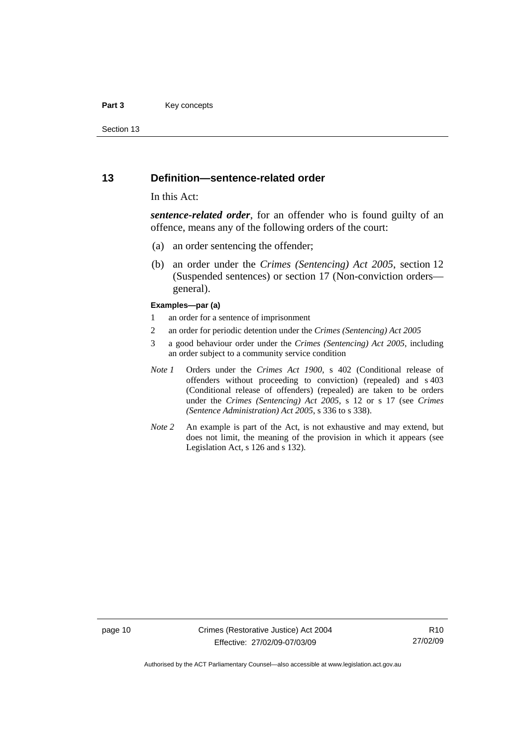## 13 Definition—sentence-related order

In this Act:

***sentence-related order***, for an offender who is found guilty of an offence, means any of the following orders of the court:

(a) an order sentencing the offender;

(b) an order under the *Crimes (Sentencing) Act 2005*, section 12 (Suspended sentences) or section 17 (Non-conviction orders—general).

**Examples—par (a)**

1 an order for a sentence of imprisonment

2 an order for periodic detention under the *Crimes (Sentencing) Act 2005*

3 a good behaviour order under the *Crimes (Sentencing) Act 2005*, including an order subject to a community service condition

*Note 1* Orders under the *Crimes Act 1900*, s 402 (Conditional release of offenders without proceeding to conviction) (repealed) and s 403 (Conditional release of offenders) (repealed) are taken to be orders under the *Crimes (Sentencing) Act 2005*, s 12 or s 17 (see *Crimes (Sentence Administration) Act 2005*, s 336 to s 338).

*Note 2* An example is part of the Act, is not exhaustive and may extend, but does not limit, the meaning of the provision in which it appears (see Legislation Act, s 126 and s 132).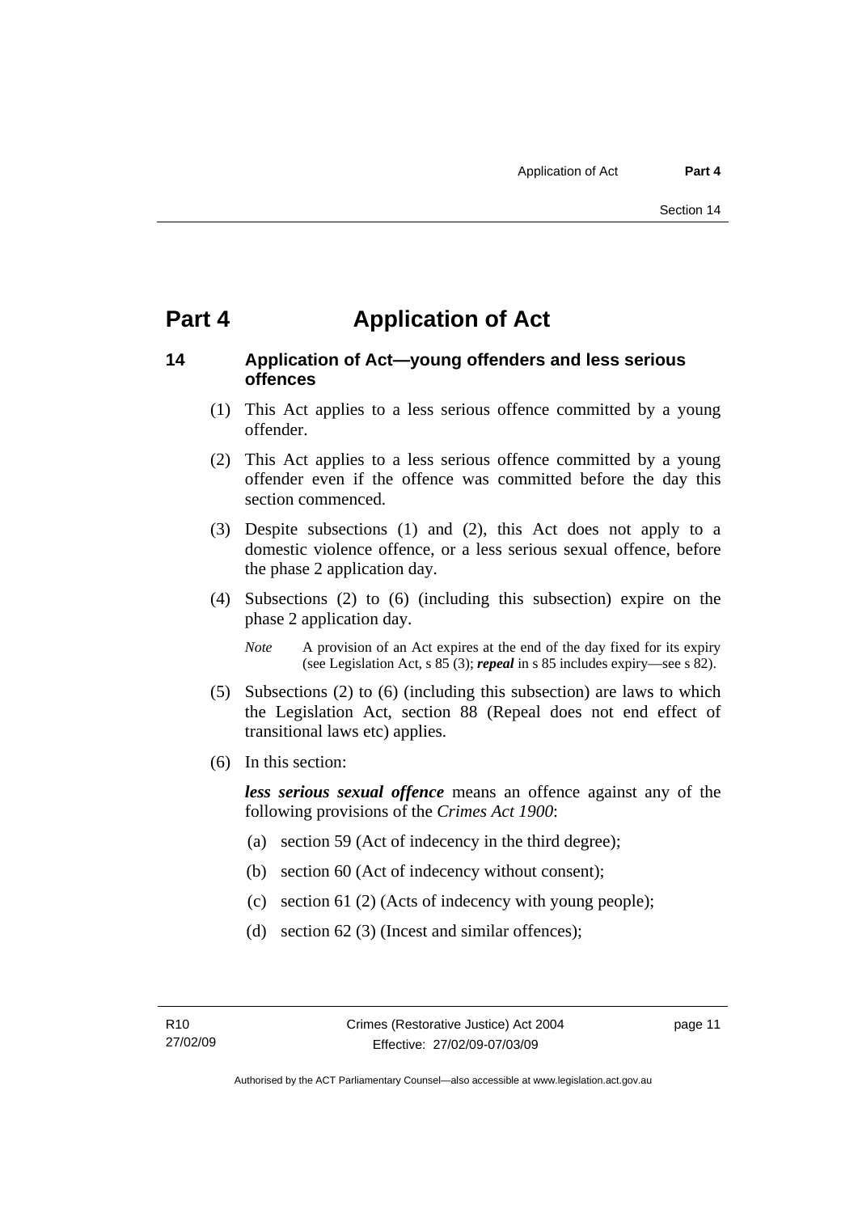# Part 4 Application of Act

## 14 Application of Act—young offenders and less serious offences

(1) This Act applies to a less serious offence committed by a young offender.

(2) This Act applies to a less serious offence committed by a young offender even if the offence was committed before the day this section commenced.

(3) Despite subsections (1) and (2), this Act does not apply to a domestic violence offence, or a less serious sexual offence, before the phase 2 application day.

(4) Subsections (2) to (6) (including this subsection) expire on the phase 2 application day.

*Note* A provision of an Act expires at the end of the day fixed for its expiry (see Legislation Act, s 85 (3); ***repeal*** in s 85 includes expiry—see s 82).

(5) Subsections (2) to (6) (including this subsection) are laws to which the Legislation Act, section 88 (Repeal does not end effect of transitional laws etc) applies.

(6) In this section:

***less serious sexual offence*** means an offence against any of the following provisions of the *Crimes Act 1900*:

(a) section 59 (Act of indecency in the third degree);

(b) section 60 (Act of indecency without consent);

(c) section 61 (2) (Acts of indecency with young people);

(d) section 62 (3) (Incest and similar offences);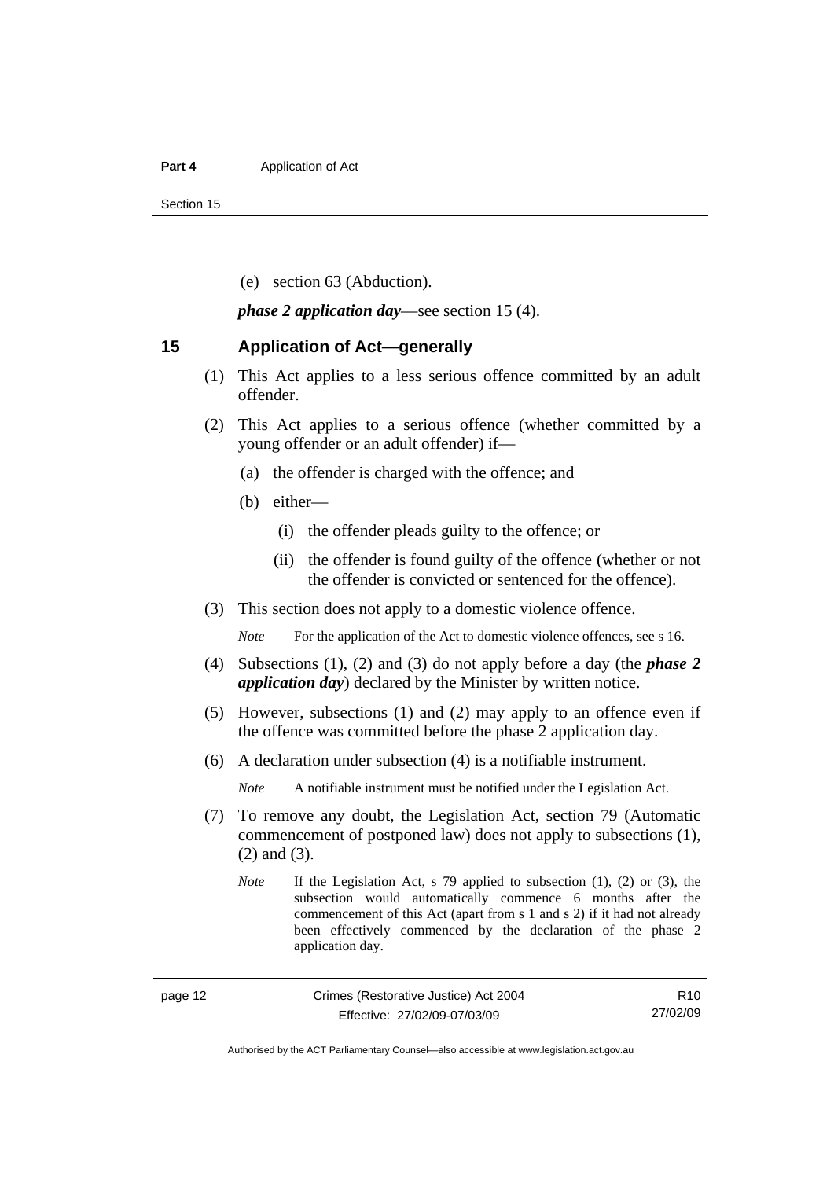(e) section 63 (Abduction).

***phase 2 application day***—see section 15 (4).

## 15 Application of Act—generally

(1) This Act applies to a less serious offence committed by an adult offender.

(2) This Act applies to a serious offence (whether committed by a young offender or an adult offender) if—

(a) the offender is charged with the offence; and

(b) either—

(i) the offender pleads guilty to the offence; or

(ii) the offender is found guilty of the offence (whether or not the offender is convicted or sentenced for the offence).

(3) This section does not apply to a domestic violence offence.

*Note* For the application of the Act to domestic violence offences, see s 16.

(4) Subsections (1), (2) and (3) do not apply before a day (the ***phase 2 application day***) declared by the Minister by written notice.

(5) However, subsections (1) and (2) may apply to an offence even if the offence was committed before the phase 2 application day.

(6) A declaration under subsection (4) is a notifiable instrument.

*Note* A notifiable instrument must be notified under the Legislation Act.

(7) To remove any doubt, the Legislation Act, section 79 (Automatic commencement of postponed law) does not apply to subsections (1), (2) and (3).

*Note* If the Legislation Act, s 79 applied to subsection (1), (2) or (3), the subsection would automatically commence 6 months after the commencement of this Act (apart from s 1 and s 2) if it had not already been effectively commenced by the declaration of the phase 2 application day.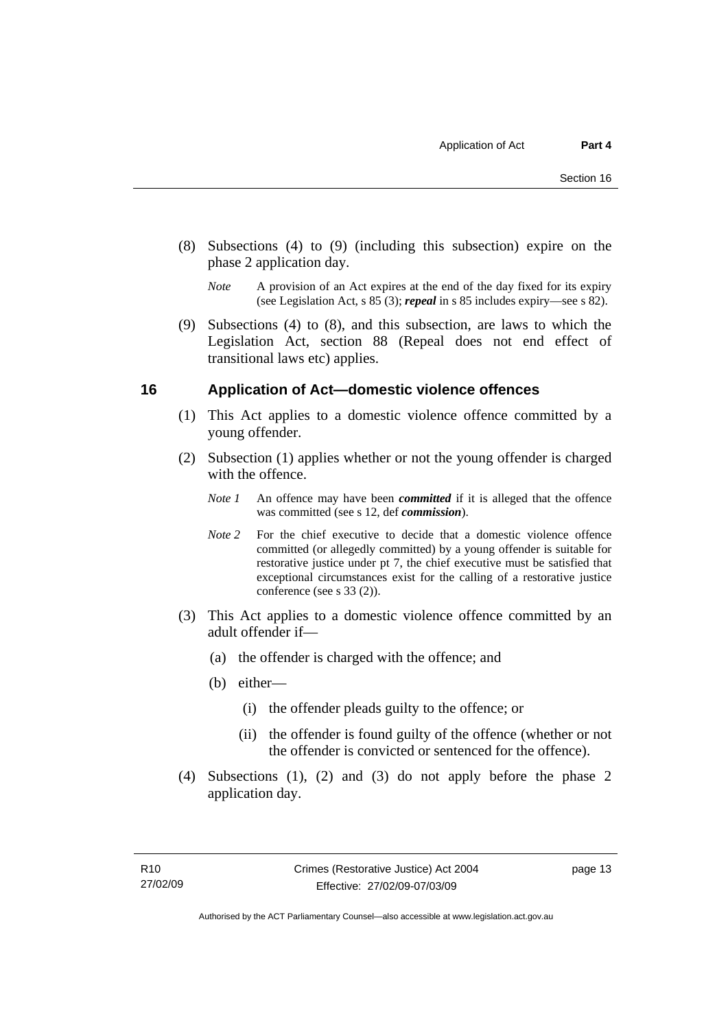(8) Subsections (4) to (9) (including this subsection) expire on the phase 2 application day.

*Note* A provision of an Act expires at the end of the day fixed for its expiry (see Legislation Act, s 85 (3); ***repeal*** in s 85 includes expiry—see s 82).

(9) Subsections (4) to (8), and this subsection, are laws to which the Legislation Act, section 88 (Repeal does not end effect of transitional laws etc) applies.

## 16 Application of Act—domestic violence offences

(1) This Act applies to a domestic violence offence committed by a young offender.

(2) Subsection (1) applies whether or not the young offender is charged with the offence.

*Note 1* An offence may have been ***committed*** if it is alleged that the offence was committed (see s 12, def ***commission***).

*Note 2* For the chief executive to decide that a domestic violence offence committed (or allegedly committed) by a young offender is suitable for restorative justice under pt 7, the chief executive must be satisfied that exceptional circumstances exist for the calling of a restorative justice conference (see s 33 (2)).

(3) This Act applies to a domestic violence offence committed by an adult offender if—

(a) the offender is charged with the offence; and

(b) either—

(i) the offender pleads guilty to the offence; or

(ii) the offender is found guilty of the offence (whether or not the offender is convicted or sentenced for the offence).

(4) Subsections (1), (2) and (3) do not apply before the phase 2 application day.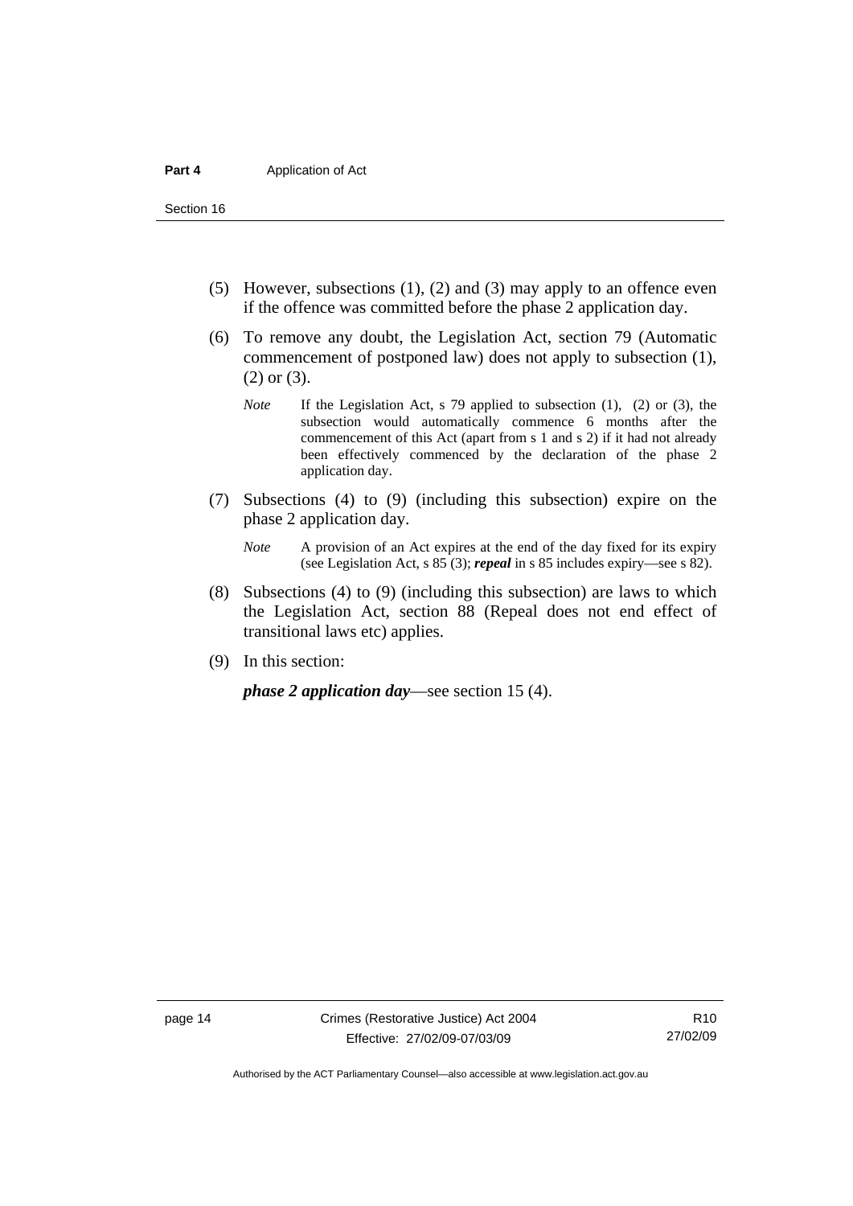(5) However, subsections (1), (2) and (3) may apply to an offence even if the offence was committed before the phase 2 application day.

(6) To remove any doubt, the Legislation Act, section 79 (Automatic commencement of postponed law) does not apply to subsection (1), (2) or (3).

*Note* If the Legislation Act, s 79 applied to subsection (1), (2) or (3), the subsection would automatically commence 6 months after the commencement of this Act (apart from s 1 and s 2) if it had not already been effectively commenced by the declaration of the phase 2 application day.

(7) Subsections (4) to (9) (including this subsection) expire on the phase 2 application day.

*Note* A provision of an Act expires at the end of the day fixed for its expiry (see Legislation Act, s 85 (3); ***repeal*** in s 85 includes expiry—see s 82).

(8) Subsections (4) to (9) (including this subsection) are laws to which the Legislation Act, section 88 (Repeal does not end effect of transitional laws etc) applies.

(9) In this section:

***phase 2 application day***—see section 15 (4).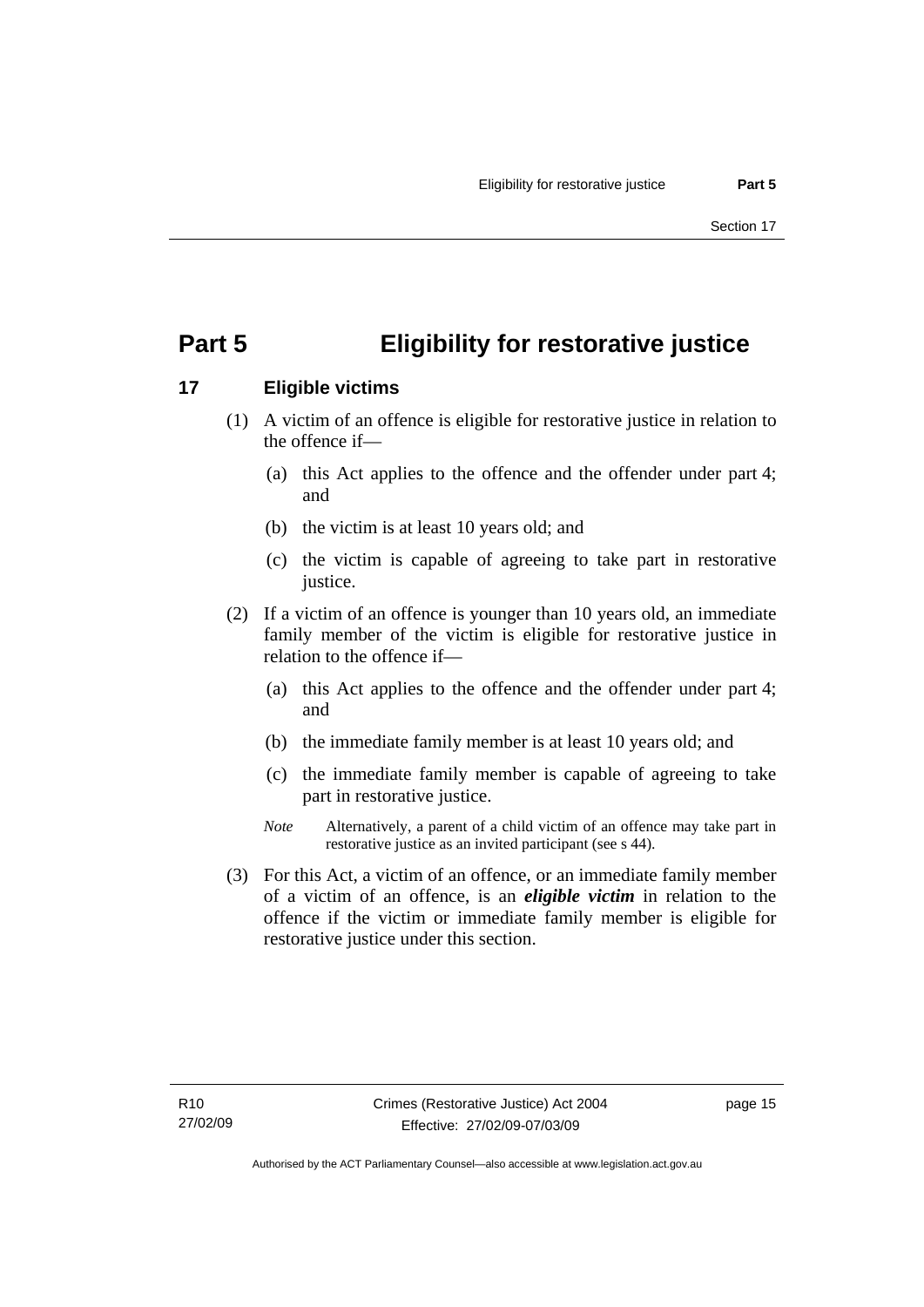# Part 5 Eligibility for restorative justice

## 17 Eligible victims

(1) A victim of an offence is eligible for restorative justice in relation to the offence if—

(a) this Act applies to the offence and the offender under part 4; and

(b) the victim is at least 10 years old; and

(c) the victim is capable of agreeing to take part in restorative justice.

(2) If a victim of an offence is younger than 10 years old, an immediate family member of the victim is eligible for restorative justice in relation to the offence if—

(a) this Act applies to the offence and the offender under part 4; and

(b) the immediate family member is at least 10 years old; and

(c) the immediate family member is capable of agreeing to take part in restorative justice.

*Note* Alternatively, a parent of a child victim of an offence may take part in restorative justice as an invited participant (see s 44).

(3) For this Act, a victim of an offence, or an immediate family member of a victim of an offence, is an ***eligible victim*** in relation to the offence if the victim or immediate family member is eligible for restorative justice under this section.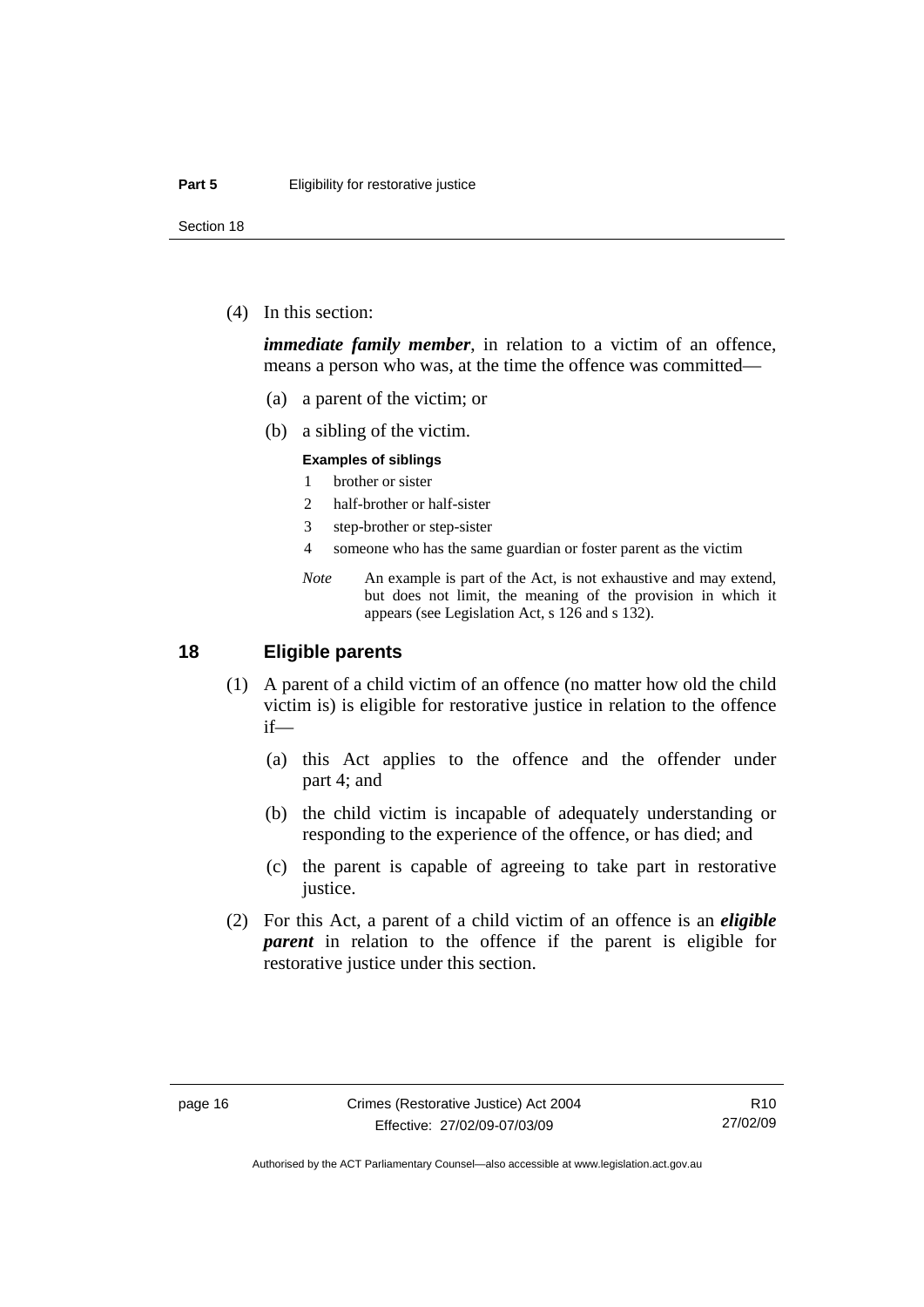(4) In this section:

***immediate family member***, in relation to a victim of an offence, means a person who was, at the time the offence was committed—

(a) a parent of the victim; or

(b) a sibling of the victim.

**Examples of siblings**

1 brother or sister

2 half-brother or half-sister

3 step-brother or step-sister

4 someone who has the same guardian or foster parent as the victim

*Note* An example is part of the Act, is not exhaustive and may extend, but does not limit, the meaning of the provision in which it appears (see Legislation Act, s 126 and s 132).

## 18 Eligible parents

(1) A parent of a child victim of an offence (no matter how old the child victim is) is eligible for restorative justice in relation to the offence if—

(a) this Act applies to the offence and the offender under part 4; and

(b) the child victim is incapable of adequately understanding or responding to the experience of the offence, or has died; and

(c) the parent is capable of agreeing to take part in restorative justice.

(2) For this Act, a parent of a child victim of an offence is an ***eligible parent*** in relation to the offence if the parent is eligible for restorative justice under this section.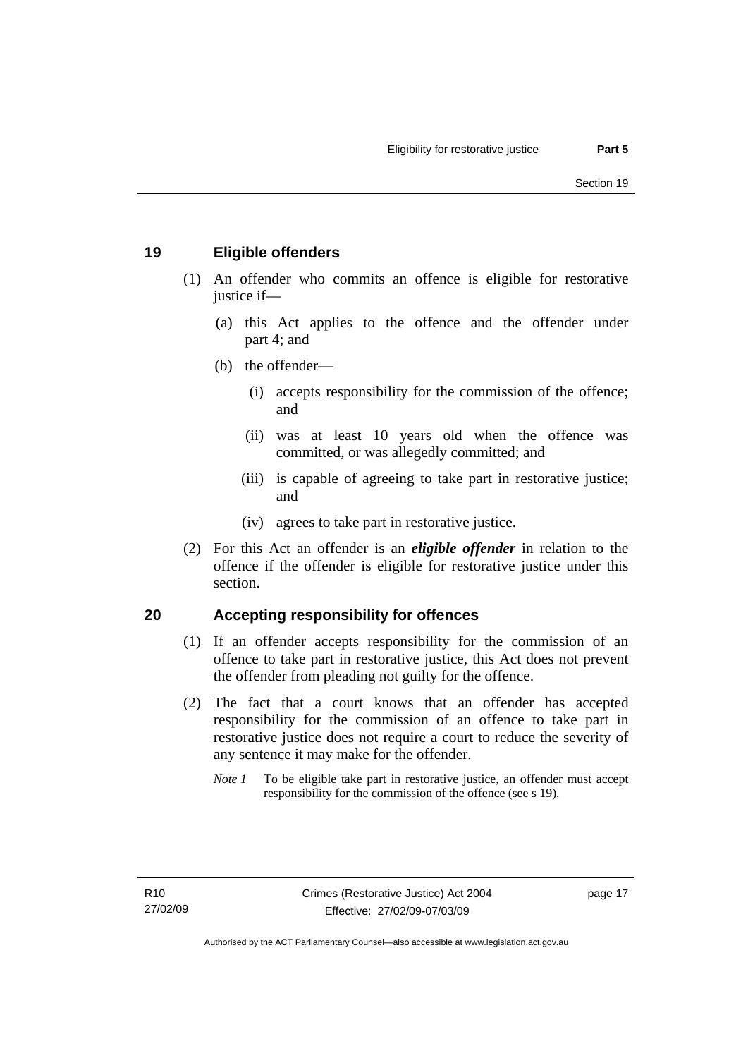## 19 Eligible offenders

(1) An offender who commits an offence is eligible for restorative justice if—

(a) this Act applies to the offence and the offender under part 4; and

(b) the offender—

(i) accepts responsibility for the commission of the offence; and

(ii) was at least 10 years old when the offence was committed, or was allegedly committed; and

(iii) is capable of agreeing to take part in restorative justice; and

(iv) agrees to take part in restorative justice.

(2) For this Act an offender is an ***eligible offender*** in relation to the offence if the offender is eligible for restorative justice under this section.

## 20 Accepting responsibility for offences

(1) If an offender accepts responsibility for the commission of an offence to take part in restorative justice, this Act does not prevent the offender from pleading not guilty for the offence.

(2) The fact that a court knows that an offender has accepted responsibility for the commission of an offence to take part in restorative justice does not require a court to reduce the severity of any sentence it may make for the offender.

*Note 1* To be eligible take part in restorative justice, an offender must accept responsibility for the commission of the offence (see s 19).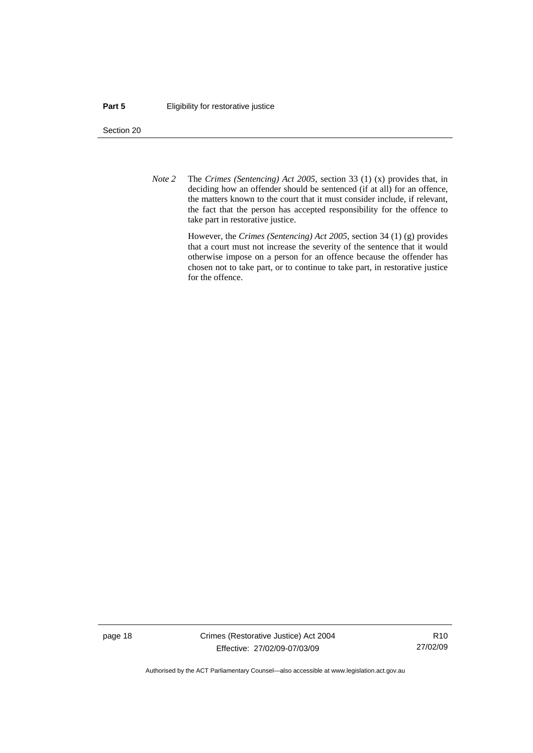*Note 2* The *Crimes (Sentencing) Act 2005*, section 33 (1) (x) provides that, in deciding how an offender should be sentenced (if at all) for an offence, the matters known to the court that it must consider include, if relevant, the fact that the person has accepted responsibility for the offence to take part in restorative justice.

However, the *Crimes (Sentencing) Act 2005*, section 34 (1) (g) provides that a court must not increase the severity of the sentence that it would otherwise impose on a person for an offence because the offender has chosen not to take part, or to continue to take part, in restorative justice for the offence.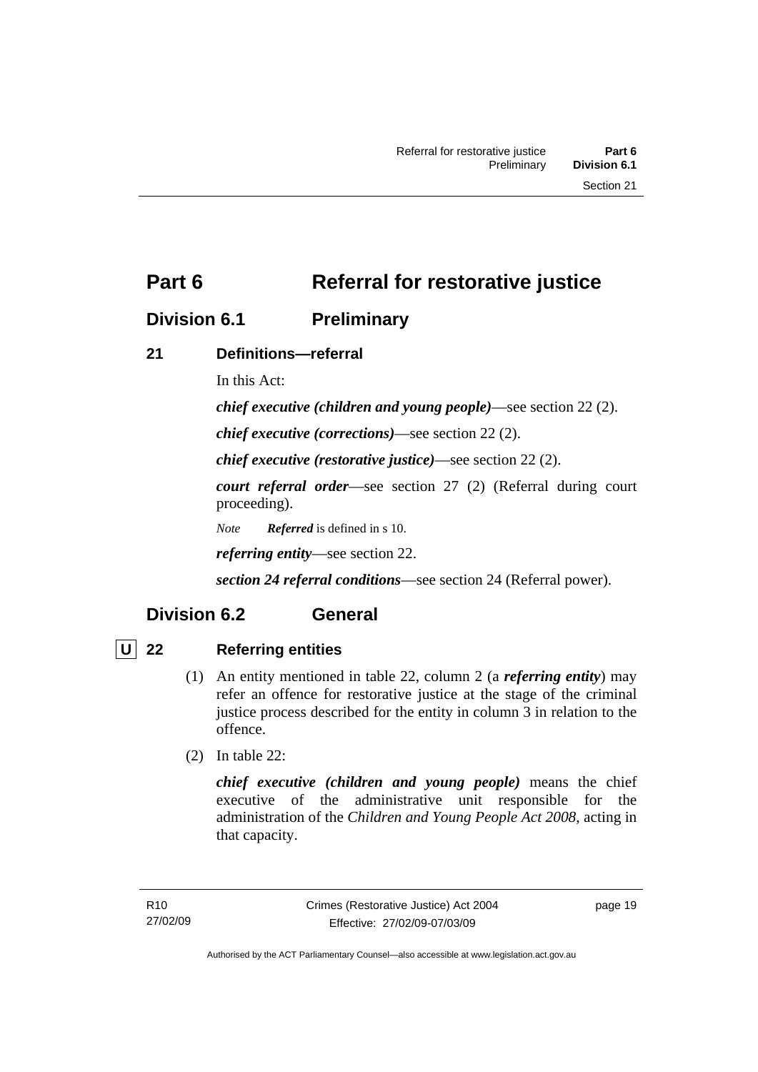# Part 6 Referral for restorative justice

## Division 6.1 Preliminary

### 21 Definitions—referral

In this Act:

***chief executive (children and young people)***—see section 22 (2).

***chief executive (corrections)***—see section 22 (2).

***chief executive (restorative justice)***—see section 22 (2).

***court referral order***—see section 27 (2) (Referral during court proceeding).

*Note* ***Referred*** is defined in s 10.

***referring entity***—see section 22.

***section 24 referral conditions***—see section 24 (Referral power).

## Division 6.2 General

### U 22 Referring entities

(1) An entity mentioned in table 22, column 2 (a ***referring entity***) may refer an offence for restorative justice at the stage of the criminal justice process described for the entity in column 3 in relation to the offence.

(2) In table 22:

***chief executive (children and young people)*** means the chief executive of the administrative unit responsible for the administration of the *Children and Young People Act 2008*, acting in that capacity.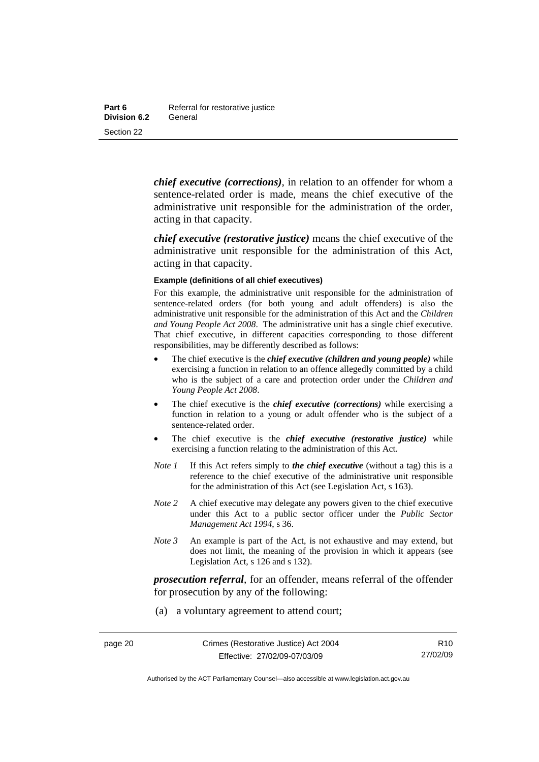***chief executive (corrections)***, in relation to an offender for whom a sentence-related order is made, means the chief executive of the administrative unit responsible for the administration of the order, acting in that capacity.

***chief executive (restorative justice)*** means the chief executive of the administrative unit responsible for the administration of this Act, acting in that capacity.

**Example (definitions of all chief executives)**

For this example, the administrative unit responsible for the administration of sentence-related orders (for both young and adult offenders) is also the administrative unit responsible for the administration of this Act and the *Children and Young People Act 2008*. The administrative unit has a single chief executive. That chief executive, in different capacities corresponding to those different responsibilities, may be differently described as follows:

- The chief executive is the ***chief executive (children and young people)*** while exercising a function in relation to an offence allegedly committed by a child who is the subject of a care and protection order under the *Children and Young People Act 2008*.
- The chief executive is the ***chief executive (corrections)*** while exercising a function in relation to a young or adult offender who is the subject of a sentence-related order.
- The chief executive is the ***chief executive (restorative justice)*** while exercising a function relating to the administration of this Act.

*Note 1* If this Act refers simply to ***the chief executive*** (without a tag) this is a reference to the chief executive of the administrative unit responsible for the administration of this Act (see Legislation Act, s 163).

*Note 2* A chief executive may delegate any powers given to the chief executive under this Act to a public sector officer under the *Public Sector Management Act 1994*, s 36.

*Note 3* An example is part of the Act, is not exhaustive and may extend, but does not limit, the meaning of the provision in which it appears (see Legislation Act, s 126 and s 132).

***prosecution referral***, for an offender, means referral of the offender for prosecution by any of the following:

(a) a voluntary agreement to attend court;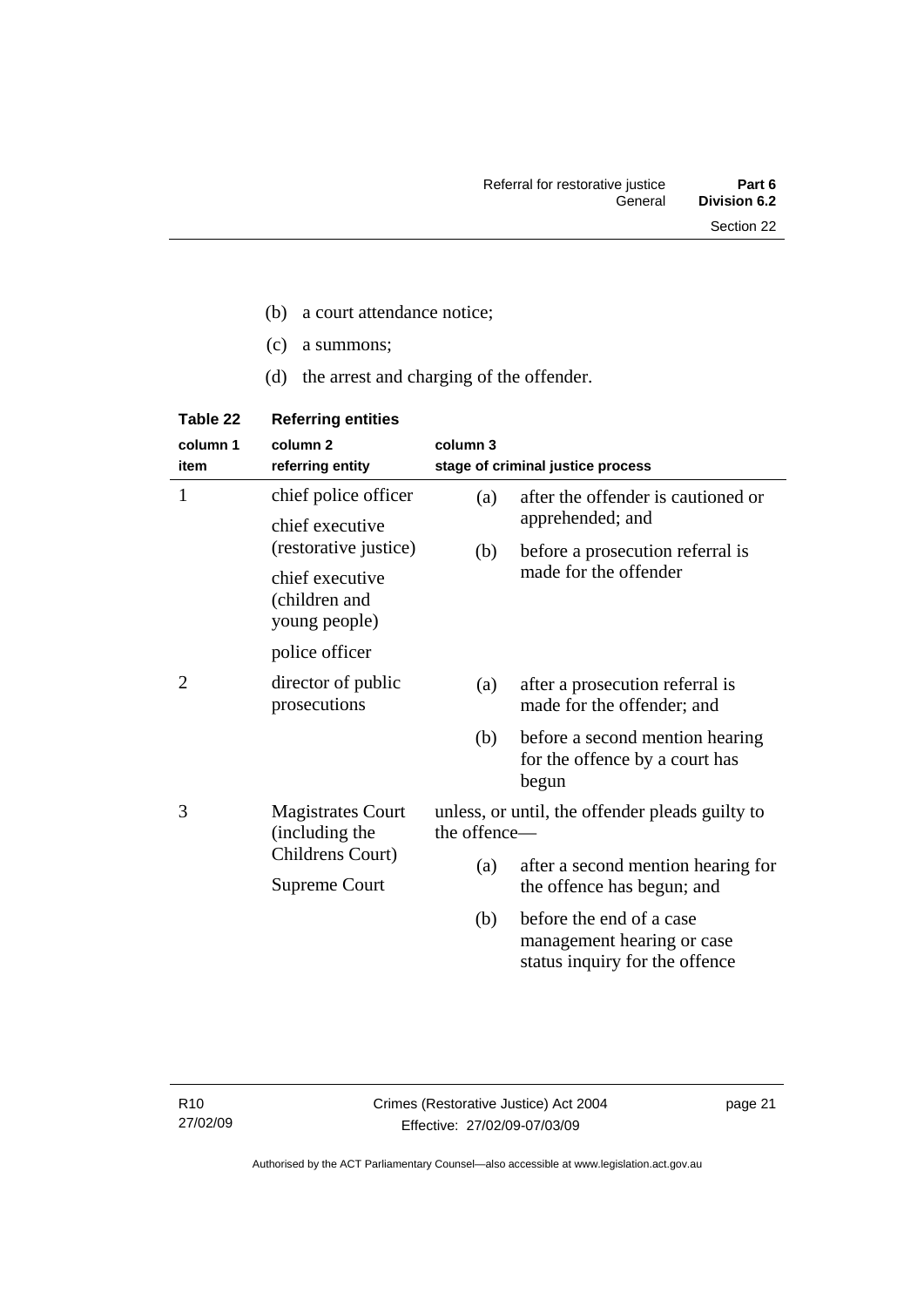(b) a court attendance notice;

(c) a summons;

(d) the arrest and charging of the offender.

**Table 22 Referring entities**

| column 1 item | column 2 referring entity | column 3 stage of criminal justice process |
|---|---|---|
| 1 | chief police officer<br>chief executive (restorative justice)<br>chief executive (children and young people)<br>police officer | (a) after the offender is cautioned or apprehended; and<br>(b) before a prosecution referral is made for the offender |
| 2 | director of public prosecutions | (a) after a prosecution referral is made for the offender; and<br>(b) before a second mention hearing for the offence by a court has begun |
| 3 | Magistrates Court (including the Childrens Court)<br>Supreme Court | unless, or until, the offender pleads guilty to the offence—<br>(a) after a second mention hearing for the offence has begun; and<br>(b) before the end of a case management hearing or case status inquiry for the offence |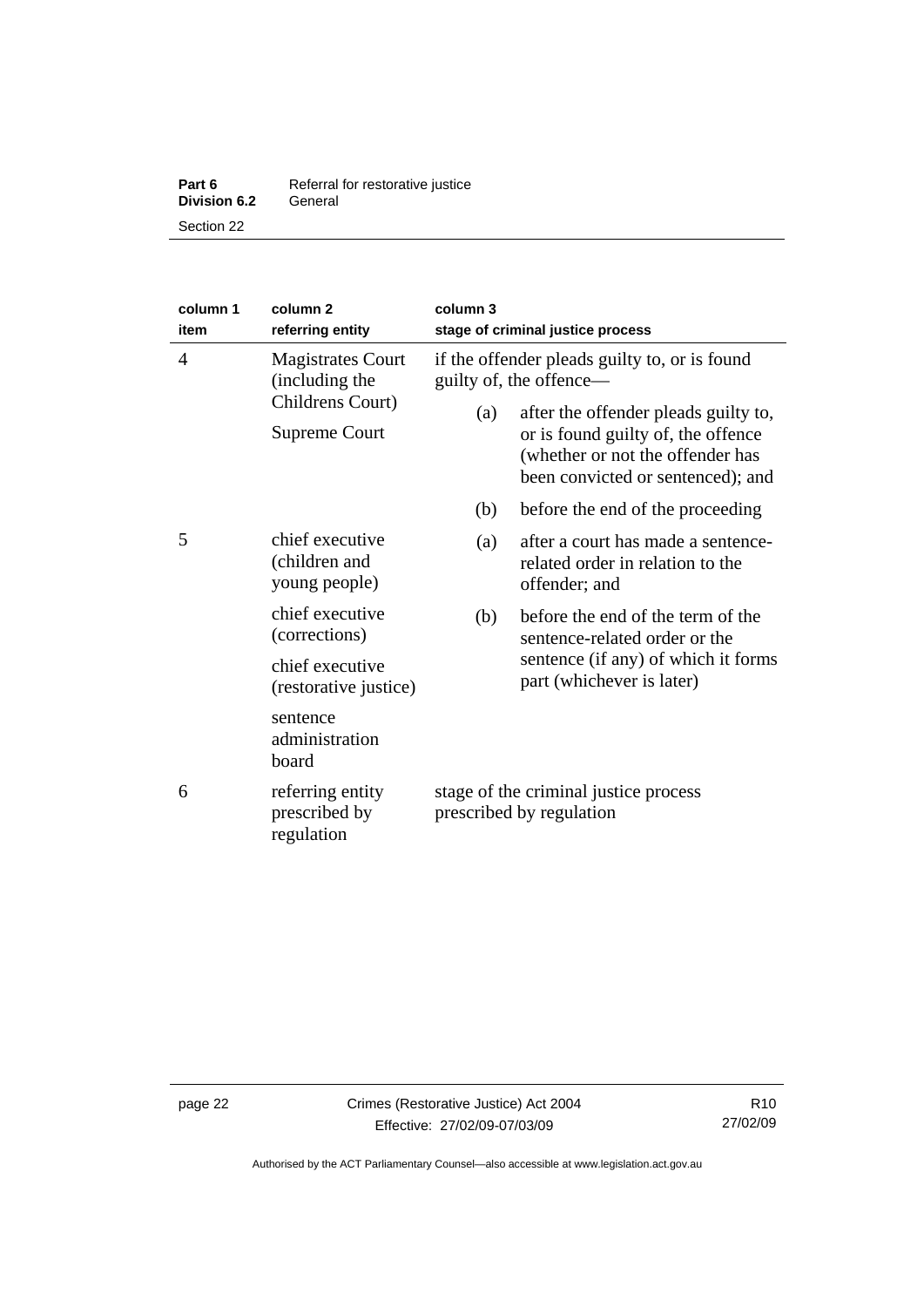| column 1 item | column 2 referring entity | column 3 stage of criminal justice process |
|---|---|---|
| 4 | Magistrates Court (including the Childrens Court)<br>Supreme Court | if the offender pleads guilty to, or is found guilty of, the offence—<br>(a) after the offender pleads guilty to, or is found guilty of, the offence (whether or not the offender has been convicted or sentenced); and<br>(b) before the end of the proceeding |
| 5 | chief executive (children and young people)<br>chief executive (corrections)<br>chief executive (restorative justice)<br>sentence administration board | (a) after a court has made a sentence-related order in relation to the offender; and<br>(b) before the end of the term of the sentence-related order or the sentence (if any) of which it forms part (whichever is later) |
| 6 | referring entity prescribed by regulation | stage of the criminal justice process prescribed by regulation |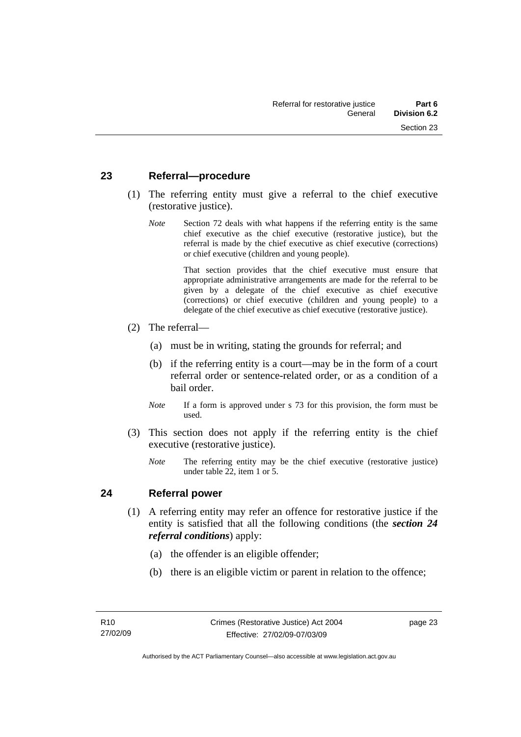## 23 Referral—procedure

(1) The referring entity must give a referral to the chief executive (restorative justice).

*Note* Section 72 deals with what happens if the referring entity is the same chief executive as the chief executive (restorative justice), but the referral is made by the chief executive as chief executive (corrections) or chief executive (children and young people).

That section provides that the chief executive must ensure that appropriate administrative arrangements are made for the referral to be given by a delegate of the chief executive as chief executive (corrections) or chief executive (children and young people) to a delegate of the chief executive as chief executive (restorative justice).

(2) The referral—

(a) must be in writing, stating the grounds for referral; and

(b) if the referring entity is a court—may be in the form of a court referral order or sentence-related order, or as a condition of a bail order.

*Note* If a form is approved under s 73 for this provision, the form must be used.

(3) This section does not apply if the referring entity is the chief executive (restorative justice).

*Note* The referring entity may be the chief executive (restorative justice) under table 22, item 1 or 5.

## 24 Referral power

(1) A referring entity may refer an offence for restorative justice if the entity is satisfied that all the following conditions (the ***section 24 referral conditions***) apply:

(a) the offender is an eligible offender;

(b) there is an eligible victim or parent in relation to the offence;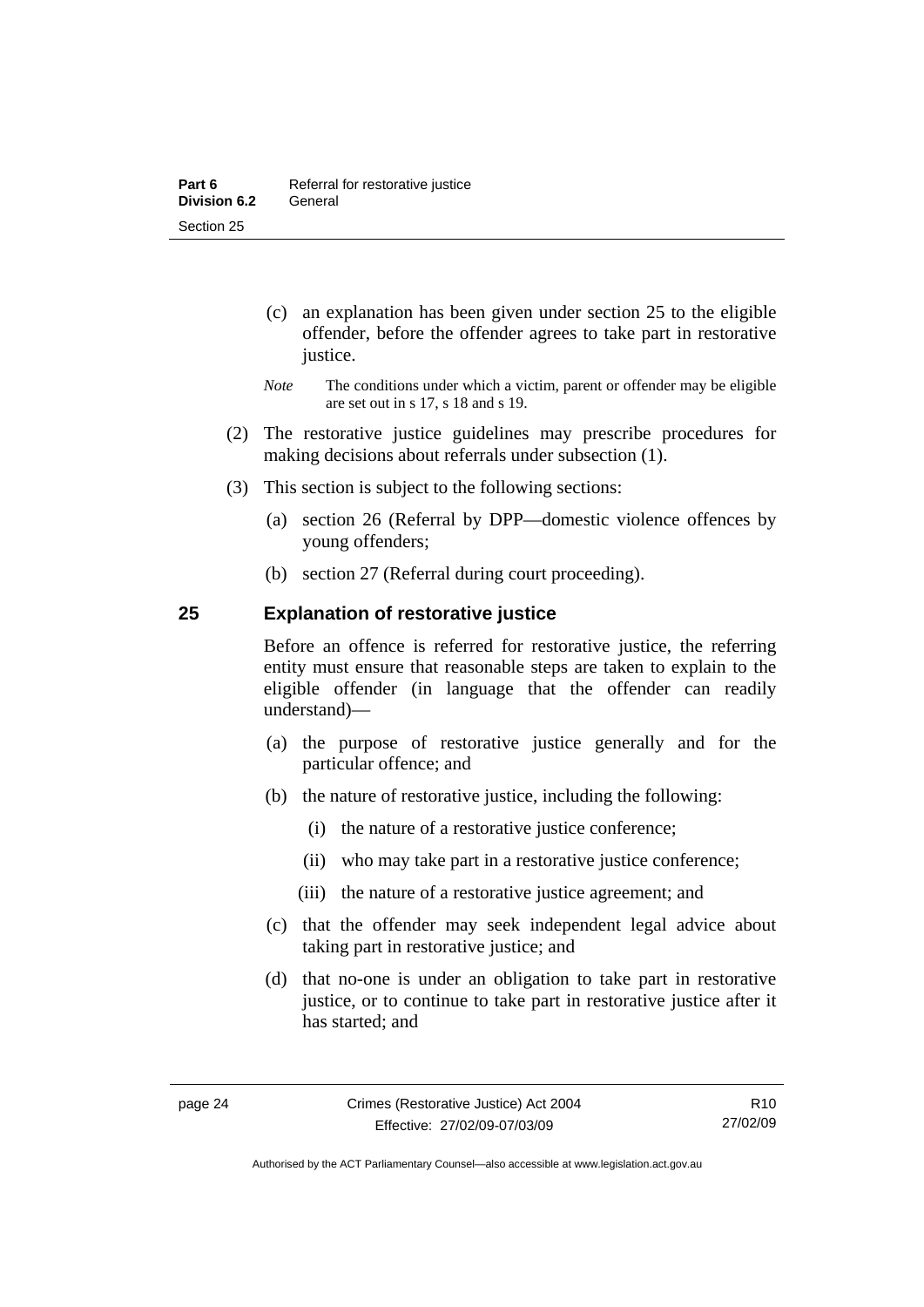(c) an explanation has been given under section 25 to the eligible offender, before the offender agrees to take part in restorative justice.

*Note* The conditions under which a victim, parent or offender may be eligible are set out in s 17, s 18 and s 19.

(2) The restorative justice guidelines may prescribe procedures for making decisions about referrals under subsection (1).

(3) This section is subject to the following sections:

(a) section 26 (Referral by DPP—domestic violence offences by young offenders;

(b) section 27 (Referral during court proceeding).

## 25 Explanation of restorative justice

Before an offence is referred for restorative justice, the referring entity must ensure that reasonable steps are taken to explain to the eligible offender (in language that the offender can readily understand)—

(a) the purpose of restorative justice generally and for the particular offence; and

(b) the nature of restorative justice, including the following:

(i) the nature of a restorative justice conference;

(ii) who may take part in a restorative justice conference;

(iii) the nature of a restorative justice agreement; and

(c) that the offender may seek independent legal advice about taking part in restorative justice; and

(d) that no-one is under an obligation to take part in restorative justice, or to continue to take part in restorative justice after it has started; and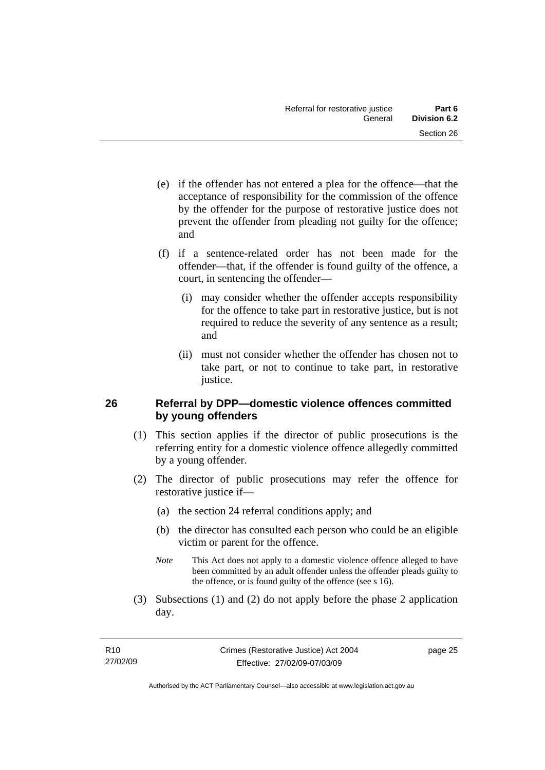(e) if the offender has not entered a plea for the offence—that the acceptance of responsibility for the commission of the offence by the offender for the purpose of restorative justice does not prevent the offender from pleading not guilty for the offence; and

(f) if a sentence-related order has not been made for the offender—that, if the offender is found guilty of the offence, a court, in sentencing the offender—

(i) may consider whether the offender accepts responsibility for the offence to take part in restorative justice, but is not required to reduce the severity of any sentence as a result; and

(ii) must not consider whether the offender has chosen not to take part, or not to continue to take part, in restorative justice.

## 26 Referral by DPP—domestic violence offences committed by young offenders

(1) This section applies if the director of public prosecutions is the referring entity for a domestic violence offence allegedly committed by a young offender.

(2) The director of public prosecutions may refer the offence for restorative justice if—

(a) the section 24 referral conditions apply; and

(b) the director has consulted each person who could be an eligible victim or parent for the offence.

*Note* This Act does not apply to a domestic violence offence alleged to have been committed by an adult offender unless the offender pleads guilty to the offence, or is found guilty of the offence (see s 16).

(3) Subsections (1) and (2) do not apply before the phase 2 application day.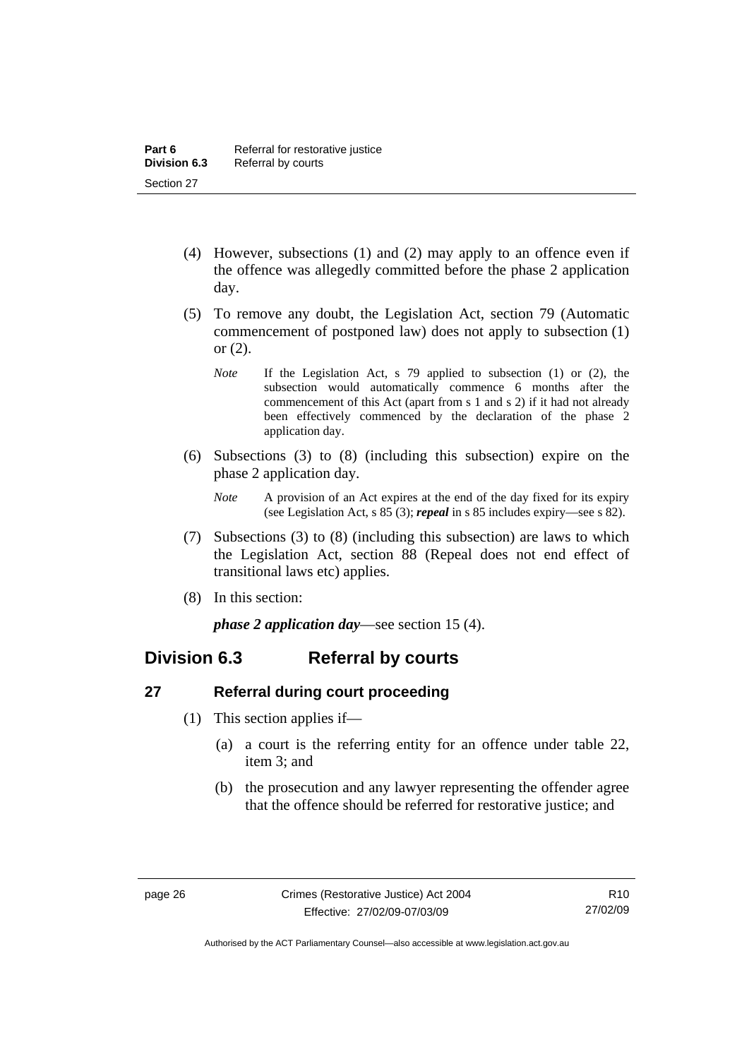(4) However, subsections (1) and (2) may apply to an offence even if the offence was allegedly committed before the phase 2 application day.

(5) To remove any doubt, the Legislation Act, section 79 (Automatic commencement of postponed law) does not apply to subsection (1) or (2).

*Note* If the Legislation Act, s 79 applied to subsection (1) or (2), the subsection would automatically commence 6 months after the commencement of this Act (apart from s 1 and s 2) if it had not already been effectively commenced by the declaration of the phase 2 application day.

(6) Subsections (3) to (8) (including this subsection) expire on the phase 2 application day.

*Note* A provision of an Act expires at the end of the day fixed for its expiry (see Legislation Act, s 85 (3); ***repeal*** in s 85 includes expiry—see s 82).

(7) Subsections (3) to (8) (including this subsection) are laws to which the Legislation Act, section 88 (Repeal does not end effect of transitional laws etc) applies.

(8) In this section:

***phase 2 application day***—see section 15 (4).

## Division 6.3 Referral by courts

### 27 Referral during court proceeding

(1) This section applies if—

(a) a court is the referring entity for an offence under table 22, item 3; and

(b) the prosecution and any lawyer representing the offender agree that the offence should be referred for restorative justice; and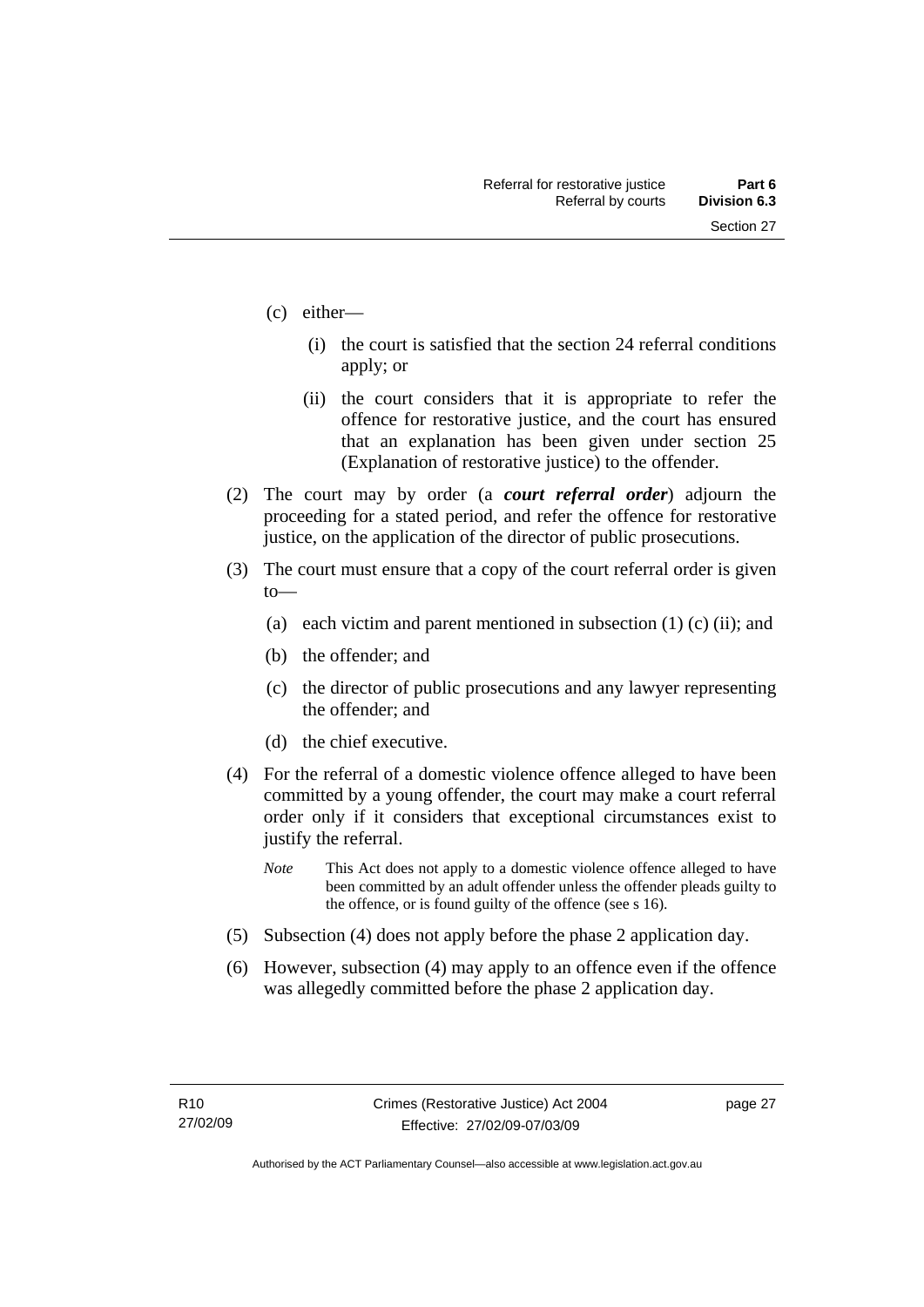(c) either—

(i) the court is satisfied that the section 24 referral conditions apply; or

(ii) the court considers that it is appropriate to refer the offence for restorative justice, and the court has ensured that an explanation has been given under section 25 (Explanation of restorative justice) to the offender.

(2) The court may by order (a ***court referral order***) adjourn the proceeding for a stated period, and refer the offence for restorative justice, on the application of the director of public prosecutions.

(3) The court must ensure that a copy of the court referral order is given to—

(a) each victim and parent mentioned in subsection (1) (c) (ii); and

(b) the offender; and

(c) the director of public prosecutions and any lawyer representing the offender; and

(d) the chief executive.

(4) For the referral of a domestic violence offence alleged to have been committed by a young offender, the court may make a court referral order only if it considers that exceptional circumstances exist to justify the referral.

*Note* This Act does not apply to a domestic violence offence alleged to have been committed by an adult offender unless the offender pleads guilty to the offence, or is found guilty of the offence (see s 16).

(5) Subsection (4) does not apply before the phase 2 application day.

(6) However, subsection (4) may apply to an offence even if the offence was allegedly committed before the phase 2 application day.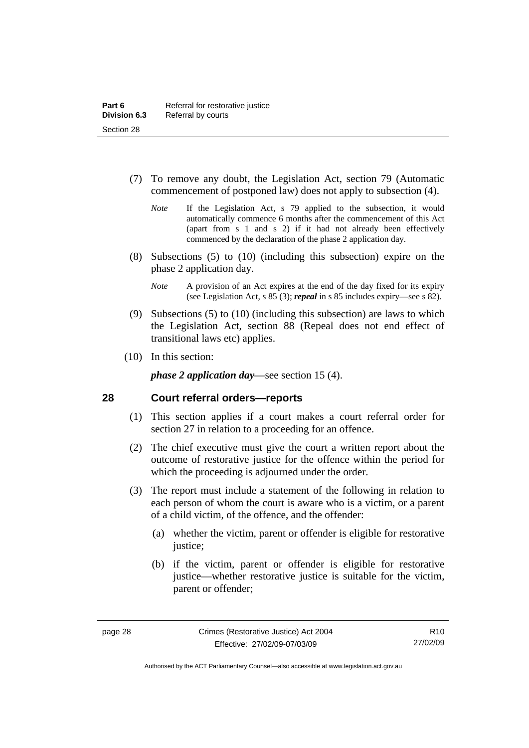(7) To remove any doubt, the Legislation Act, section 79 (Automatic commencement of postponed law) does not apply to subsection (4).

*Note* If the Legislation Act, s 79 applied to the subsection, it would automatically commence 6 months after the commencement of this Act (apart from s 1 and s 2) if it had not already been effectively commenced by the declaration of the phase 2 application day.

(8) Subsections (5) to (10) (including this subsection) expire on the phase 2 application day.

*Note* A provision of an Act expires at the end of the day fixed for its expiry (see Legislation Act, s 85 (3); ***repeal*** in s 85 includes expiry—see s 82).

(9) Subsections (5) to (10) (including this subsection) are laws to which the Legislation Act, section 88 (Repeal does not end effect of transitional laws etc) applies.

(10) In this section:

***phase 2 application day***—see section 15 (4).

## 28 Court referral orders—reports

(1) This section applies if a court makes a court referral order for section 27 in relation to a proceeding for an offence.

(2) The chief executive must give the court a written report about the outcome of restorative justice for the offence within the period for which the proceeding is adjourned under the order.

(3) The report must include a statement of the following in relation to each person of whom the court is aware who is a victim, or a parent of a child victim, of the offence, and the offender:

(a) whether the victim, parent or offender is eligible for restorative justice;

(b) if the victim, parent or offender is eligible for restorative justice—whether restorative justice is suitable for the victim, parent or offender;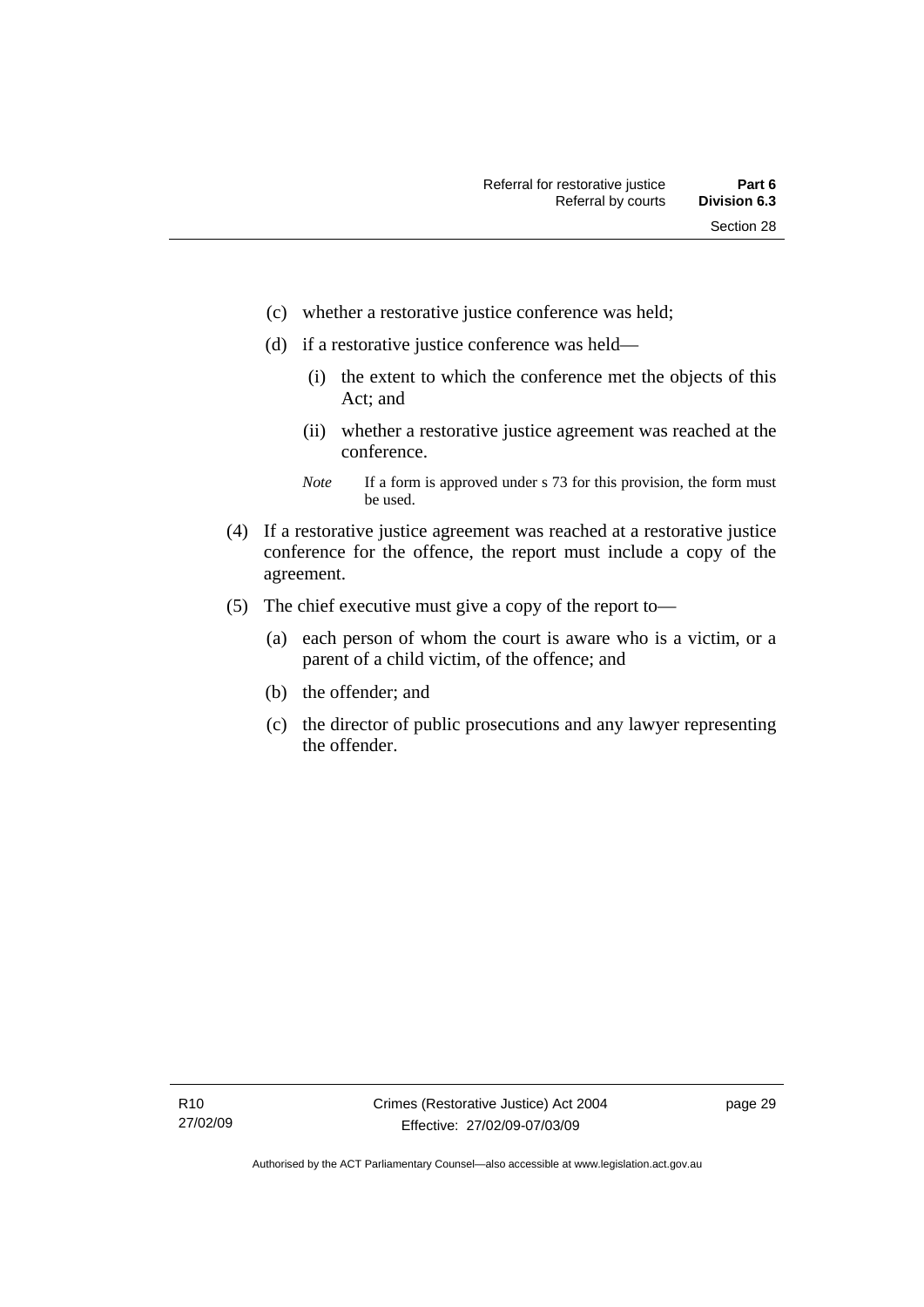(c) whether a restorative justice conference was held;

(d) if a restorative justice conference was held—

(i) the extent to which the conference met the objects of this Act; and

(ii) whether a restorative justice agreement was reached at the conference.

*Note* If a form is approved under s 73 for this provision, the form must be used.

(4) If a restorative justice agreement was reached at a restorative justice conference for the offence, the report must include a copy of the agreement.

(5) The chief executive must give a copy of the report to—

(a) each person of whom the court is aware who is a victim, or a parent of a child victim, of the offence; and

(b) the offender; and

(c) the director of public prosecutions and any lawyer representing the offender.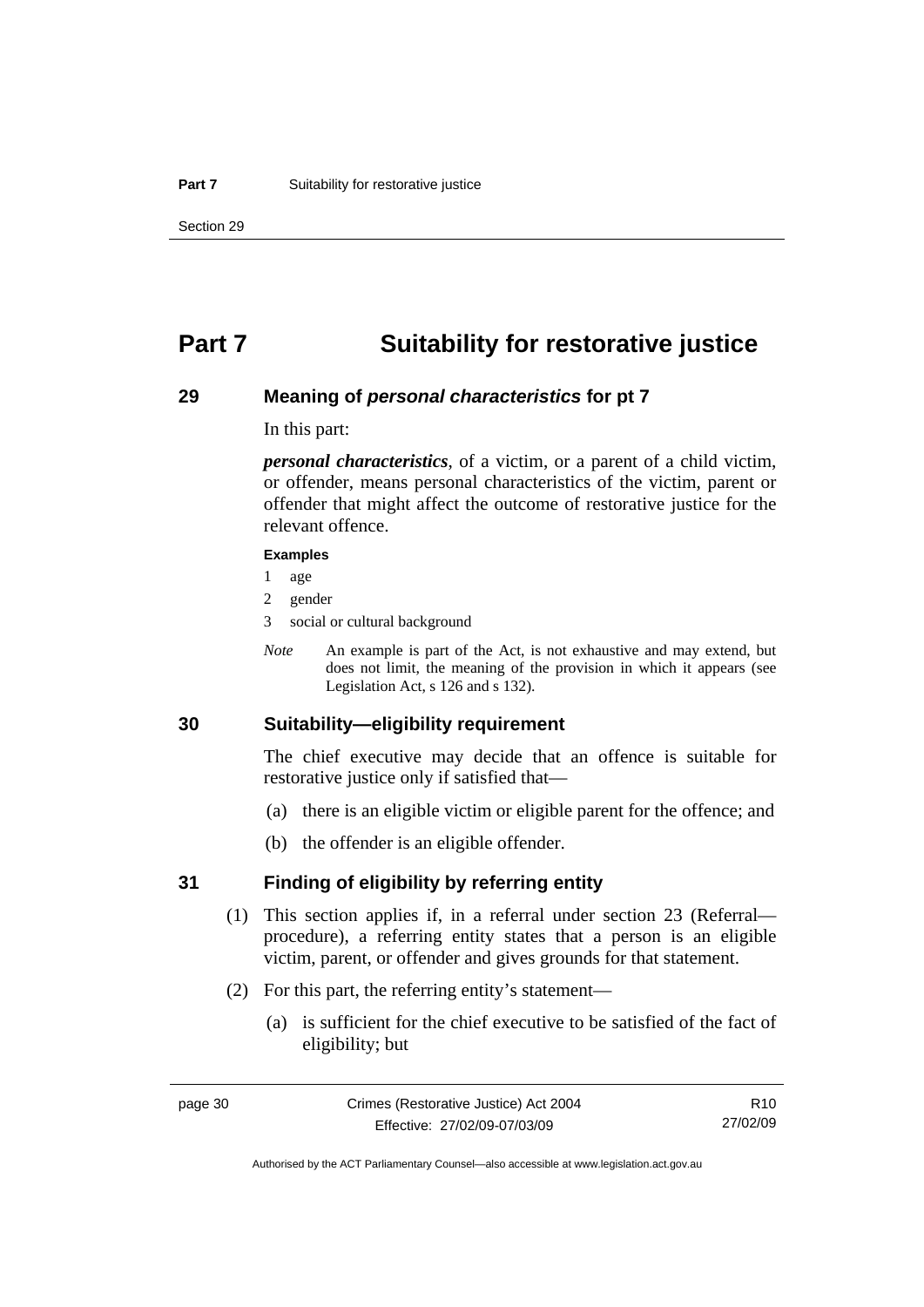# Part 7 Suitability for restorative justice

## 29 Meaning of *personal characteristics* for pt 7

In this part:

***personal characteristics***, of a victim, or a parent of a child victim, or offender, means personal characteristics of the victim, parent or offender that might affect the outcome of restorative justice for the relevant offence.

**Examples**

1 age

2 gender

3 social or cultural background

*Note* An example is part of the Act, is not exhaustive and may extend, but does not limit, the meaning of the provision in which it appears (see Legislation Act, s 126 and s 132).

## 30 Suitability—eligibility requirement

The chief executive may decide that an offence is suitable for restorative justice only if satisfied that—

(a) there is an eligible victim or eligible parent for the offence; and

(b) the offender is an eligible offender.

## 31 Finding of eligibility by referring entity

(1) This section applies if, in a referral under section 23 (Referral—procedure), a referring entity states that a person is an eligible victim, parent, or offender and gives grounds for that statement.

(2) For this part, the referring entity's statement—

(a) is sufficient for the chief executive to be satisfied of the fact of eligibility; but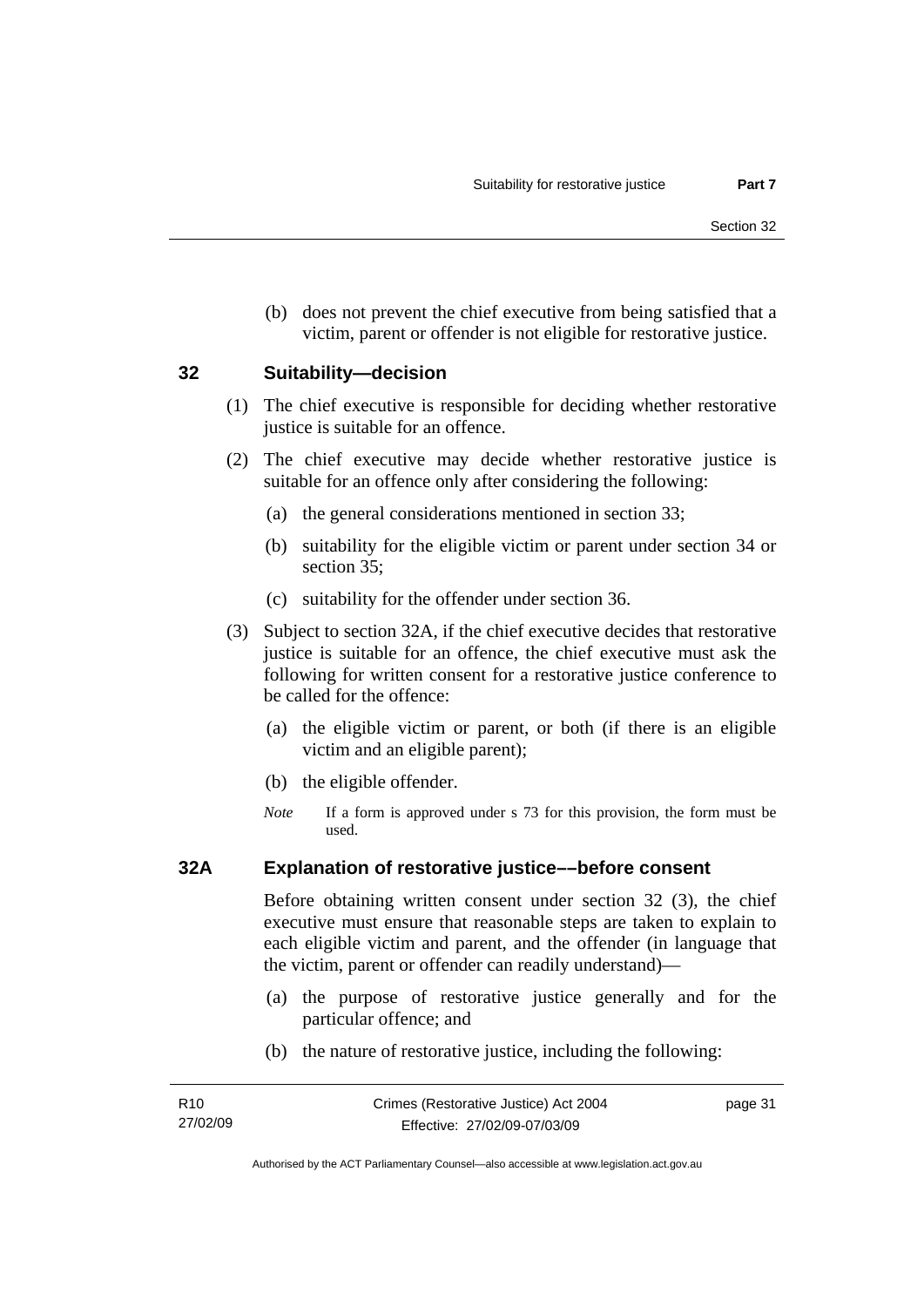(b) does not prevent the chief executive from being satisfied that a victim, parent or offender is not eligible for restorative justice.

## 32 Suitability—decision

(1) The chief executive is responsible for deciding whether restorative justice is suitable for an offence.

(2) The chief executive may decide whether restorative justice is suitable for an offence only after considering the following:

(a) the general considerations mentioned in section 33;

(b) suitability for the eligible victim or parent under section 34 or section 35;

(c) suitability for the offender under section 36.

(3) Subject to section 32A, if the chief executive decides that restorative justice is suitable for an offence, the chief executive must ask the following for written consent for a restorative justice conference to be called for the offence:

(a) the eligible victim or parent, or both (if there is an eligible victim and an eligible parent);

(b) the eligible offender.

*Note* If a form is approved under s 73 for this provision, the form must be used.

## 32A Explanation of restorative justice––before consent

Before obtaining written consent under section 32 (3), the chief executive must ensure that reasonable steps are taken to explain to each eligible victim and parent, and the offender (in language that the victim, parent or offender can readily understand)—

(a) the purpose of restorative justice generally and for the particular offence; and

(b) the nature of restorative justice, including the following: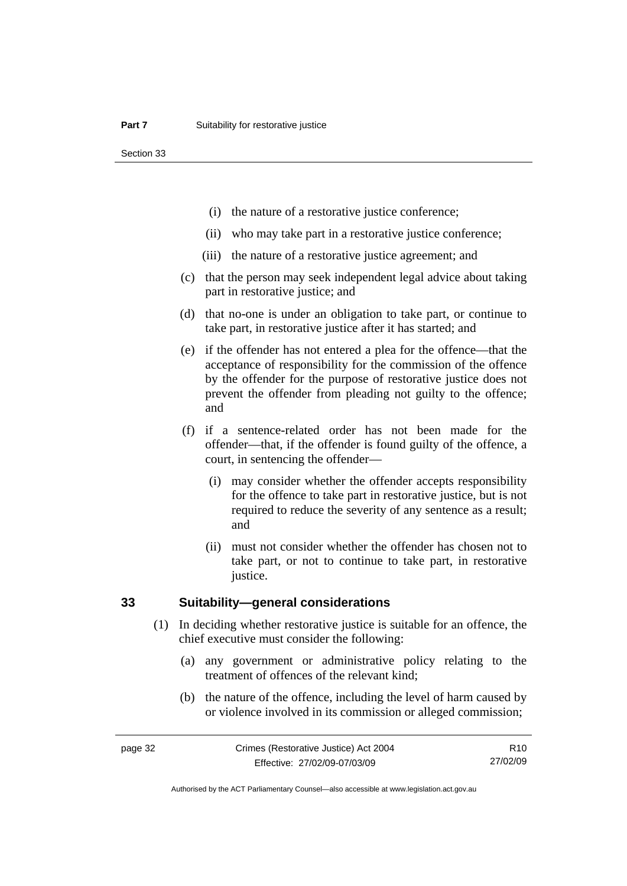(i) the nature of a restorative justice conference;

(ii) who may take part in a restorative justice conference;

(iii) the nature of a restorative justice agreement; and

(c) that the person may seek independent legal advice about taking part in restorative justice; and

(d) that no-one is under an obligation to take part, or continue to take part, in restorative justice after it has started; and

(e) if the offender has not entered a plea for the offence—that the acceptance of responsibility for the commission of the offence by the offender for the purpose of restorative justice does not prevent the offender from pleading not guilty to the offence; and

(f) if a sentence-related order has not been made for the offender—that, if the offender is found guilty of the offence, a court, in sentencing the offender—

(i) may consider whether the offender accepts responsibility for the offence to take part in restorative justice, but is not required to reduce the severity of any sentence as a result; and

(ii) must not consider whether the offender has chosen not to take part, or not to continue to take part, in restorative justice.

## 33 Suitability—general considerations

(1) In deciding whether restorative justice is suitable for an offence, the chief executive must consider the following:

(a) any government or administrative policy relating to the treatment of offences of the relevant kind;

(b) the nature of the offence, including the level of harm caused by or violence involved in its commission or alleged commission;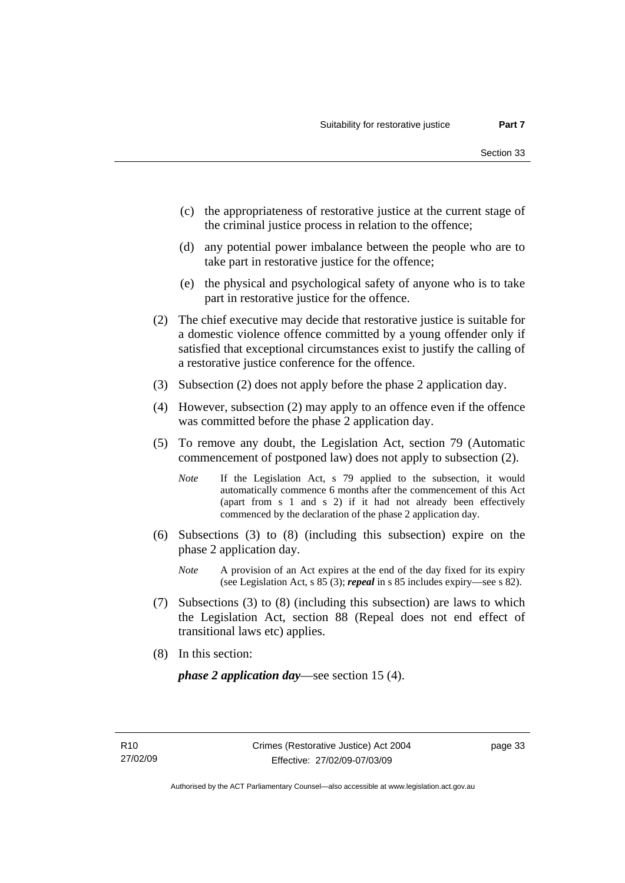(c) the appropriateness of restorative justice at the current stage of the criminal justice process in relation to the offence;

(d) any potential power imbalance between the people who are to take part in restorative justice for the offence;

(e) the physical and psychological safety of anyone who is to take part in restorative justice for the offence.

(2) The chief executive may decide that restorative justice is suitable for a domestic violence offence committed by a young offender only if satisfied that exceptional circumstances exist to justify the calling of a restorative justice conference for the offence.

(3) Subsection (2) does not apply before the phase 2 application day.

(4) However, subsection (2) may apply to an offence even if the offence was committed before the phase 2 application day.

(5) To remove any doubt, the Legislation Act, section 79 (Automatic commencement of postponed law) does not apply to subsection (2).

*Note* If the Legislation Act, s 79 applied to the subsection, it would automatically commence 6 months after the commencement of this Act (apart from s 1 and s 2) if it had not already been effectively commenced by the declaration of the phase 2 application day.

(6) Subsections (3) to (8) (including this subsection) expire on the phase 2 application day.

*Note* A provision of an Act expires at the end of the day fixed for its expiry (see Legislation Act, s 85 (3); ***repeal*** in s 85 includes expiry—see s 82).

(7) Subsections (3) to (8) (including this subsection) are laws to which the Legislation Act, section 88 (Repeal does not end effect of transitional laws etc) applies.

(8) In this section:

***phase 2 application day***—see section 15 (4).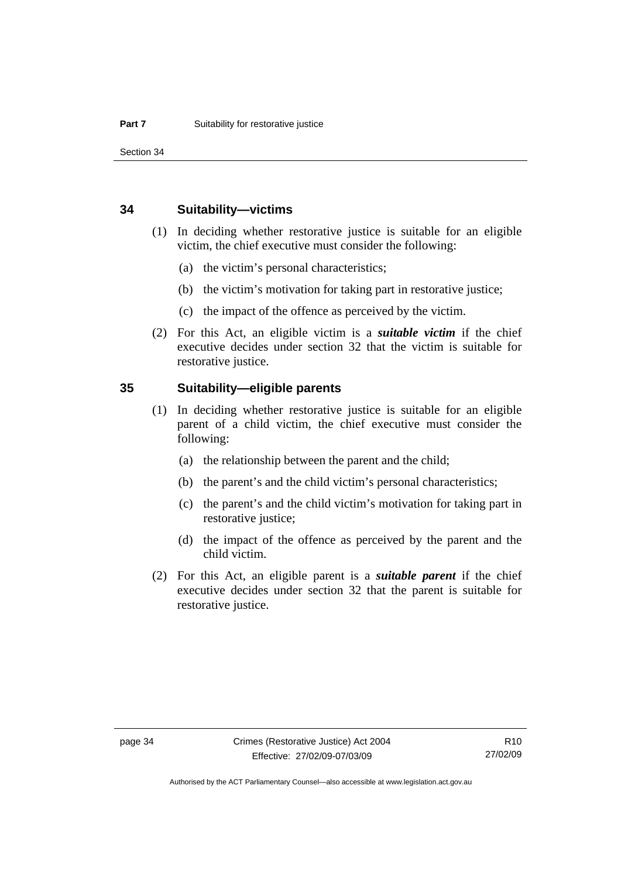## 34 Suitability—victims

(1) In deciding whether restorative justice is suitable for an eligible victim, the chief executive must consider the following:

(a) the victim's personal characteristics;

(b) the victim's motivation for taking part in restorative justice;

(c) the impact of the offence as perceived by the victim.

(2) For this Act, an eligible victim is a ***suitable victim*** if the chief executive decides under section 32 that the victim is suitable for restorative justice.

## 35 Suitability—eligible parents

(1) In deciding whether restorative justice is suitable for an eligible parent of a child victim, the chief executive must consider the following:

(a) the relationship between the parent and the child;

(b) the parent's and the child victim's personal characteristics;

(c) the parent's and the child victim's motivation for taking part in restorative justice;

(d) the impact of the offence as perceived by the parent and the child victim.

(2) For this Act, an eligible parent is a ***suitable parent*** if the chief executive decides under section 32 that the parent is suitable for restorative justice.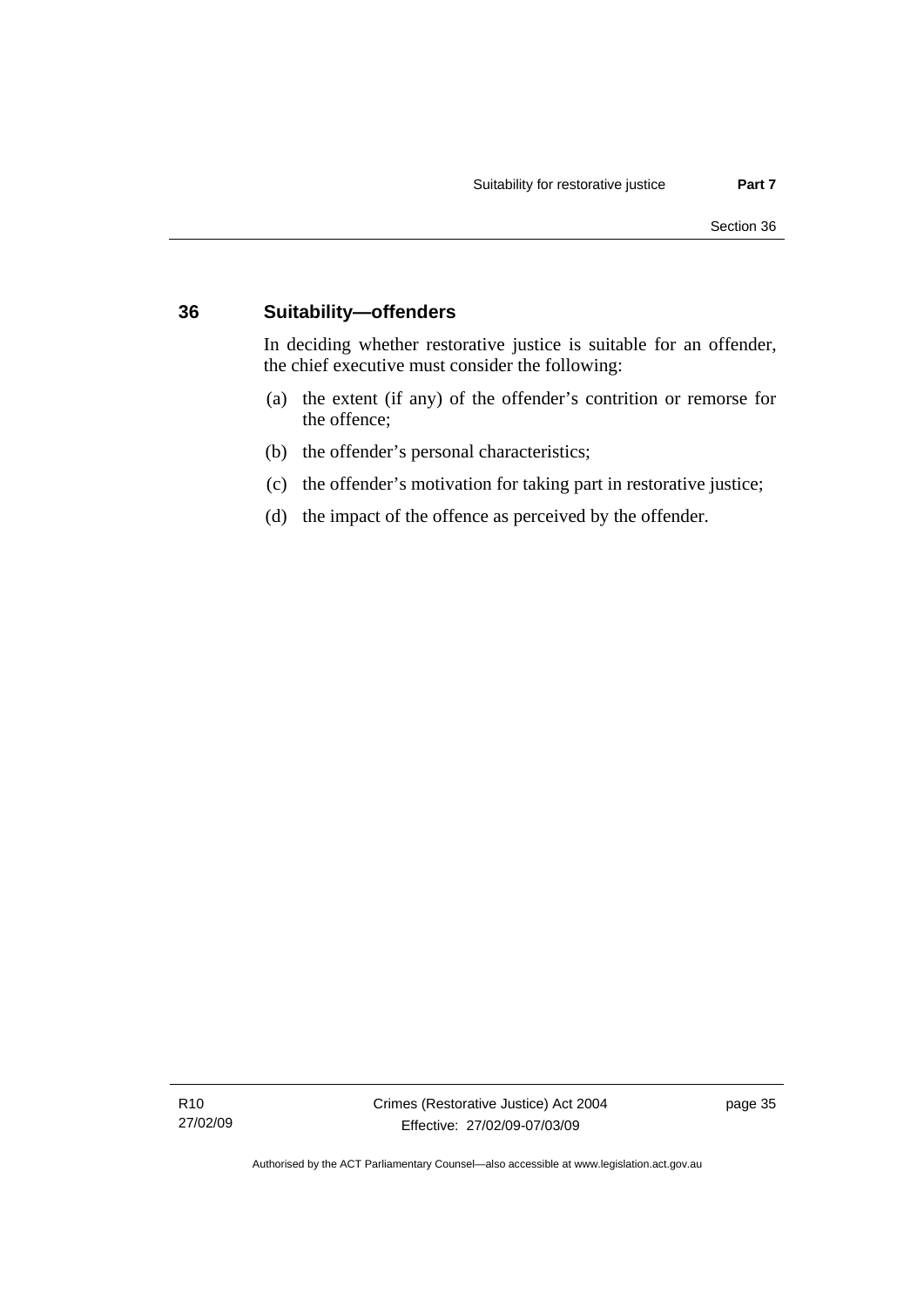## 36 Suitability—offenders

In deciding whether restorative justice is suitable for an offender, the chief executive must consider the following:

(a) the extent (if any) of the offender's contrition or remorse for the offence;

(b) the offender's personal characteristics;

(c) the offender's motivation for taking part in restorative justice;

(d) the impact of the offence as perceived by the offender.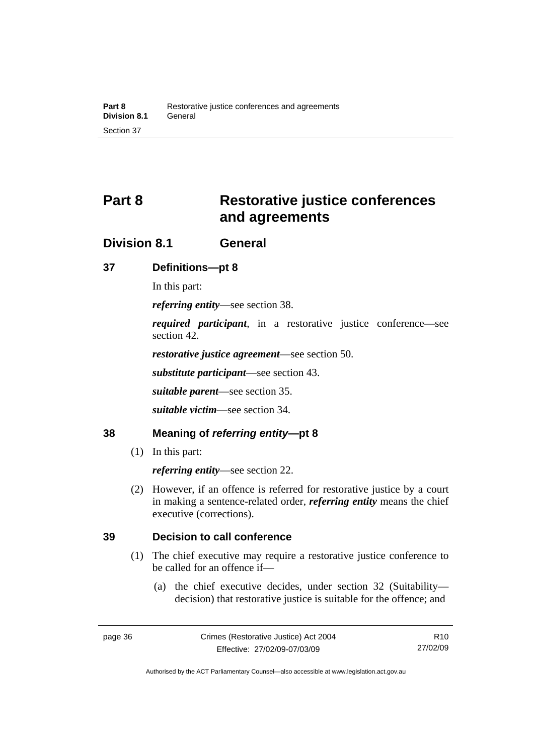# Part 8 Restorative justice conferences and agreements

## Division 8.1 General

### 37 Definitions—pt 8

In this part:

***referring entity***—see section 38.

***required participant***, in a restorative justice conference—see section 42.

***restorative justice agreement***—see section 50.

***substitute participant***—see section 43.

***suitable parent***—see section 35.

***suitable victim***—see section 34.

### 38 Meaning of *referring entity*—pt 8

(1) In this part:

***referring entity***—see section 22.

(2) However, if an offence is referred for restorative justice by a court in making a sentence-related order, ***referring entity*** means the chief executive (corrections).

### 39 Decision to call conference

(1) The chief executive may require a restorative justice conference to be called for an offence if—

(a) the chief executive decides, under section 32 (Suitability—decision) that restorative justice is suitable for the offence; and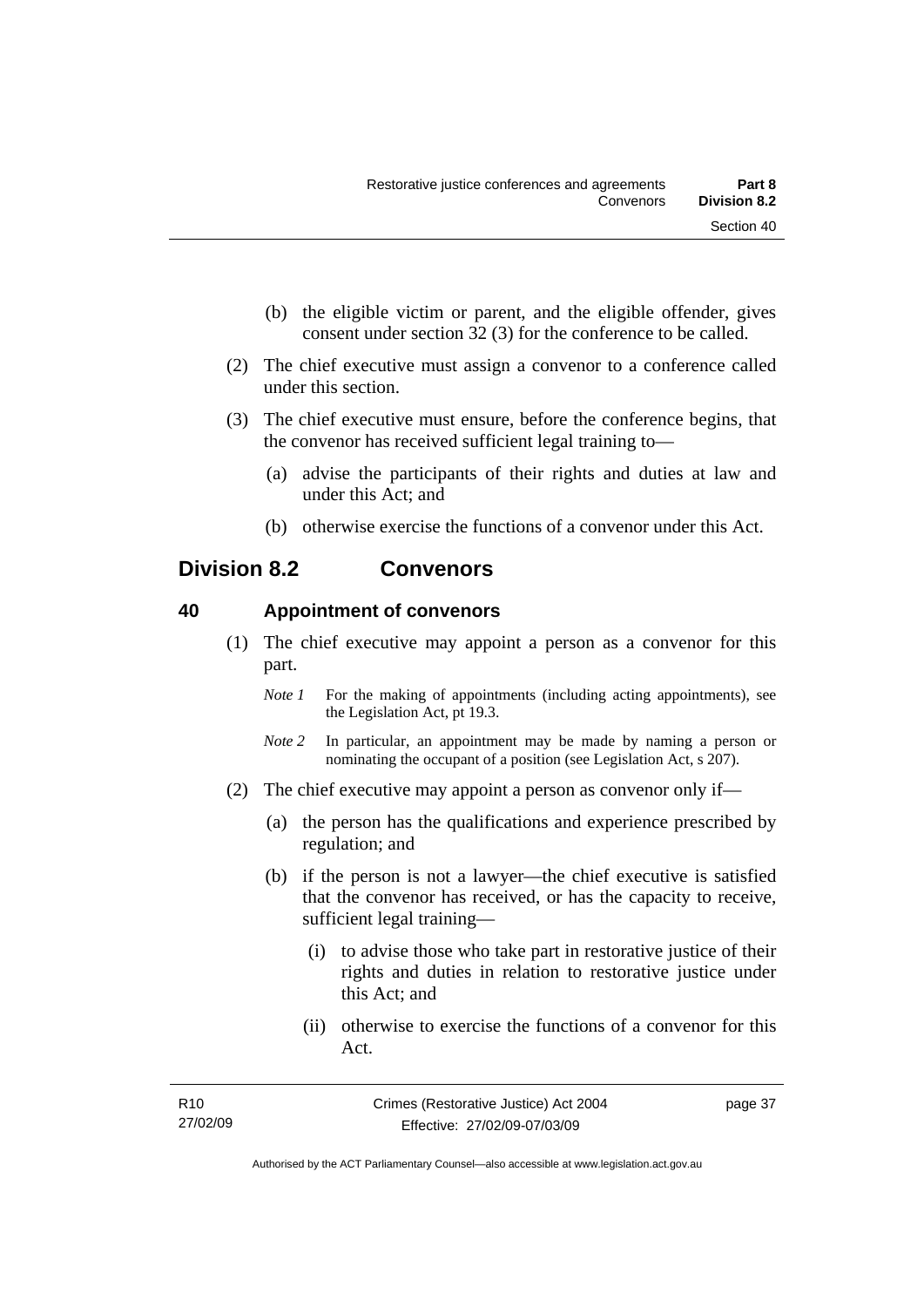(b) the eligible victim or parent, and the eligible offender, gives consent under section 32 (3) for the conference to be called.

(2) The chief executive must assign a convenor to a conference called under this section.

(3) The chief executive must ensure, before the conference begins, that the convenor has received sufficient legal training to—

(a) advise the participants of their rights and duties at law and under this Act; and

(b) otherwise exercise the functions of a convenor under this Act.

## Division 8.2 Convenors

### 40 Appointment of convenors

(1) The chief executive may appoint a person as a convenor for this part.

*Note 1* For the making of appointments (including acting appointments), see the Legislation Act, pt 19.3.

*Note 2* In particular, an appointment may be made by naming a person or nominating the occupant of a position (see Legislation Act, s 207).

(2) The chief executive may appoint a person as convenor only if—

(a) the person has the qualifications and experience prescribed by regulation; and

(b) if the person is not a lawyer—the chief executive is satisfied that the convenor has received, or has the capacity to receive, sufficient legal training—

(i) to advise those who take part in restorative justice of their rights and duties in relation to restorative justice under this Act; and

(ii) otherwise to exercise the functions of a convenor for this Act.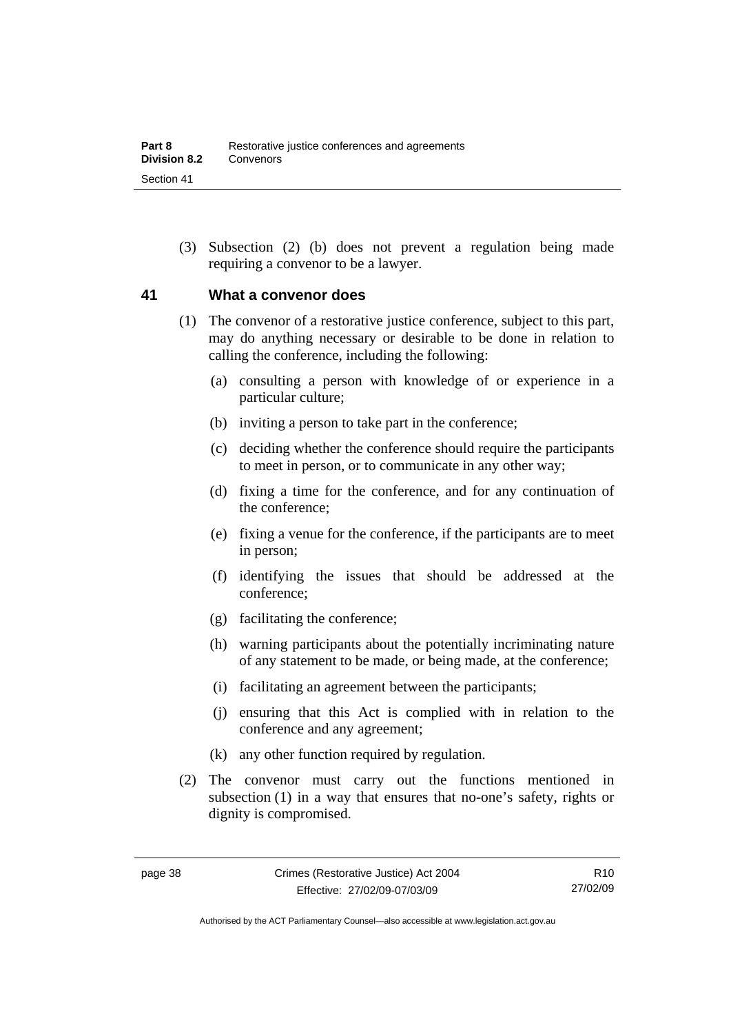(3) Subsection (2) (b) does not prevent a regulation being made requiring a convenor to be a lawyer.

## 41 What a convenor does

(1) The convenor of a restorative justice conference, subject to this part, may do anything necessary or desirable to be done in relation to calling the conference, including the following:

(a) consulting a person with knowledge of or experience in a particular culture;

(b) inviting a person to take part in the conference;

(c) deciding whether the conference should require the participants to meet in person, or to communicate in any other way;

(d) fixing a time for the conference, and for any continuation of the conference;

(e) fixing a venue for the conference, if the participants are to meet in person;

(f) identifying the issues that should be addressed at the conference;

(g) facilitating the conference;

(h) warning participants about the potentially incriminating nature of any statement to be made, or being made, at the conference;

(i) facilitating an agreement between the participants;

(j) ensuring that this Act is complied with in relation to the conference and any agreement;

(k) any other function required by regulation.

(2) The convenor must carry out the functions mentioned in subsection (1) in a way that ensures that no-one's safety, rights or dignity is compromised.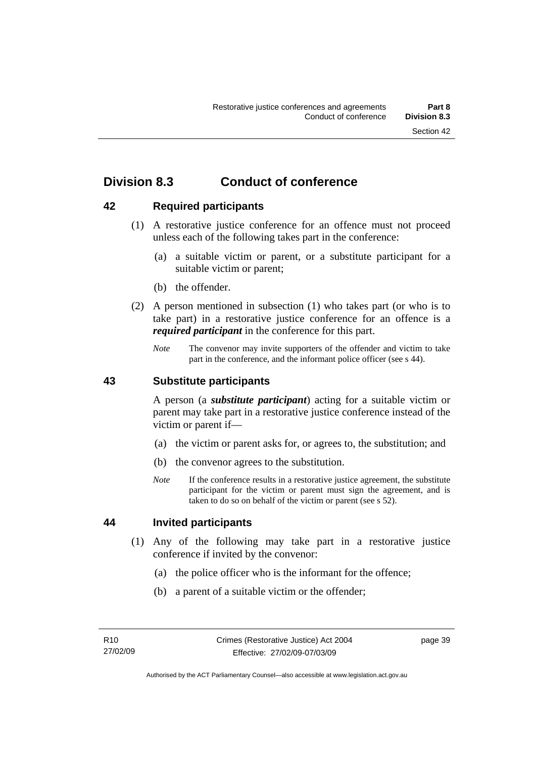## Division 8.3 Conduct of conference

### 42 Required participants

(1) A restorative justice conference for an offence must not proceed unless each of the following takes part in the conference:

(a) a suitable victim or parent, or a substitute participant for a suitable victim or parent;

(b) the offender.

(2) A person mentioned in subsection (1) who takes part (or who is to take part) in a restorative justice conference for an offence is a ***required participant*** in the conference for this part.

*Note* The convenor may invite supporters of the offender and victim to take part in the conference, and the informant police officer (see s 44).

### 43 Substitute participants

A person (a ***substitute participant***) acting for a suitable victim or parent may take part in a restorative justice conference instead of the victim or parent if—

(a) the victim or parent asks for, or agrees to, the substitution; and

(b) the convenor agrees to the substitution.

*Note* If the conference results in a restorative justice agreement, the substitute participant for the victim or parent must sign the agreement, and is taken to do so on behalf of the victim or parent (see s 52).

### 44 Invited participants

(1) Any of the following may take part in a restorative justice conference if invited by the convenor:

(a) the police officer who is the informant for the offence;

(b) a parent of a suitable victim or the offender;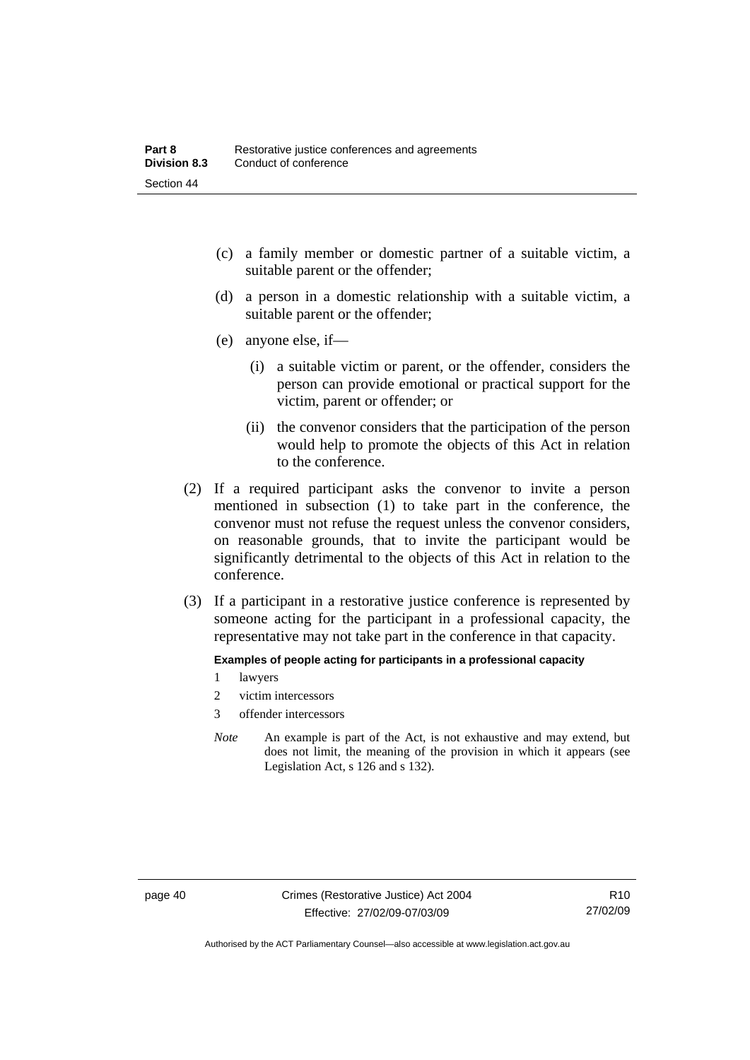(c) a family member or domestic partner of a suitable victim, a suitable parent or the offender;

(d) a person in a domestic relationship with a suitable victim, a suitable parent or the offender;

(e) anyone else, if—

(i) a suitable victim or parent, or the offender, considers the person can provide emotional or practical support for the victim, parent or offender; or

(ii) the convenor considers that the participation of the person would help to promote the objects of this Act in relation to the conference.

(2) If a required participant asks the convenor to invite a person mentioned in subsection (1) to take part in the conference, the convenor must not refuse the request unless the convenor considers, on reasonable grounds, that to invite the participant would be significantly detrimental to the objects of this Act in relation to the conference.

(3) If a participant in a restorative justice conference is represented by someone acting for the participant in a professional capacity, the representative may not take part in the conference in that capacity.

**Examples of people acting for participants in a professional capacity**

1 lawyers

2 victim intercessors

3 offender intercessors

*Note* An example is part of the Act, is not exhaustive and may extend, but does not limit, the meaning of the provision in which it appears (see Legislation Act, s 126 and s 132).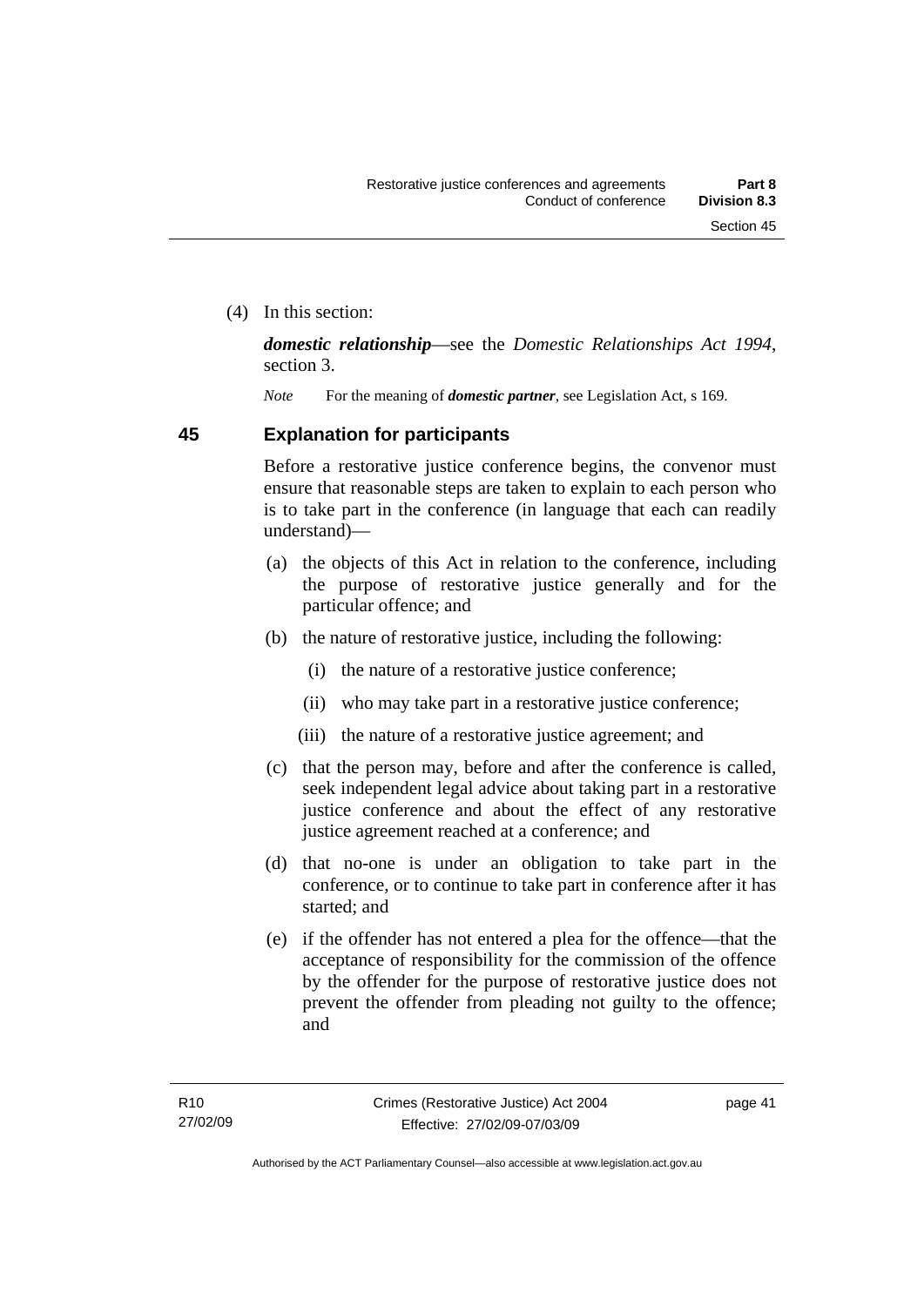(4) In this section:

***domestic relationship***—see the *Domestic Relationships Act 1994*, section 3.

*Note* For the meaning of ***domestic partner***, see Legislation Act, s 169.

## 45 Explanation for participants

Before a restorative justice conference begins, the convenor must ensure that reasonable steps are taken to explain to each person who is to take part in the conference (in language that each can readily understand)—

(a) the objects of this Act in relation to the conference, including the purpose of restorative justice generally and for the particular offence; and

(b) the nature of restorative justice, including the following:

(i) the nature of a restorative justice conference;

(ii) who may take part in a restorative justice conference;

(iii) the nature of a restorative justice agreement; and

(c) that the person may, before and after the conference is called, seek independent legal advice about taking part in a restorative justice conference and about the effect of any restorative justice agreement reached at a conference; and

(d) that no-one is under an obligation to take part in the conference, or to continue to take part in conference after it has started; and

(e) if the offender has not entered a plea for the offence—that the acceptance of responsibility for the commission of the offence by the offender for the purpose of restorative justice does not prevent the offender from pleading not guilty to the offence; and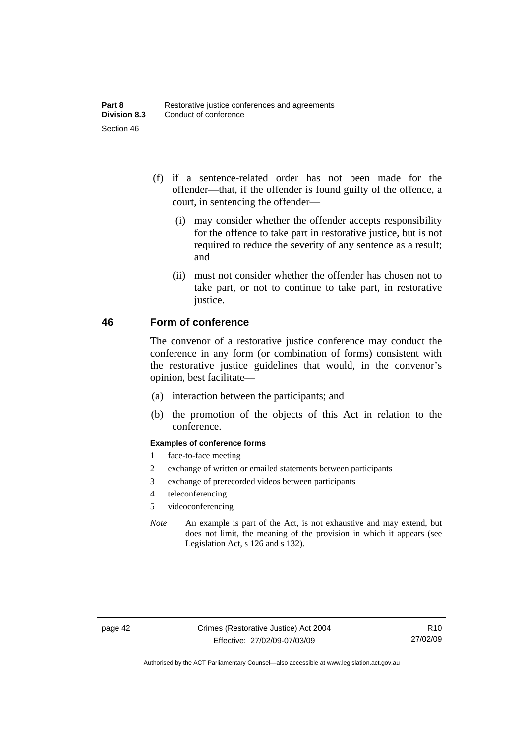(f) if a sentence-related order has not been made for the offender—that, if the offender is found guilty of the offence, a court, in sentencing the offender—

(i) may consider whether the offender accepts responsibility for the offence to take part in restorative justice, but is not required to reduce the severity of any sentence as a result; and

(ii) must not consider whether the offender has chosen not to take part, or not to continue to take part, in restorative justice.

## 46 Form of conference

The convenor of a restorative justice conference may conduct the conference in any form (or combination of forms) consistent with the restorative justice guidelines that would, in the convenor's opinion, best facilitate—

(a) interaction between the participants; and

(b) the promotion of the objects of this Act in relation to the conference.

**Examples of conference forms**

1 face-to-face meeting

2 exchange of written or emailed statements between participants

3 exchange of prerecorded videos between participants

4 teleconferencing

5 videoconferencing

*Note* An example is part of the Act, is not exhaustive and may extend, but does not limit, the meaning of the provision in which it appears (see Legislation Act, s 126 and s 132).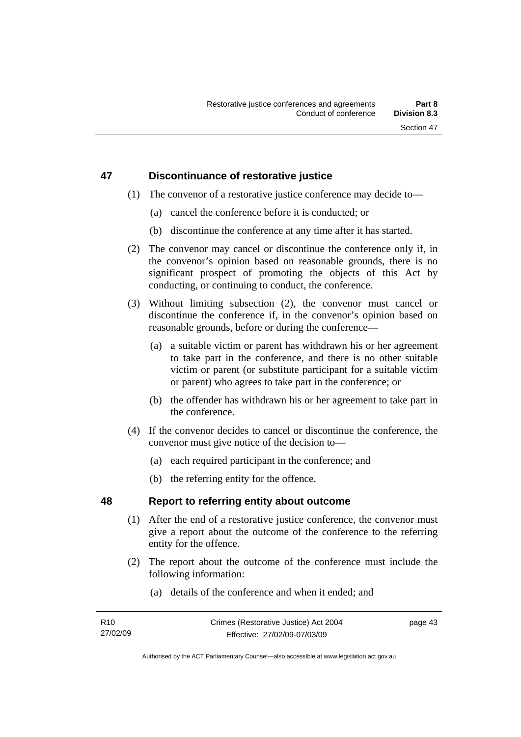## 47 Discontinuance of restorative justice

(1) The convenor of a restorative justice conference may decide to—

(a) cancel the conference before it is conducted; or

(b) discontinue the conference at any time after it has started.

(2) The convenor may cancel or discontinue the conference only if, in the convenor's opinion based on reasonable grounds, there is no significant prospect of promoting the objects of this Act by conducting, or continuing to conduct, the conference.

(3) Without limiting subsection (2), the convenor must cancel or discontinue the conference if, in the convenor's opinion based on reasonable grounds, before or during the conference—

(a) a suitable victim or parent has withdrawn his or her agreement to take part in the conference, and there is no other suitable victim or parent (or substitute participant for a suitable victim or parent) who agrees to take part in the conference; or

(b) the offender has withdrawn his or her agreement to take part in the conference.

(4) If the convenor decides to cancel or discontinue the conference, the convenor must give notice of the decision to—

(a) each required participant in the conference; and

(b) the referring entity for the offence.

## 48 Report to referring entity about outcome

(1) After the end of a restorative justice conference, the convenor must give a report about the outcome of the conference to the referring entity for the offence.

(2) The report about the outcome of the conference must include the following information:

(a) details of the conference and when it ended; and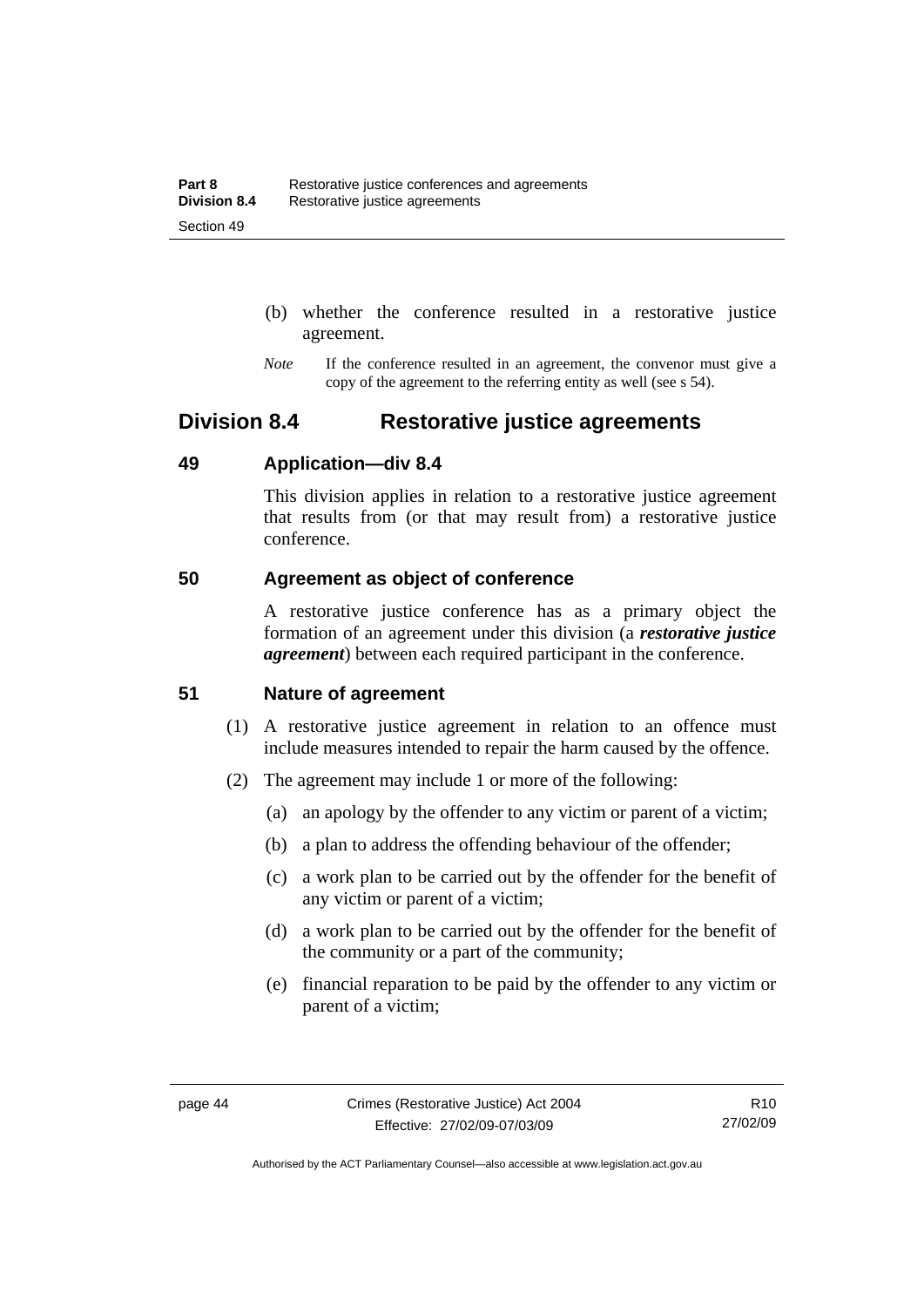(b) whether the conference resulted in a restorative justice agreement.

*Note* If the conference resulted in an agreement, the convenor must give a copy of the agreement to the referring entity as well (see s 54).

## Division 8.4 Restorative justice agreements

### 49 Application—div 8.4

This division applies in relation to a restorative justice agreement that results from (or that may result from) a restorative justice conference.

### 50 Agreement as object of conference

A restorative justice conference has as a primary object the formation of an agreement under this division (a ***restorative justice agreement***) between each required participant in the conference.

### 51 Nature of agreement

(1) A restorative justice agreement in relation to an offence must include measures intended to repair the harm caused by the offence.

(2) The agreement may include 1 or more of the following:

(a) an apology by the offender to any victim or parent of a victim;

(b) a plan to address the offending behaviour of the offender;

(c) a work plan to be carried out by the offender for the benefit of any victim or parent of a victim;

(d) a work plan to be carried out by the offender for the benefit of the community or a part of the community;

(e) financial reparation to be paid by the offender to any victim or parent of a victim;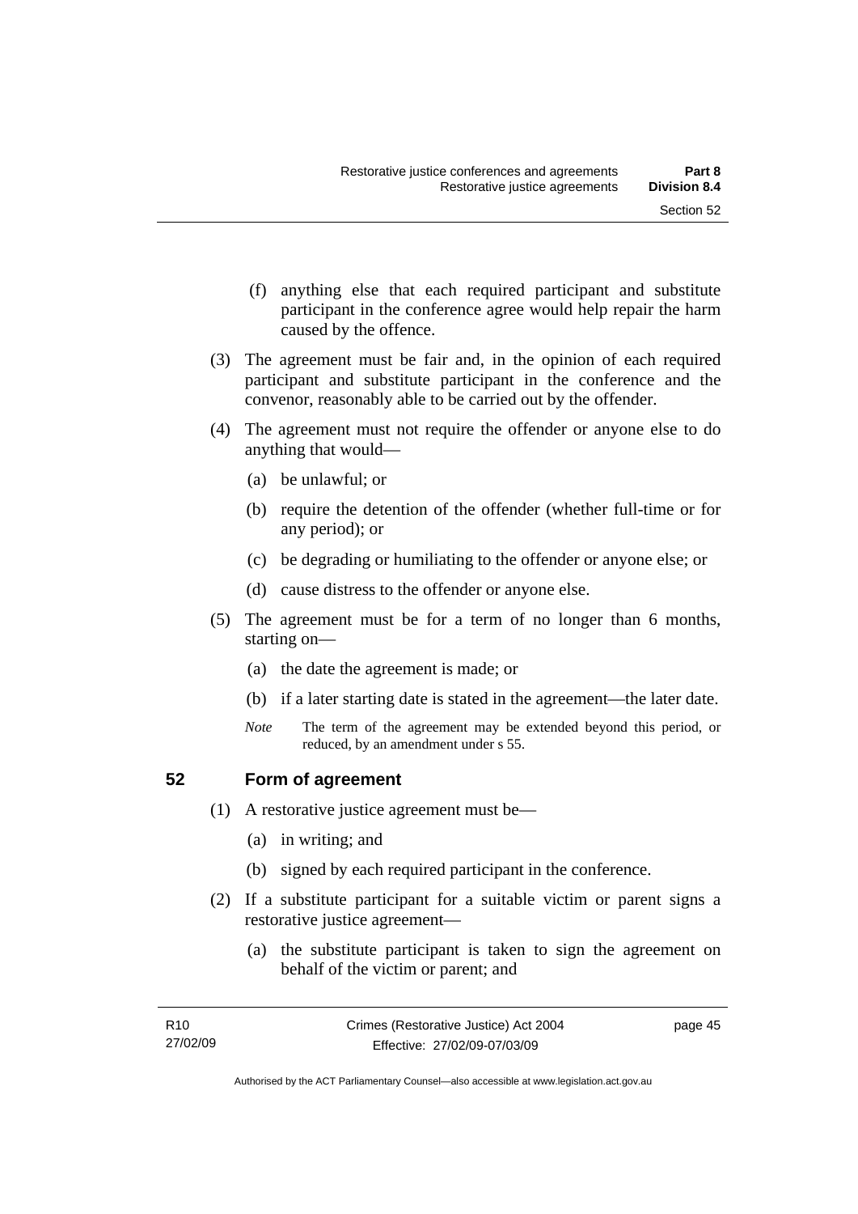(f) anything else that each required participant and substitute participant in the conference agree would help repair the harm caused by the offence.

(3) The agreement must be fair and, in the opinion of each required participant and substitute participant in the conference and the convenor, reasonably able to be carried out by the offender.

(4) The agreement must not require the offender or anyone else to do anything that would—

(a) be unlawful; or

(b) require the detention of the offender (whether full-time or for any period); or

(c) be degrading or humiliating to the offender or anyone else; or

(d) cause distress to the offender or anyone else.

(5) The agreement must be for a term of no longer than 6 months, starting on—

(a) the date the agreement is made; or

(b) if a later starting date is stated in the agreement—the later date.

*Note* The term of the agreement may be extended beyond this period, or reduced, by an amendment under s 55.

## 52 Form of agreement

(1) A restorative justice agreement must be—

(a) in writing; and

(b) signed by each required participant in the conference.

(2) If a substitute participant for a suitable victim or parent signs a restorative justice agreement—

(a) the substitute participant is taken to sign the agreement on behalf of the victim or parent; and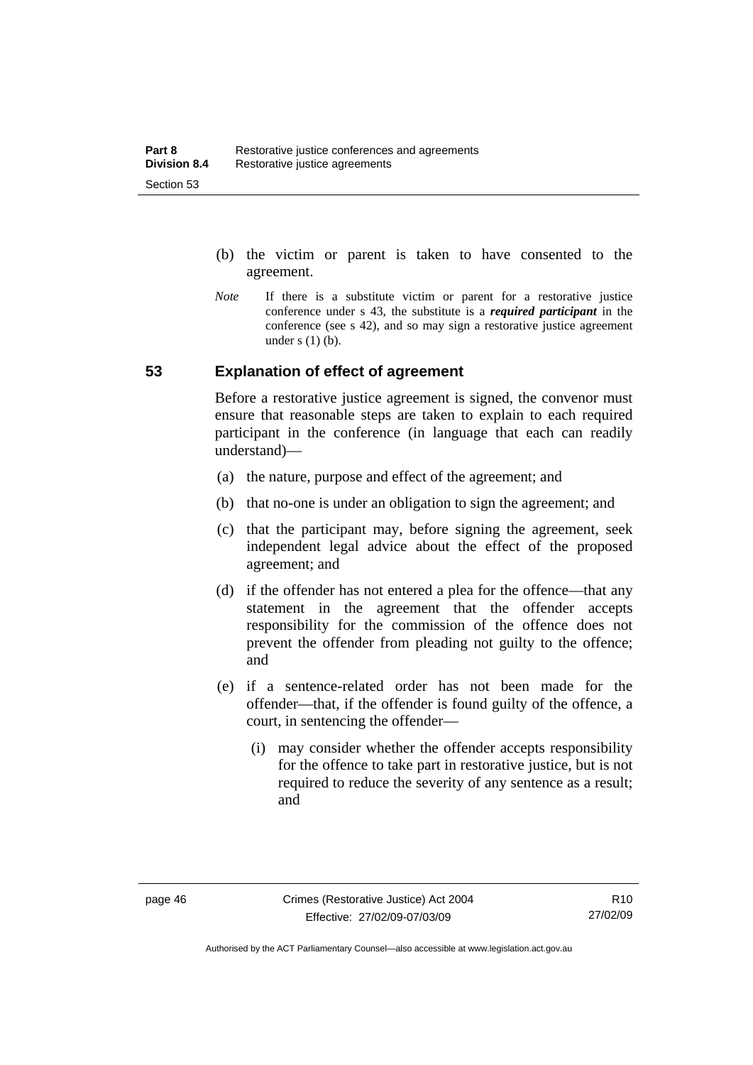(b) the victim or parent is taken to have consented to the agreement.

*Note* If there is a substitute victim or parent for a restorative justice conference under s 43, the substitute is a ***required participant*** in the conference (see s 42), and so may sign a restorative justice agreement under s (1) (b).

## 53 Explanation of effect of agreement

Before a restorative justice agreement is signed, the convenor must ensure that reasonable steps are taken to explain to each required participant in the conference (in language that each can readily understand)—

(a) the nature, purpose and effect of the agreement; and

(b) that no-one is under an obligation to sign the agreement; and

(c) that the participant may, before signing the agreement, seek independent legal advice about the effect of the proposed agreement; and

(d) if the offender has not entered a plea for the offence—that any statement in the agreement that the offender accepts responsibility for the commission of the offence does not prevent the offender from pleading not guilty to the offence; and

(e) if a sentence-related order has not been made for the offender—that, if the offender is found guilty of the offence, a court, in sentencing the offender—

(i) may consider whether the offender accepts responsibility for the offence to take part in restorative justice, but is not required to reduce the severity of any sentence as a result; and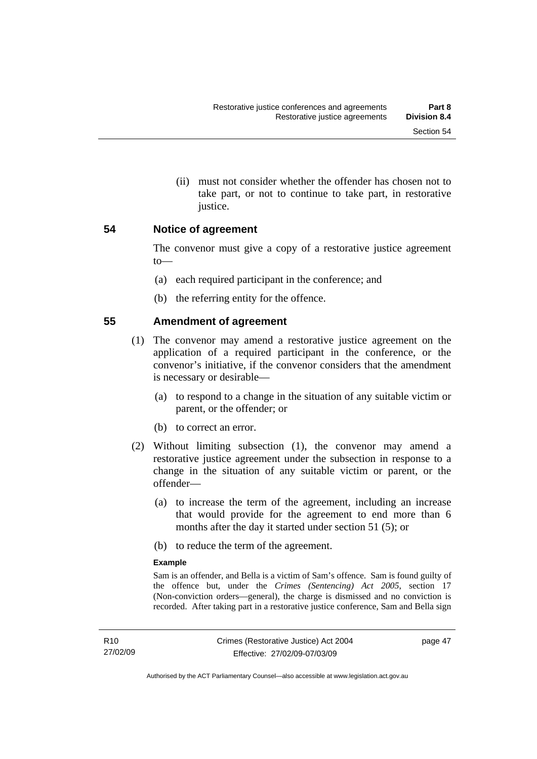(ii) must not consider whether the offender has chosen not to take part, or not to continue to take part, in restorative justice.

## 54 Notice of agreement

The convenor must give a copy of a restorative justice agreement to—

(a) each required participant in the conference; and

(b) the referring entity for the offence.

## 55 Amendment of agreement

(1) The convenor may amend a restorative justice agreement on the application of a required participant in the conference, or the convenor's initiative, if the convenor considers that the amendment is necessary or desirable—

(a) to respond to a change in the situation of any suitable victim or parent, or the offender; or

(b) to correct an error.

(2) Without limiting subsection (1), the convenor may amend a restorative justice agreement under the subsection in response to a change in the situation of any suitable victim or parent, or the offender—

(a) to increase the term of the agreement, including an increase that would provide for the agreement to end more than 6 months after the day it started under section 51 (5); or

(b) to reduce the term of the agreement.

**Example**

Sam is an offender, and Bella is a victim of Sam's offence. Sam is found guilty of the offence but, under the *Crimes (Sentencing) Act 2005*, section 17 (Non-conviction orders—general), the charge is dismissed and no conviction is recorded. After taking part in a restorative justice conference, Sam and Bella sign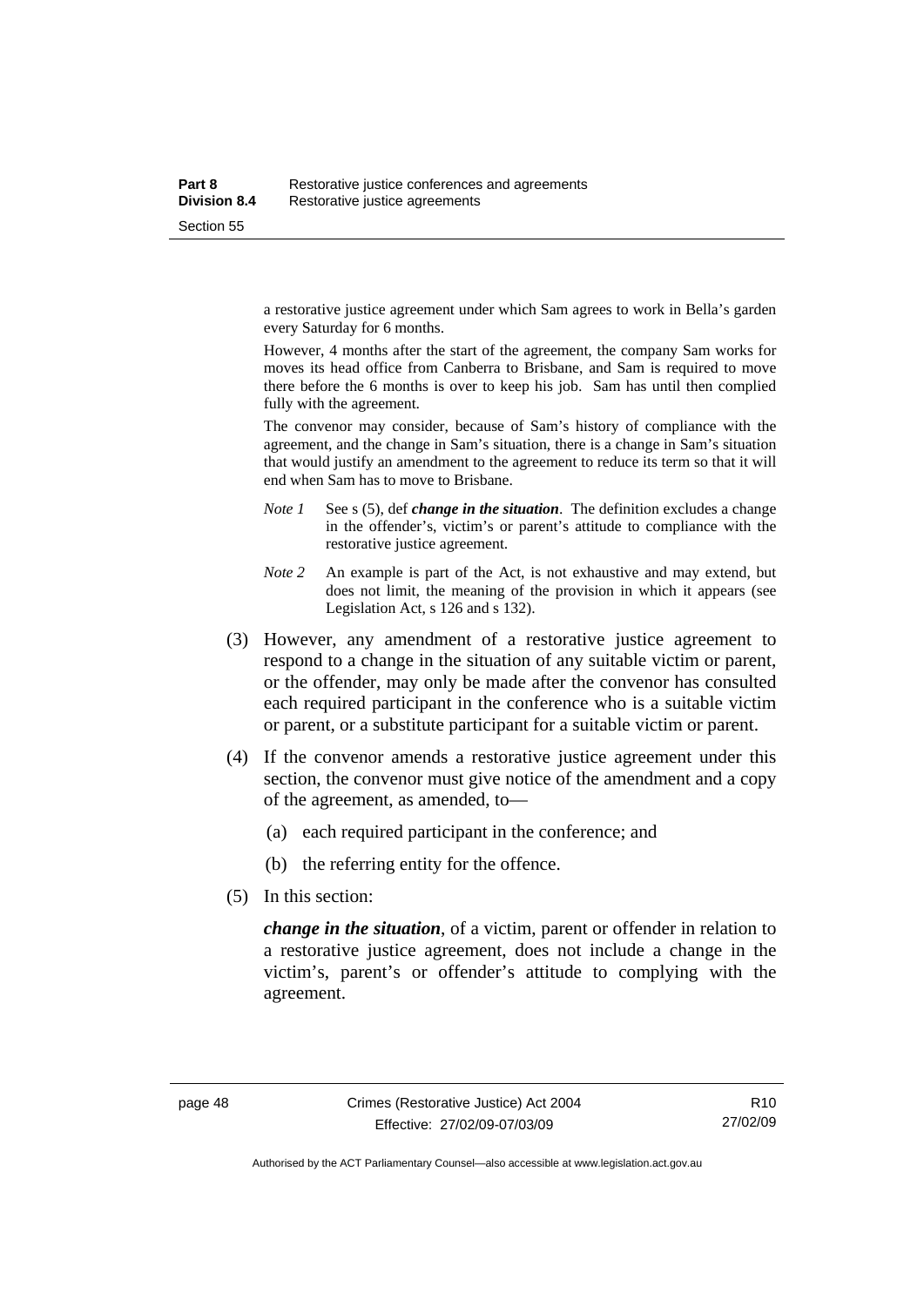a restorative justice agreement under which Sam agrees to work in Bella's garden every Saturday for 6 months.

However, 4 months after the start of the agreement, the company Sam works for moves its head office from Canberra to Brisbane, and Sam is required to move there before the 6 months is over to keep his job. Sam has until then complied fully with the agreement.

The convenor may consider, because of Sam's history of compliance with the agreement, and the change in Sam's situation, there is a change in Sam's situation that would justify an amendment to the agreement to reduce its term so that it will end when Sam has to move to Brisbane.

*Note 1* See s (5), def ***change in the situation***. The definition excludes a change in the offender's, victim's or parent's attitude to compliance with the restorative justice agreement.

*Note 2* An example is part of the Act, is not exhaustive and may extend, but does not limit, the meaning of the provision in which it appears (see Legislation Act, s 126 and s 132).

(3) However, any amendment of a restorative justice agreement to respond to a change in the situation of any suitable victim or parent, or the offender, may only be made after the convenor has consulted each required participant in the conference who is a suitable victim or parent, or a substitute participant for a suitable victim or parent.

(4) If the convenor amends a restorative justice agreement under this section, the convenor must give notice of the amendment and a copy of the agreement, as amended, to—

(a) each required participant in the conference; and

(b) the referring entity for the offence.

(5) In this section:

***change in the situation***, of a victim, parent or offender in relation to a restorative justice agreement, does not include a change in the victim's, parent's or offender's attitude to complying with the agreement.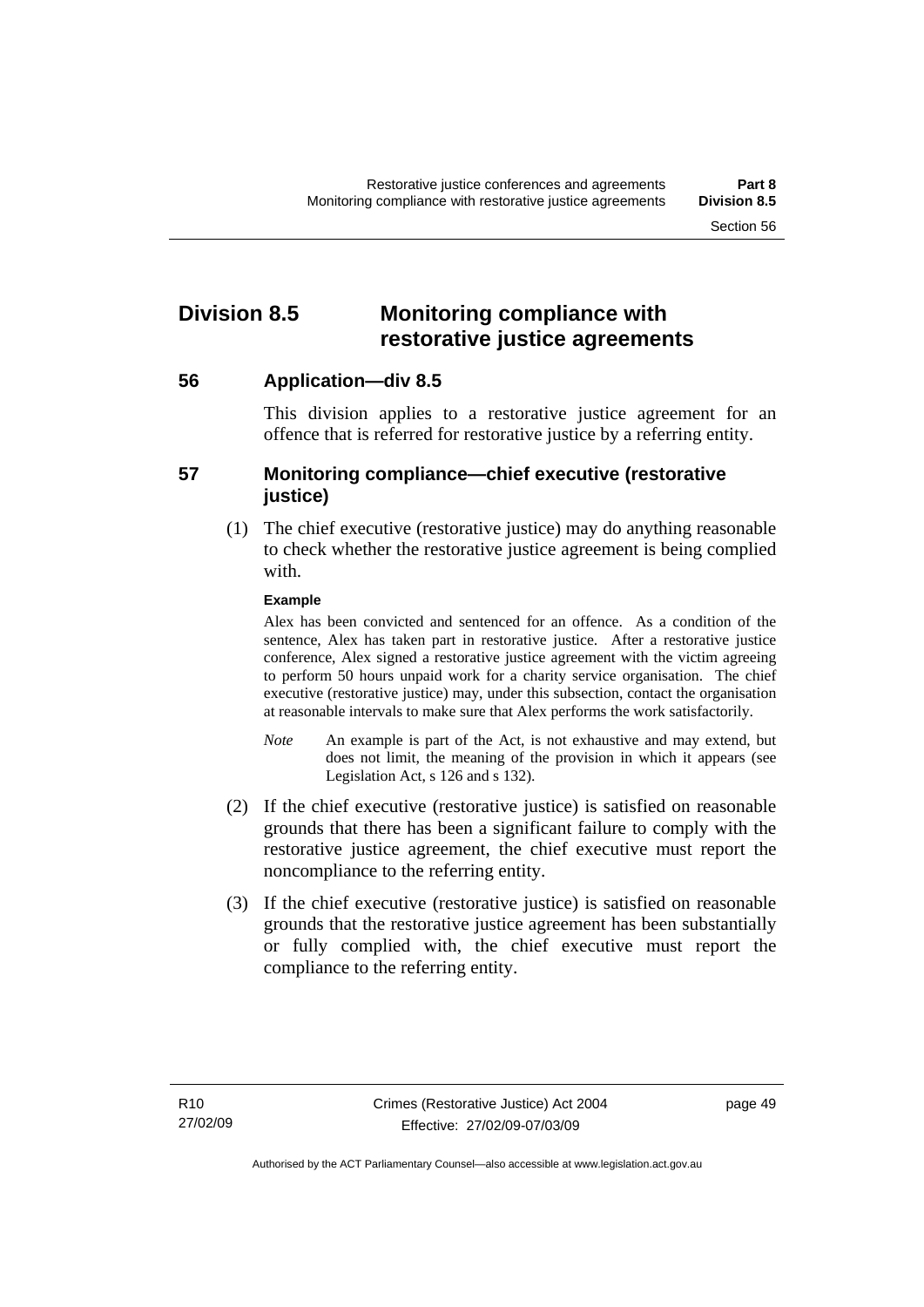# Division 8.5 Monitoring compliance with restorative justice agreements

## 56 Application—div 8.5

This division applies to a restorative justice agreement for an offence that is referred for restorative justice by a referring entity.

## 57 Monitoring compliance—chief executive (restorative justice)

(1) The chief executive (restorative justice) may do anything reasonable to check whether the restorative justice agreement is being complied with.

**Example**

Alex has been convicted and sentenced for an offence. As a condition of the sentence, Alex has taken part in restorative justice. After a restorative justice conference, Alex signed a restorative justice agreement with the victim agreeing to perform 50 hours unpaid work for a charity service organisation. The chief executive (restorative justice) may, under this subsection, contact the organisation at reasonable intervals to make sure that Alex performs the work satisfactorily.

*Note* An example is part of the Act, is not exhaustive and may extend, but does not limit, the meaning of the provision in which it appears (see Legislation Act, s 126 and s 132).

(2) If the chief executive (restorative justice) is satisfied on reasonable grounds that there has been a significant failure to comply with the restorative justice agreement, the chief executive must report the noncompliance to the referring entity.

(3) If the chief executive (restorative justice) is satisfied on reasonable grounds that the restorative justice agreement has been substantially or fully complied with, the chief executive must report the compliance to the referring entity.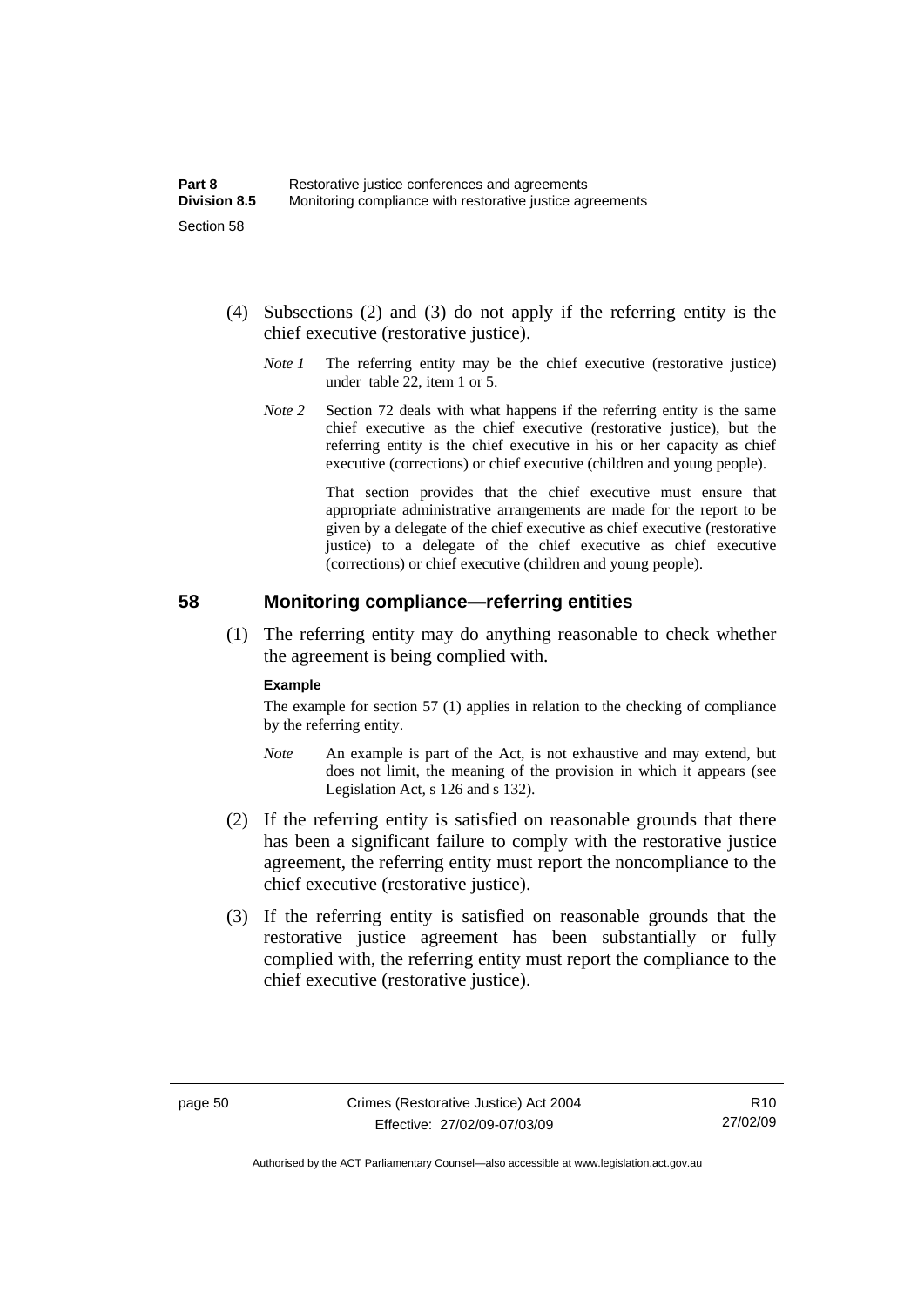(4) Subsections (2) and (3) do not apply if the referring entity is the chief executive (restorative justice).

*Note 1* The referring entity may be the chief executive (restorative justice) under table 22, item 1 or 5.

*Note 2* Section 72 deals with what happens if the referring entity is the same chief executive as the chief executive (restorative justice), but the referring entity is the chief executive in his or her capacity as chief executive (corrections) or chief executive (children and young people).

That section provides that the chief executive must ensure that appropriate administrative arrangements are made for the report to be given by a delegate of the chief executive as chief executive (restorative justice) to a delegate of the chief executive as chief executive (corrections) or chief executive (children and young people).

## 58 Monitoring compliance—referring entities

(1) The referring entity may do anything reasonable to check whether the agreement is being complied with.

**Example**

The example for section 57 (1) applies in relation to the checking of compliance by the referring entity.

*Note* An example is part of the Act, is not exhaustive and may extend, but does not limit, the meaning of the provision in which it appears (see Legislation Act, s 126 and s 132).

(2) If the referring entity is satisfied on reasonable grounds that there has been a significant failure to comply with the restorative justice agreement, the referring entity must report the noncompliance to the chief executive (restorative justice).

(3) If the referring entity is satisfied on reasonable grounds that the restorative justice agreement has been substantially or fully complied with, the referring entity must report the compliance to the chief executive (restorative justice).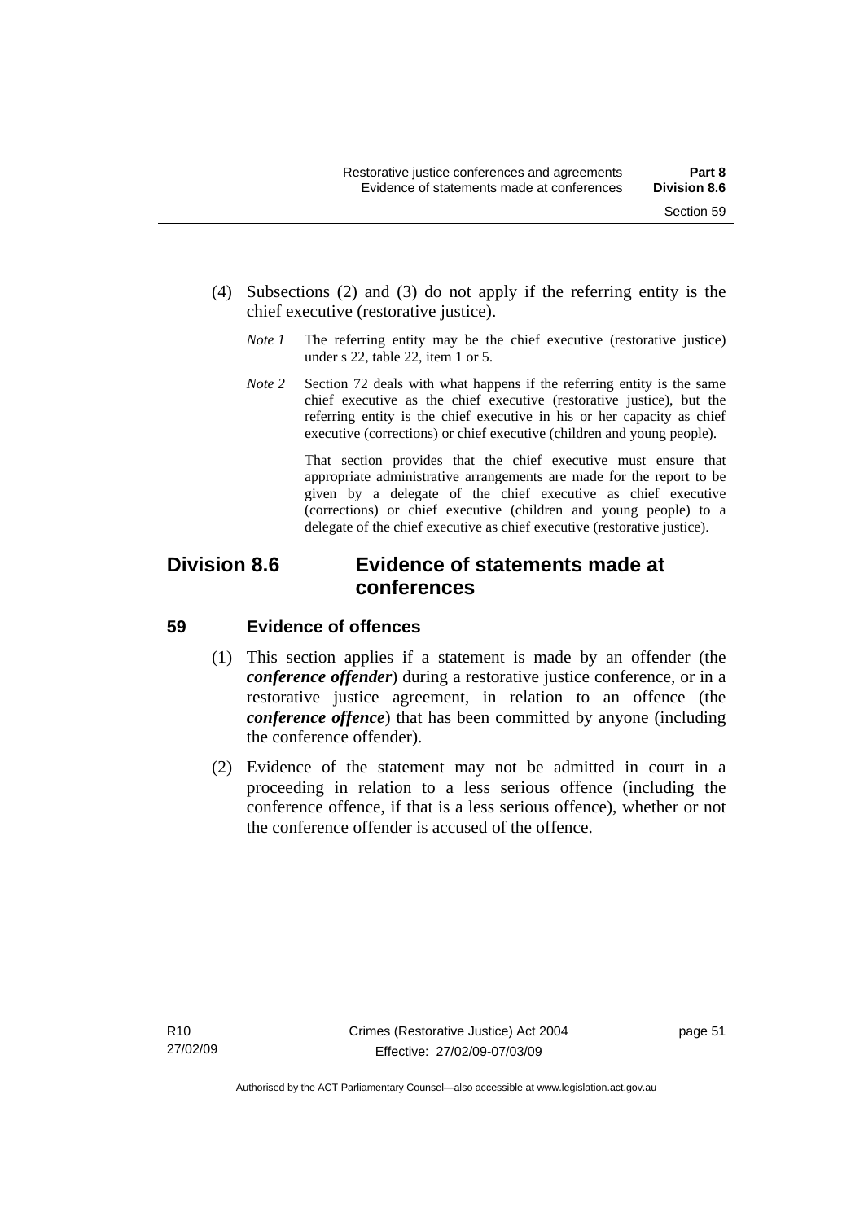(4) Subsections (2) and (3) do not apply if the referring entity is the chief executive (restorative justice).

*Note 1* The referring entity may be the chief executive (restorative justice) under s 22, table 22, item 1 or 5.

*Note 2* Section 72 deals with what happens if the referring entity is the same chief executive as the chief executive (restorative justice), but the referring entity is the chief executive in his or her capacity as chief executive (corrections) or chief executive (children and young people).

That section provides that the chief executive must ensure that appropriate administrative arrangements are made for the report to be given by a delegate of the chief executive as chief executive (corrections) or chief executive (children and young people) to a delegate of the chief executive as chief executive (restorative justice).

## Division 8.6 Evidence of statements made at conferences

### 59 Evidence of offences

(1) This section applies if a statement is made by an offender (the ***conference offender***) during a restorative justice conference, or in a restorative justice agreement, in relation to an offence (the ***conference offence***) that has been committed by anyone (including the conference offender).

(2) Evidence of the statement may not be admitted in court in a proceeding in relation to a less serious offence (including the conference offence, if that is a less serious offence), whether or not the conference offender is accused of the offence.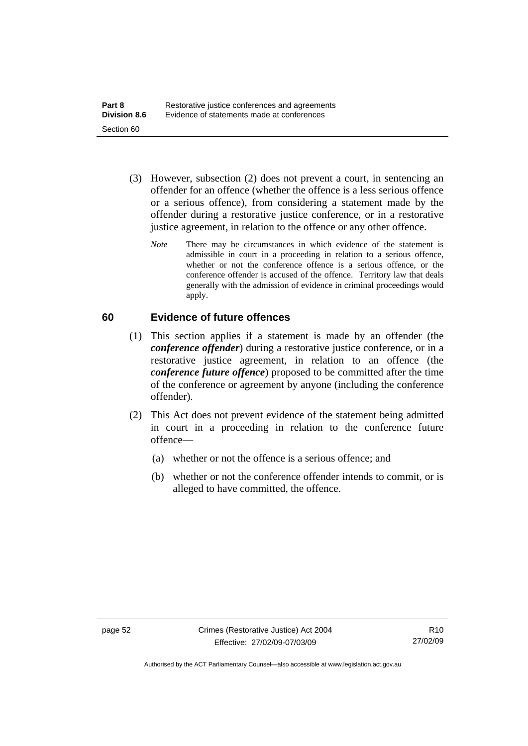(3) However, subsection (2) does not prevent a court, in sentencing an offender for an offence (whether the offence is a less serious offence or a serious offence), from considering a statement made by the offender during a restorative justice conference, or in a restorative justice agreement, in relation to the offence or any other offence.

*Note* There may be circumstances in which evidence of the statement is admissible in court in a proceeding in relation to a serious offence, whether or not the conference offence is a serious offence, or the conference offender is accused of the offence. Territory law that deals generally with the admission of evidence in criminal proceedings would apply.

## 60 Evidence of future offences

(1) This section applies if a statement is made by an offender (the ***conference offender***) during a restorative justice conference, or in a restorative justice agreement, in relation to an offence (the ***conference future offence***) proposed to be committed after the time of the conference or agreement by anyone (including the conference offender).

(2) This Act does not prevent evidence of the statement being admitted in court in a proceeding in relation to the conference future offence—

(a) whether or not the offence is a serious offence; and

(b) whether or not the conference offender intends to commit, or is alleged to have committed, the offence.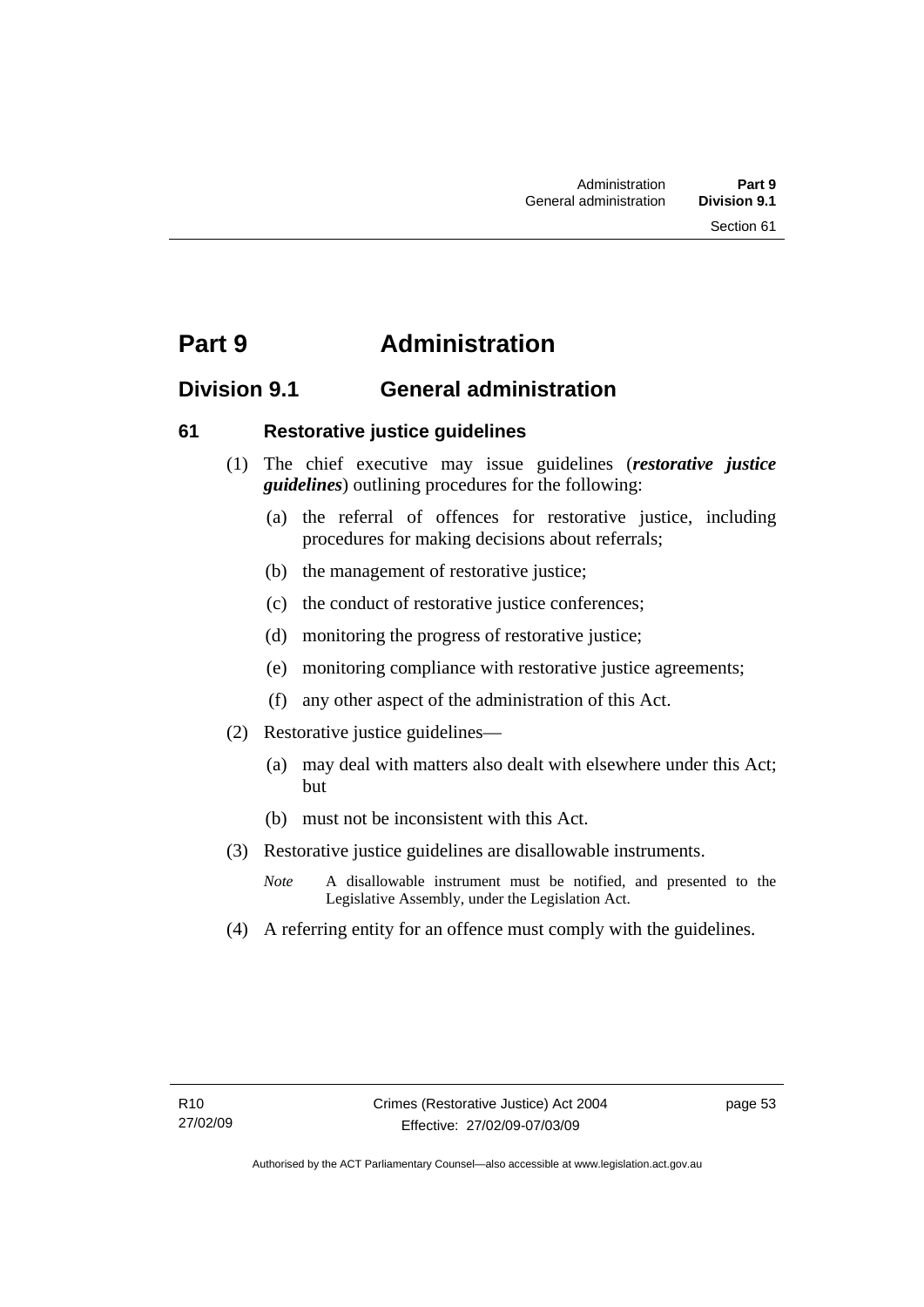# Part 9 Administration

## Division 9.1 General administration

### 61 Restorative justice guidelines

(1) The chief executive may issue guidelines (***restorative justice guidelines***) outlining procedures for the following:

- (a) the referral of offences for restorative justice, including procedures for making decisions about referrals;
- (b) the management of restorative justice;
- (c) the conduct of restorative justice conferences;
- (d) monitoring the progress of restorative justice;
- (e) monitoring compliance with restorative justice agreements;
- (f) any other aspect of the administration of this Act.

(2) Restorative justice guidelines—

- (a) may deal with matters also dealt with elsewhere under this Act; but
- (b) must not be inconsistent with this Act.

(3) Restorative justice guidelines are disallowable instruments.

*Note* A disallowable instrument must be notified, and presented to the Legislative Assembly, under the Legislation Act.

(4) A referring entity for an offence must comply with the guidelines.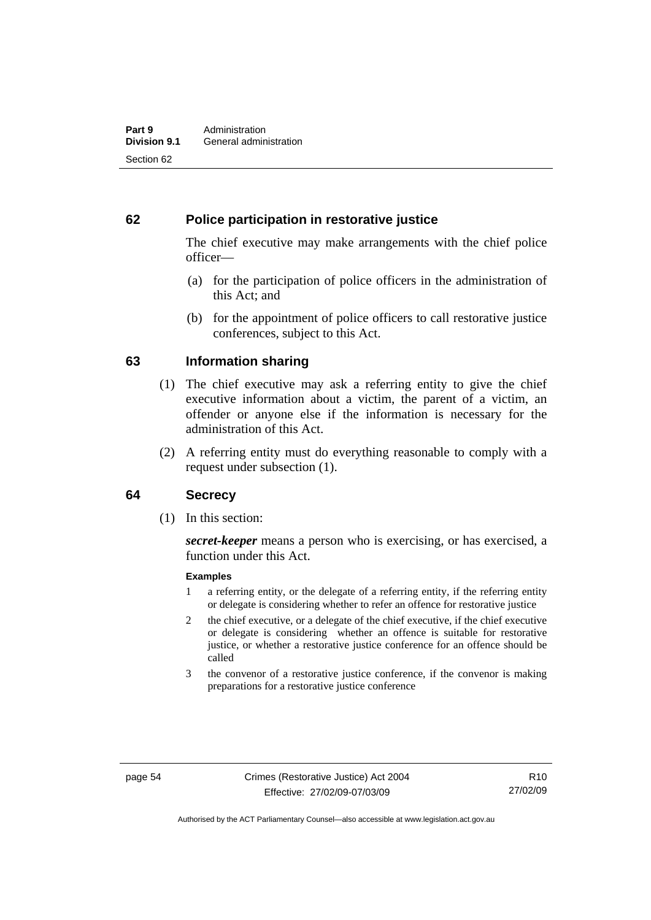## 62 Police participation in restorative justice

The chief executive may make arrangements with the chief police officer—

(a) for the participation of police officers in the administration of this Act; and

(b) for the appointment of police officers to call restorative justice conferences, subject to this Act.

## 63 Information sharing

(1) The chief executive may ask a referring entity to give the chief executive information about a victim, the parent of a victim, an offender or anyone else if the information is necessary for the administration of this Act.

(2) A referring entity must do everything reasonable to comply with a request under subsection (1).

## 64 Secrecy

(1) In this section:

***secret-keeper*** means a person who is exercising, or has exercised, a function under this Act.

**Examples**

1 a referring entity, or the delegate of a referring entity, if the referring entity or delegate is considering whether to refer an offence for restorative justice

2 the chief executive, or a delegate of the chief executive, if the chief executive or delegate is considering whether an offence is suitable for restorative justice, or whether a restorative justice conference for an offence should be called

3 the convenor of a restorative justice conference, if the convenor is making preparations for a restorative justice conference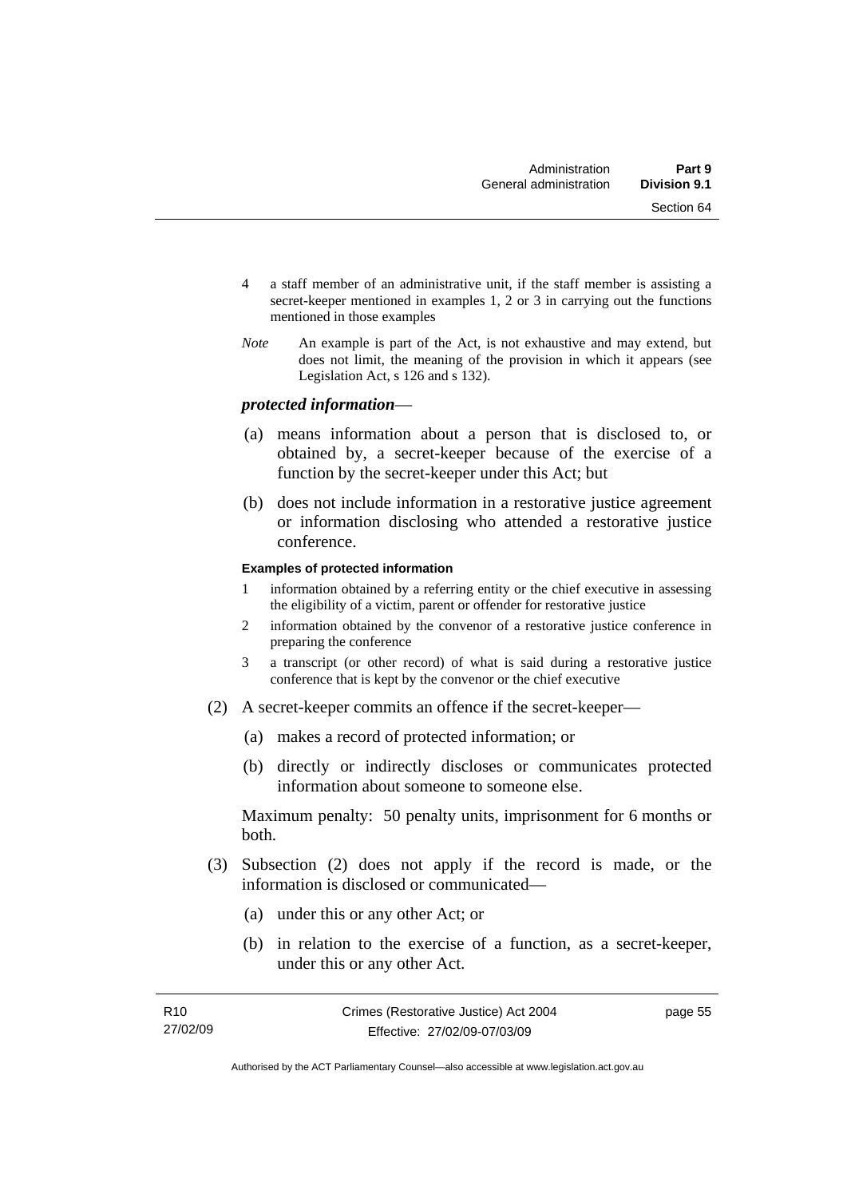4 a staff member of an administrative unit, if the staff member is assisting a secret-keeper mentioned in examples 1, 2 or 3 in carrying out the functions mentioned in those examples

*Note* An example is part of the Act, is not exhaustive and may extend, but does not limit, the meaning of the provision in which it appears (see Legislation Act, s 126 and s 132).

***protected information***—

(a) means information about a person that is disclosed to, or obtained by, a secret-keeper because of the exercise of a function by the secret-keeper under this Act; but

(b) does not include information in a restorative justice agreement or information disclosing who attended a restorative justice conference.

**Examples of protected information**

1 information obtained by a referring entity or the chief executive in assessing the eligibility of a victim, parent or offender for restorative justice

2 information obtained by the convenor of a restorative justice conference in preparing the conference

3 a transcript (or other record) of what is said during a restorative justice conference that is kept by the convenor or the chief executive

(2) A secret-keeper commits an offence if the secret-keeper—

(a) makes a record of protected information; or

(b) directly or indirectly discloses or communicates protected information about someone to someone else.

Maximum penalty: 50 penalty units, imprisonment for 6 months or both.

(3) Subsection (2) does not apply if the record is made, or the information is disclosed or communicated—

(a) under this or any other Act; or

(b) in relation to the exercise of a function, as a secret-keeper, under this or any other Act.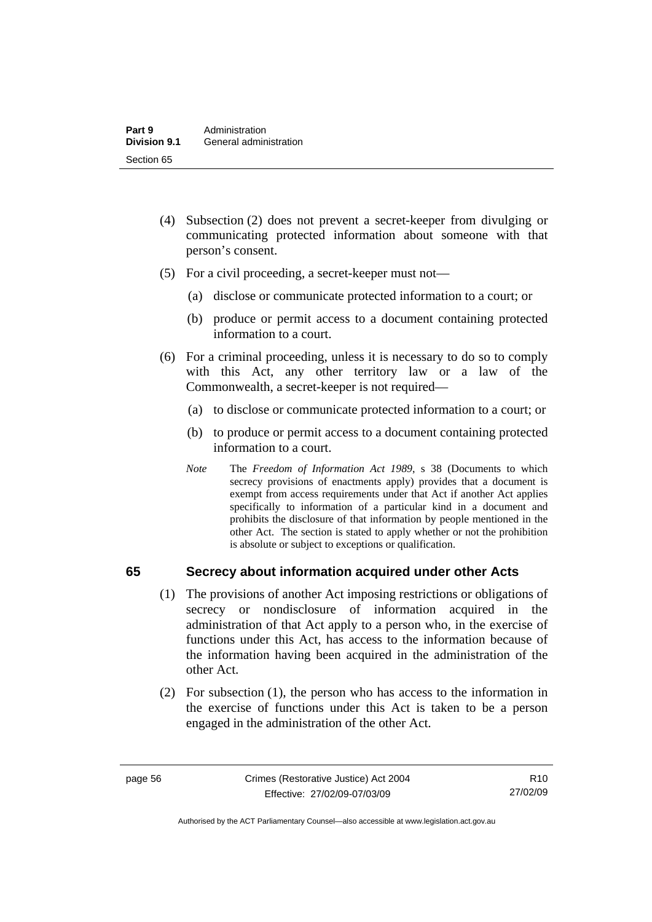(4) Subsection (2) does not prevent a secret-keeper from divulging or communicating protected information about someone with that person's consent.

(5) For a civil proceeding, a secret-keeper must not—

(a) disclose or communicate protected information to a court; or

(b) produce or permit access to a document containing protected information to a court.

(6) For a criminal proceeding, unless it is necessary to do so to comply with this Act, any other territory law or a law of the Commonwealth, a secret-keeper is not required—

(a) to disclose or communicate protected information to a court; or

(b) to produce or permit access to a document containing protected information to a court.

*Note* The *Freedom of Information Act 1989*, s 38 (Documents to which secrecy provisions of enactments apply) provides that a document is exempt from access requirements under that Act if another Act applies specifically to information of a particular kind in a document and prohibits the disclosure of that information by people mentioned in the other Act. The section is stated to apply whether or not the prohibition is absolute or subject to exceptions or qualification.

## 65 Secrecy about information acquired under other Acts

(1) The provisions of another Act imposing restrictions or obligations of secrecy or nondisclosure of information acquired in the administration of that Act apply to a person who, in the exercise of functions under this Act, has access to the information because of the information having been acquired in the administration of the other Act.

(2) For subsection (1), the person who has access to the information in the exercise of functions under this Act is taken to be a person engaged in the administration of the other Act.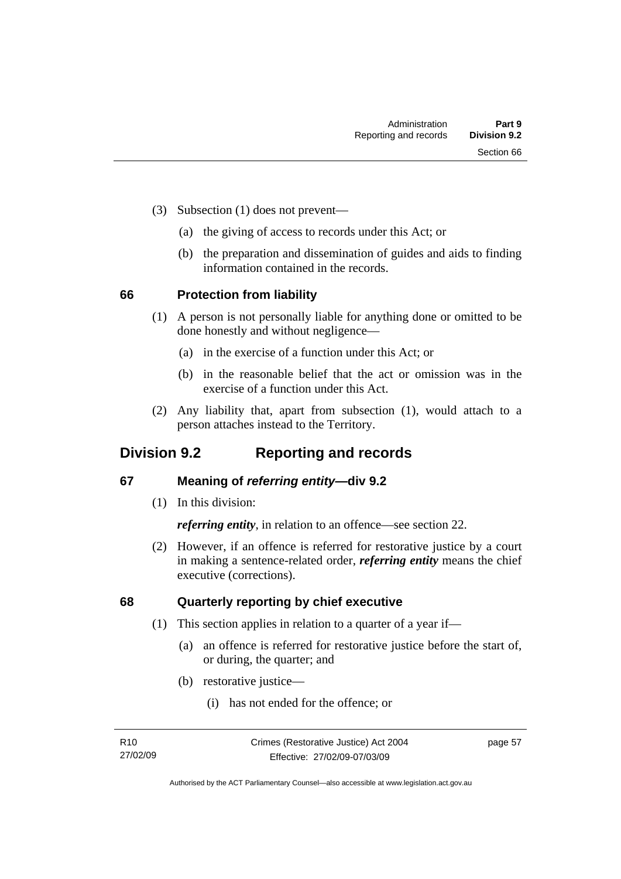(3) Subsection (1) does not prevent—

(a) the giving of access to records under this Act; or

(b) the preparation and dissemination of guides and aids to finding information contained in the records.

### 66 Protection from liability

(1) A person is not personally liable for anything done or omitted to be done honestly and without negligence—

(a) in the exercise of a function under this Act; or

(b) in the reasonable belief that the act or omission was in the exercise of a function under this Act.

(2) Any liability that, apart from subsection (1), would attach to a person attaches instead to the Territory.

## Division 9.2 Reporting and records

### 67 Meaning of *referring entity*—div 9.2

(1) In this division:

***referring entity***, in relation to an offence—see section 22.

(2) However, if an offence is referred for restorative justice by a court in making a sentence-related order, ***referring entity*** means the chief executive (corrections).

### 68 Quarterly reporting by chief executive

(1) This section applies in relation to a quarter of a year if—

(a) an offence is referred for restorative justice before the start of, or during, the quarter; and

(b) restorative justice—

(i) has not ended for the offence; or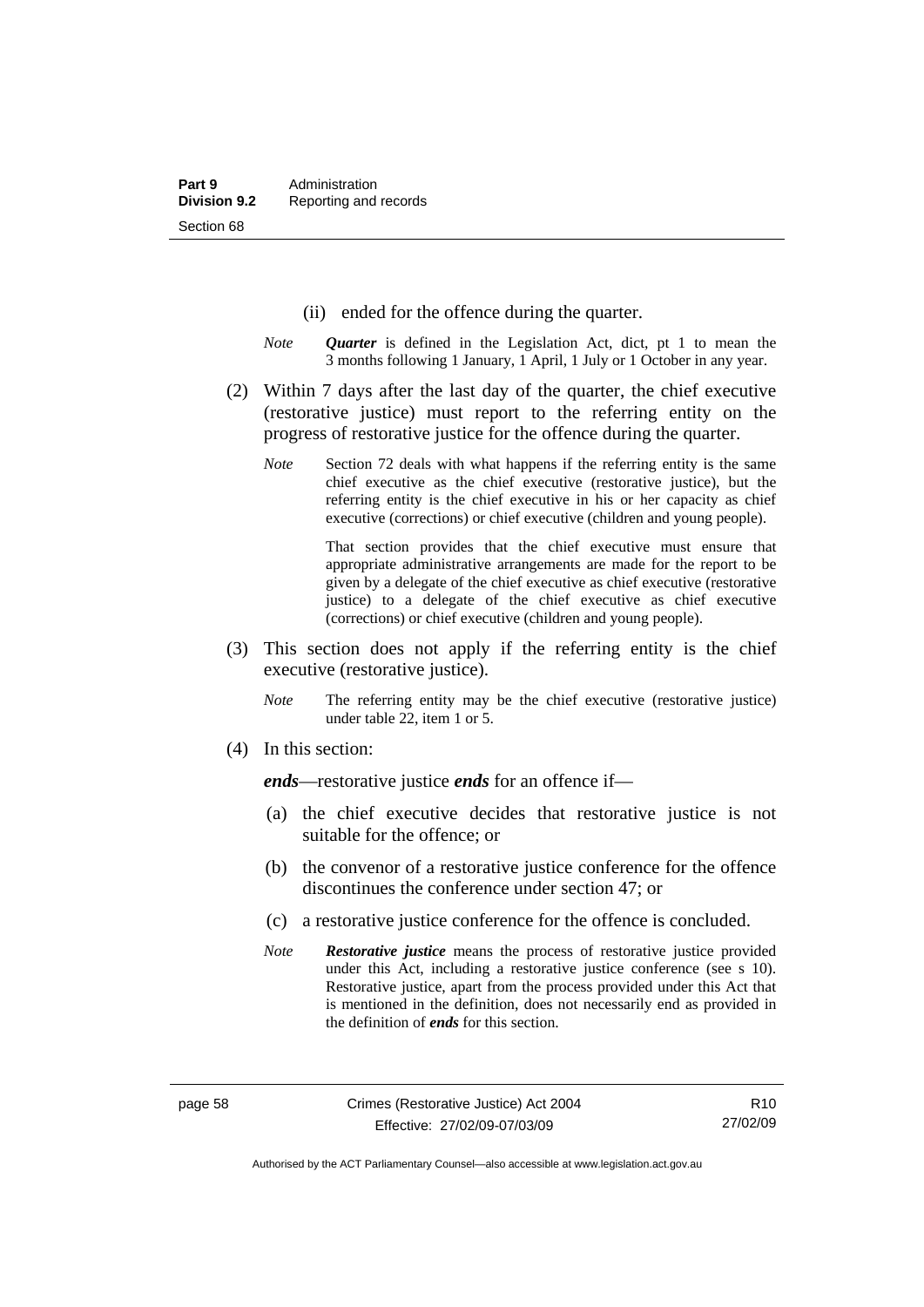(ii) ended for the offence during the quarter.

*Note* ***Quarter*** is defined in the Legislation Act, dict, pt 1 to mean the 3 months following 1 January, 1 April, 1 July or 1 October in any year.

(2) Within 7 days after the last day of the quarter, the chief executive (restorative justice) must report to the referring entity on the progress of restorative justice for the offence during the quarter.

*Note* Section 72 deals with what happens if the referring entity is the same chief executive as the chief executive (restorative justice), but the referring entity is the chief executive in his or her capacity as chief executive (corrections) or chief executive (children and young people).

That section provides that the chief executive must ensure that appropriate administrative arrangements are made for the report to be given by a delegate of the chief executive as chief executive (restorative justice) to a delegate of the chief executive as chief executive (corrections) or chief executive (children and young people).

(3) This section does not apply if the referring entity is the chief executive (restorative justice).

*Note* The referring entity may be the chief executive (restorative justice) under table 22, item 1 or 5.

(4) In this section:

***ends***—restorative justice ***ends*** for an offence if—

(a) the chief executive decides that restorative justice is not suitable for the offence; or

(b) the convenor of a restorative justice conference for the offence discontinues the conference under section 47; or

(c) a restorative justice conference for the offence is concluded.

*Note* ***Restorative justice*** means the process of restorative justice provided under this Act, including a restorative justice conference (see s 10). Restorative justice, apart from the process provided under this Act that is mentioned in the definition, does not necessarily end as provided in the definition of ***ends*** for this section.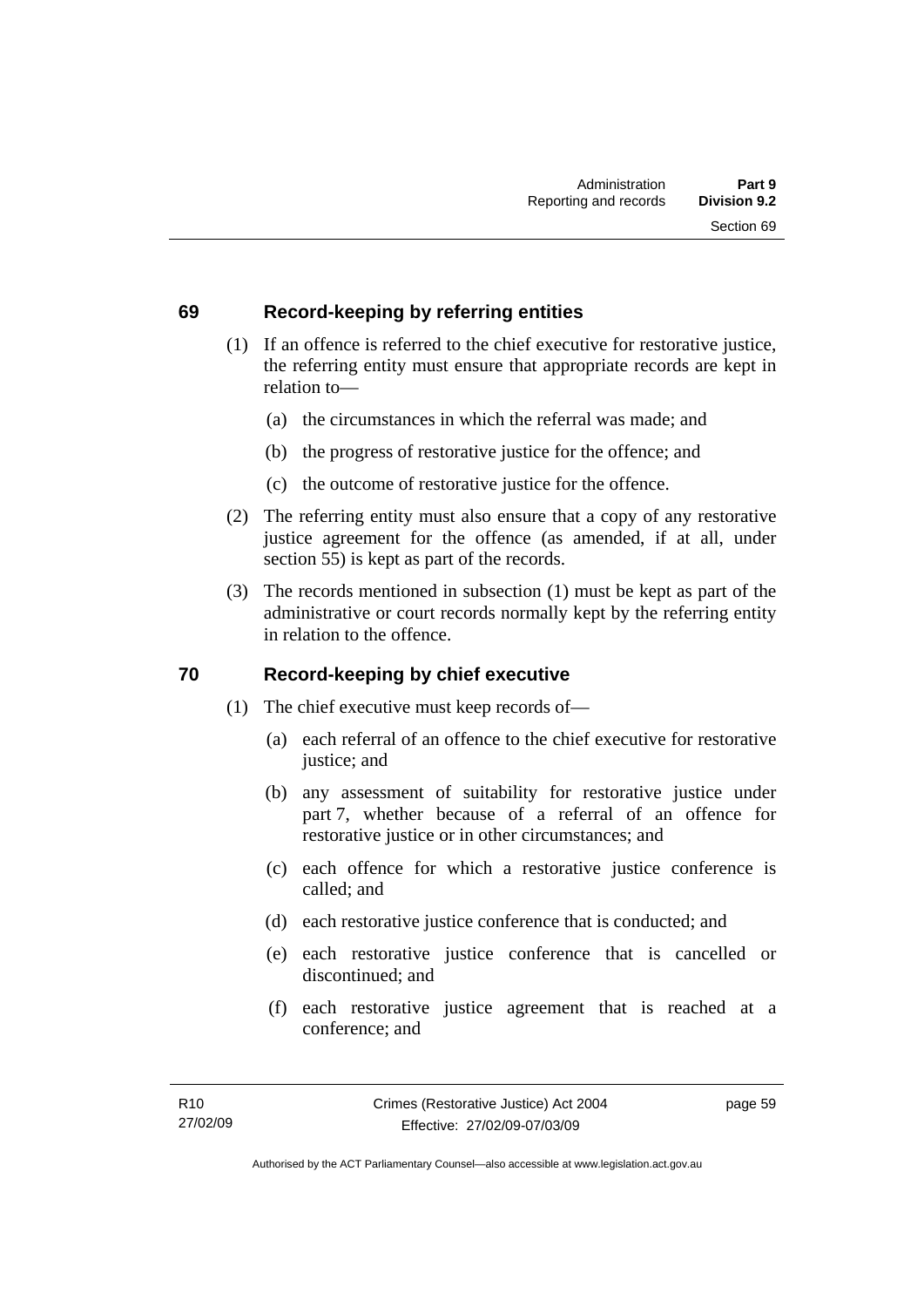## 69 Record-keeping by referring entities

(1) If an offence is referred to the chief executive for restorative justice, the referring entity must ensure that appropriate records are kept in relation to—

(a) the circumstances in which the referral was made; and

(b) the progress of restorative justice for the offence; and

(c) the outcome of restorative justice for the offence.

(2) The referring entity must also ensure that a copy of any restorative justice agreement for the offence (as amended, if at all, under section 55) is kept as part of the records.

(3) The records mentioned in subsection (1) must be kept as part of the administrative or court records normally kept by the referring entity in relation to the offence.

## 70 Record-keeping by chief executive

(1) The chief executive must keep records of—

(a) each referral of an offence to the chief executive for restorative justice; and

(b) any assessment of suitability for restorative justice under part 7, whether because of a referral of an offence for restorative justice or in other circumstances; and

(c) each offence for which a restorative justice conference is called; and

(d) each restorative justice conference that is conducted; and

(e) each restorative justice conference that is cancelled or discontinued; and

(f) each restorative justice agreement that is reached at a conference; and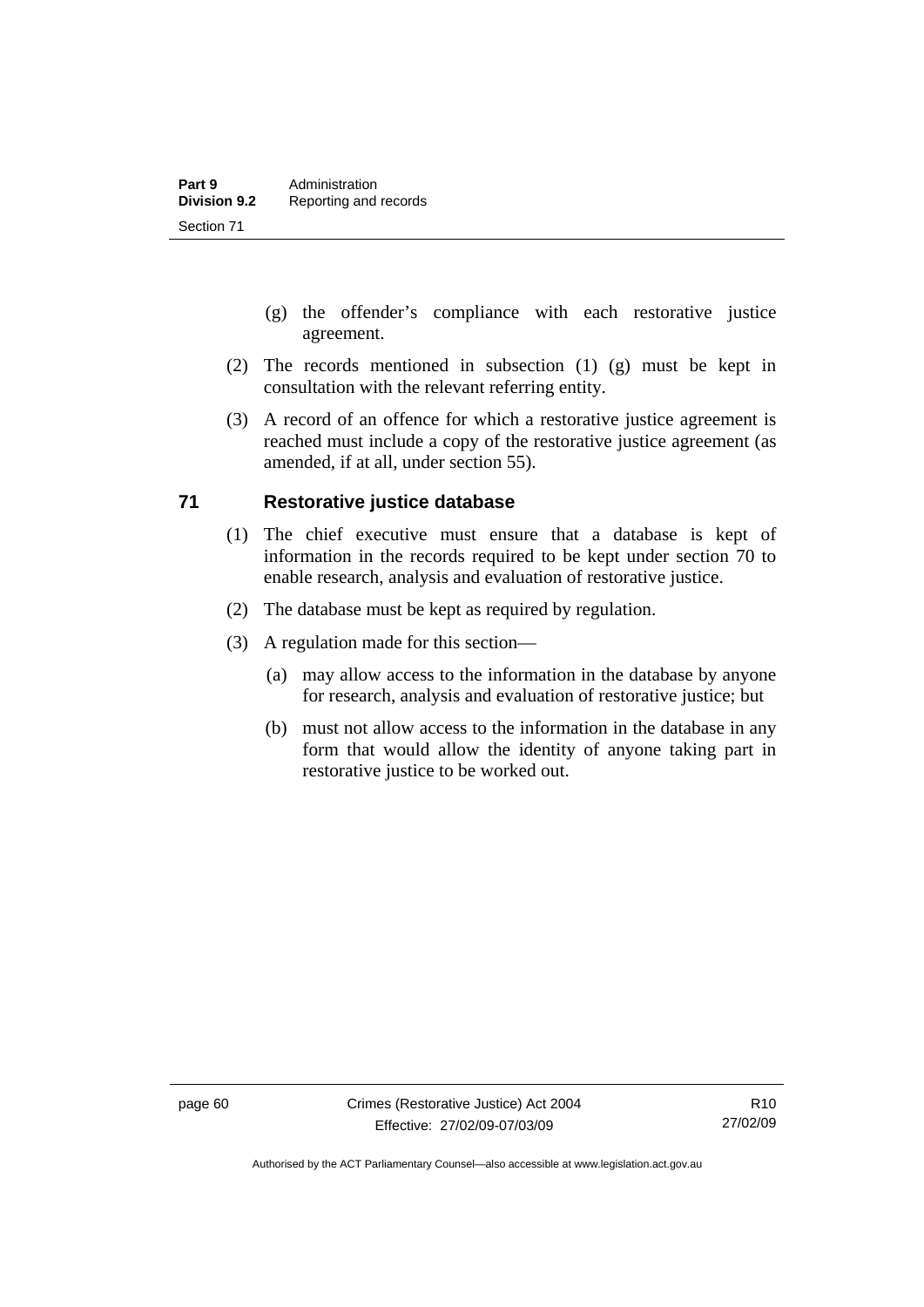(g) the offender's compliance with each restorative justice agreement.

(2) The records mentioned in subsection (1) (g) must be kept in consultation with the relevant referring entity.

(3) A record of an offence for which a restorative justice agreement is reached must include a copy of the restorative justice agreement (as amended, if at all, under section 55).

## 71 Restorative justice database

(1) The chief executive must ensure that a database is kept of information in the records required to be kept under section 70 to enable research, analysis and evaluation of restorative justice.

(2) The database must be kept as required by regulation.

(3) A regulation made for this section—

(a) may allow access to the information in the database by anyone for research, analysis and evaluation of restorative justice; but

(b) must not allow access to the information in the database in any form that would allow the identity of anyone taking part in restorative justice to be worked out.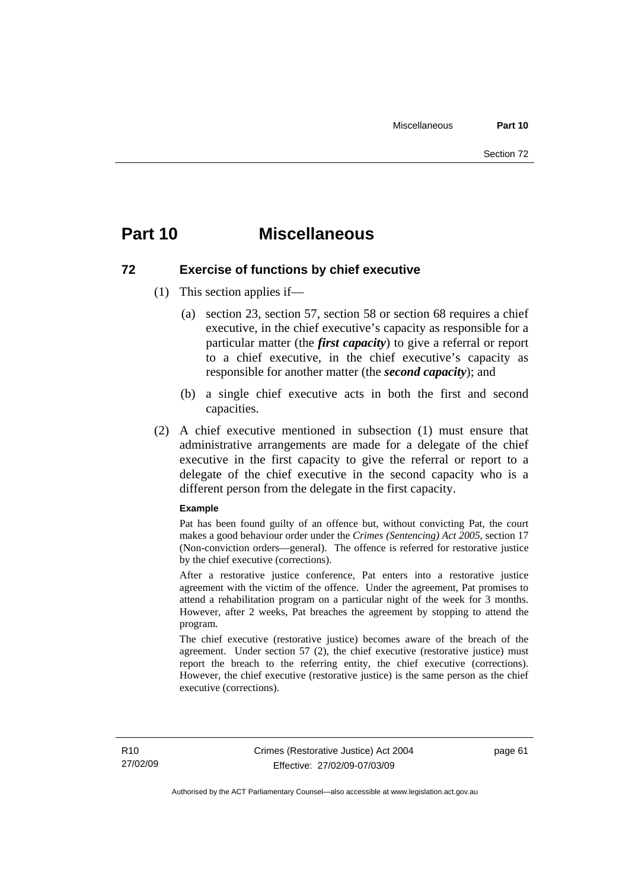# Part 10 Miscellaneous

## 72 Exercise of functions by chief executive

(1) This section applies if—

(a) section 23, section 57, section 58 or section 68 requires a chief executive, in the chief executive's capacity as responsible for a particular matter (the ***first capacity***) to give a referral or report to a chief executive, in the chief executive's capacity as responsible for another matter (the ***second capacity***); and

(b) a single chief executive acts in both the first and second capacities.

(2) A chief executive mentioned in subsection (1) must ensure that administrative arrangements are made for a delegate of the chief executive in the first capacity to give the referral or report to a delegate of the chief executive in the second capacity who is a different person from the delegate in the first capacity.

**Example**

Pat has been found guilty of an offence but, without convicting Pat, the court makes a good behaviour order under the *Crimes (Sentencing) Act 2005*, section 17 (Non-conviction orders—general). The offence is referred for restorative justice by the chief executive (corrections).

After a restorative justice conference, Pat enters into a restorative justice agreement with the victim of the offence. Under the agreement, Pat promises to attend a rehabilitation program on a particular night of the week for 3 months. However, after 2 weeks, Pat breaches the agreement by stopping to attend the program.

The chief executive (restorative justice) becomes aware of the breach of the agreement. Under section 57 (2), the chief executive (restorative justice) must report the breach to the referring entity, the chief executive (corrections). However, the chief executive (restorative justice) is the same person as the chief executive (corrections).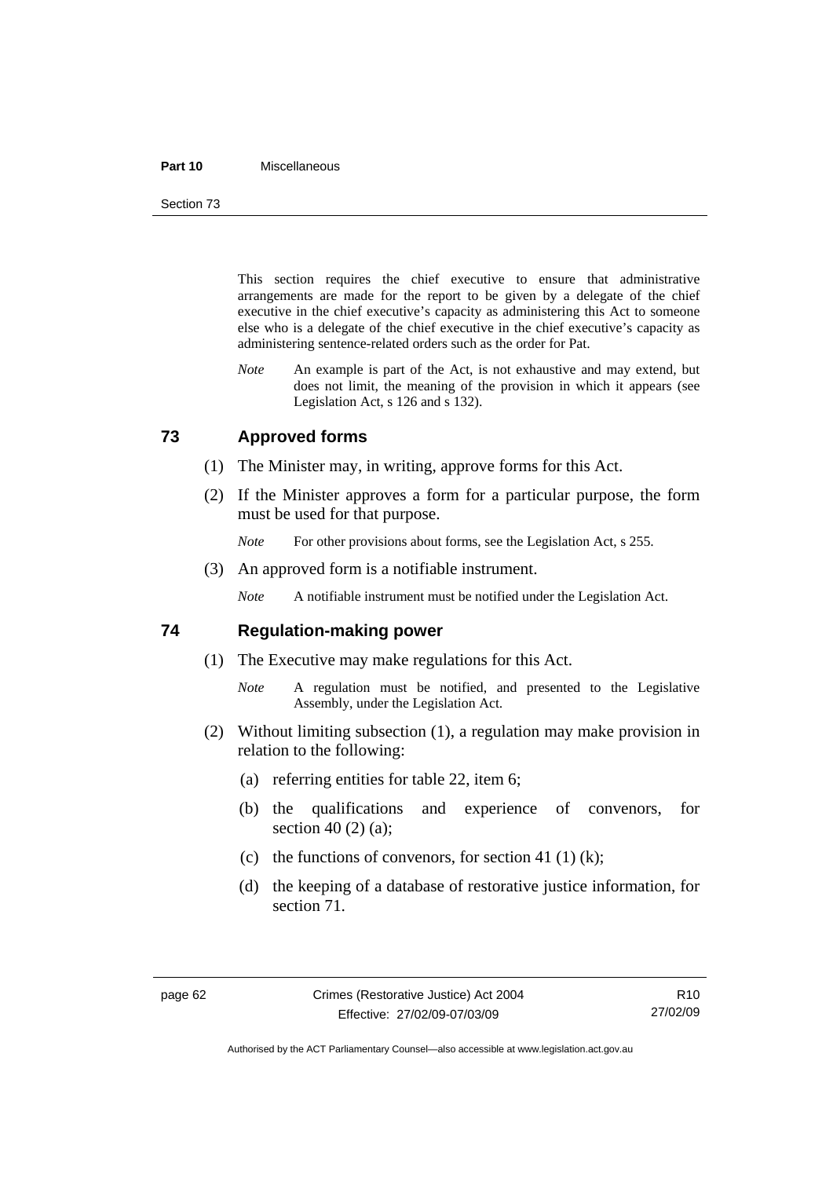This section requires the chief executive to ensure that administrative arrangements are made for the report to be given by a delegate of the chief executive in the chief executive's capacity as administering this Act to someone else who is a delegate of the chief executive in the chief executive's capacity as administering sentence-related orders such as the order for Pat.

*Note* An example is part of the Act, is not exhaustive and may extend, but does not limit, the meaning of the provision in which it appears (see Legislation Act, s 126 and s 132).

## 73 Approved forms

(1) The Minister may, in writing, approve forms for this Act.

(2) If the Minister approves a form for a particular purpose, the form must be used for that purpose.

*Note* For other provisions about forms, see the Legislation Act, s 255.

(3) An approved form is a notifiable instrument.

*Note* A notifiable instrument must be notified under the Legislation Act.

## 74 Regulation-making power

(1) The Executive may make regulations for this Act.

*Note* A regulation must be notified, and presented to the Legislative Assembly, under the Legislation Act.

(2) Without limiting subsection (1), a regulation may make provision in relation to the following:

(a) referring entities for table 22, item 6;

(b) the qualifications and experience of convenors, for section 40 (2) (a);

(c) the functions of convenors, for section 41 (1) (k);

(d) the keeping of a database of restorative justice information, for section 71.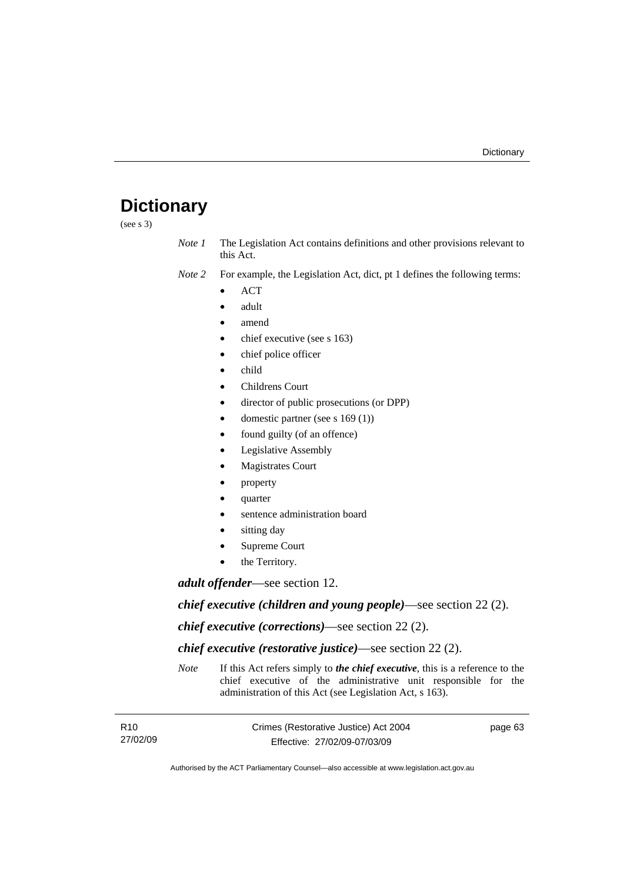# Dictionary

(see s 3)

*Note 1* The Legislation Act contains definitions and other provisions relevant to this Act.

*Note 2* For example, the Legislation Act, dict, pt 1 defines the following terms:

- ACT
- adult
- amend
- chief executive (see s 163)
- chief police officer
- child
- Childrens Court
- director of public prosecutions (or DPP)
- domestic partner (see s 169 (1))
- found guilty (of an offence)
- Legislative Assembly
- Magistrates Court
- property
- quarter
- sentence administration board
- sitting day
- Supreme Court
- the Territory.

***adult offender***—see section 12.

***chief executive (children and young people)***—see section 22 (2).

***chief executive (corrections)***—see section 22 (2).

***chief executive (restorative justice)***—see section 22 (2).

*Note* If this Act refers simply to ***the chief executive***, this is a reference to the chief executive of the administrative unit responsible for the administration of this Act (see Legislation Act, s 163).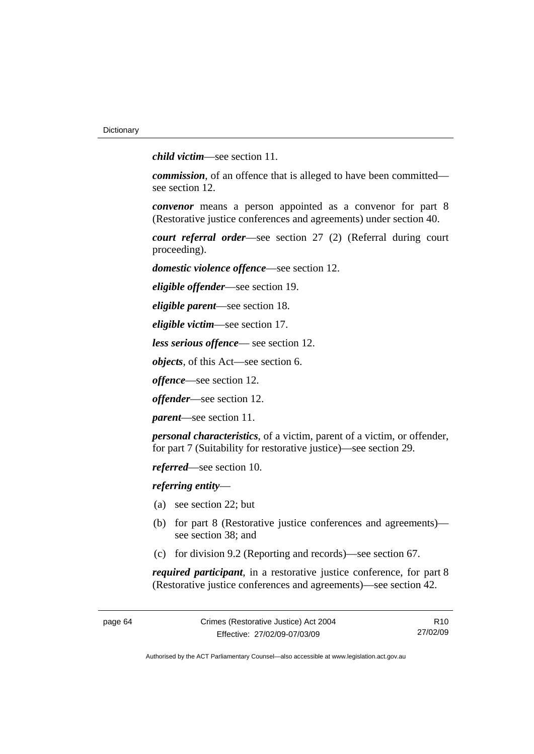***child victim***—see section 11.

***commission***, of an offence that is alleged to have been committed—see section 12.

***convenor*** means a person appointed as a convenor for part 8 (Restorative justice conferences and agreements) under section 40.

***court referral order***—see section 27 (2) (Referral during court proceeding).

***domestic violence offence***—see section 12.

***eligible offender***—see section 19.

***eligible parent***—see section 18.

***eligible victim***—see section 17.

***less serious offence***— see section 12.

***objects***, of this Act—see section 6.

***offence***—see section 12.

***offender***—see section 12.

***parent***—see section 11.

***personal characteristics***, of a victim, parent of a victim, or offender, for part 7 (Suitability for restorative justice)—see section 29.

***referred***—see section 10.

***referring entity***—

(a) see section 22; but

(b) for part 8 (Restorative justice conferences and agreements)—see section 38; and

(c) for division 9.2 (Reporting and records)—see section 67.

***required participant***, in a restorative justice conference, for part 8 (Restorative justice conferences and agreements)—see section 42.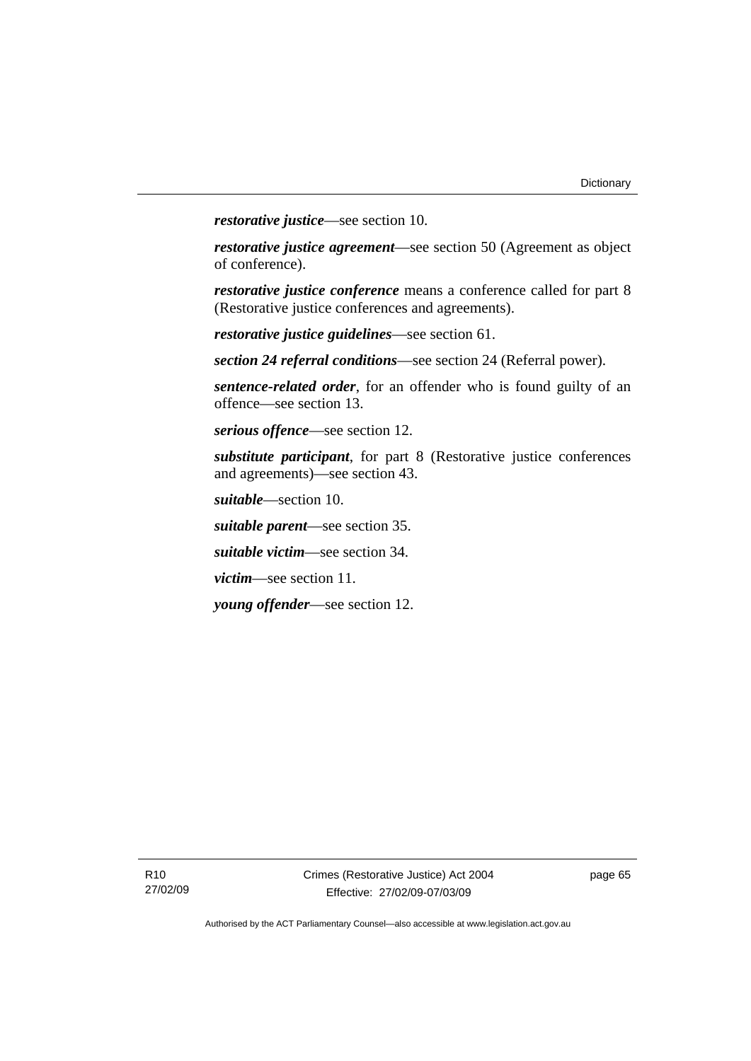***restorative justice***—see section 10.

***restorative justice agreement***—see section 50 (Agreement as object of conference).

***restorative justice conference*** means a conference called for part 8 (Restorative justice conferences and agreements).

***restorative justice guidelines***—see section 61.

***section 24 referral conditions***—see section 24 (Referral power).

***sentence-related order***, for an offender who is found guilty of an offence—see section 13.

***serious offence***—see section 12.

***substitute participant***, for part 8 (Restorative justice conferences and agreements)—see section 43.

***suitable***—section 10.

***suitable parent***—see section 35.

***suitable victim***—see section 34.

***victim***—see section 11.

***young offender***—see section 12.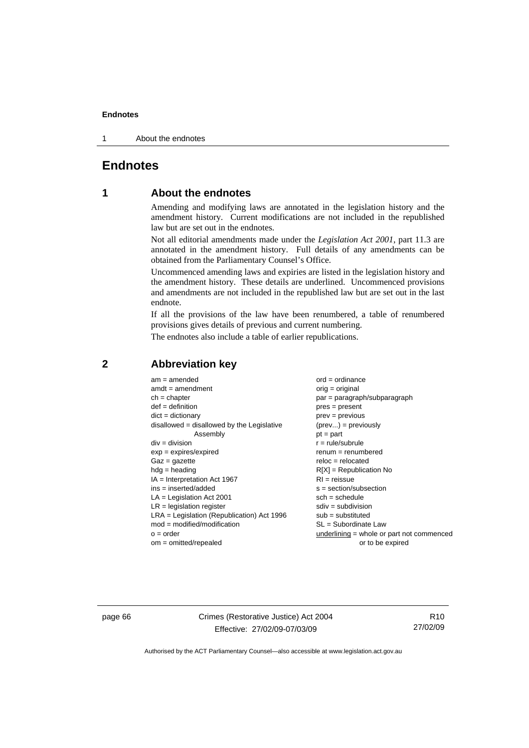# Endnotes

## 1 About the endnotes

Amending and modifying laws are annotated in the legislation history and the amendment history. Current modifications are not included in the republished law but are set out in the endnotes.

Not all editorial amendments made under the *Legislation Act 2001*, part 11.3 are annotated in the amendment history. Full details of any amendments can be obtained from the Parliamentary Counsel's Office.

Uncommenced amending laws and expiries are listed in the legislation history and the amendment history. These details are underlined. Uncommenced provisions and amendments are not included in the republished law but are set out in the last endnote.

If all the provisions of the law have been renumbered, a table of renumbered provisions gives details of previous and current numbering.

The endnotes also include a table of earlier republications.

## 2 Abbreviation key

am = amended
amdt = amendment
ch = chapter
def = definition
dict = dictionary
disallowed = disallowed by the Legislative Assembly
div = division
exp = expires/expired
Gaz = gazette
hdg = heading
IA = Interpretation Act 1967
ins = inserted/added
LA = Legislation Act 2001
LR = legislation register
LRA = Legislation (Republication) Act 1996
mod = modified/modification
o = order
om = omitted/repealed
ord = ordinance
orig = original
par = paragraph/subparagraph
pres = present
prev = previous
(prev...) = previously
pt = part
r = rule/subrule
renum = renumbered
reloc = relocated
R[X] = Republication No
RI = reissue
s = section/subsection
sch = schedule
sdiv = subdivision
sub = substituted
SL = Subordinate Law
underlining = whole or part not commenced or to be expired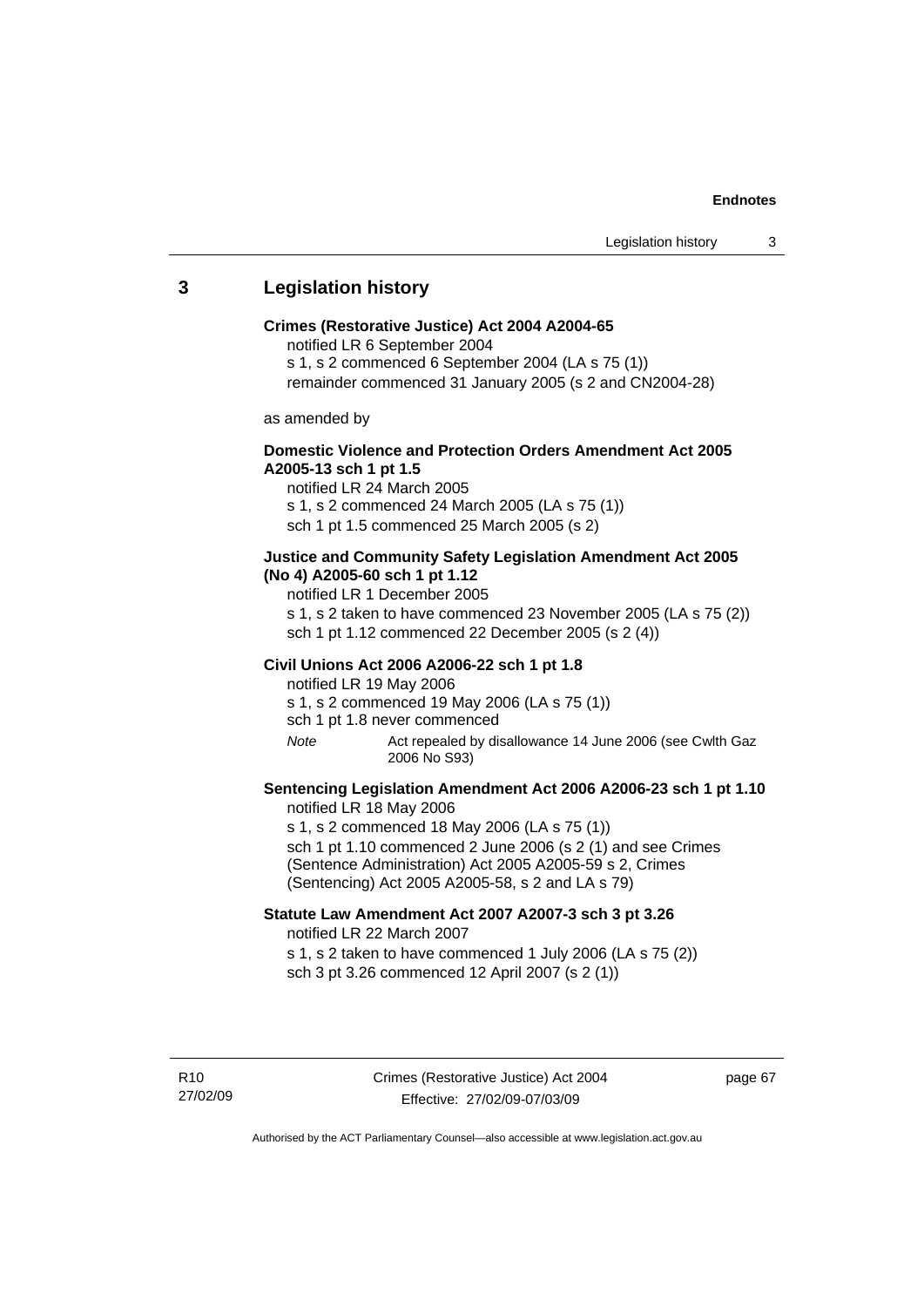## 3 Legislation history

**Crimes (Restorative Justice) Act 2004 A2004-65**

notified LR 6 September 2004

s 1, s 2 commenced 6 September 2004 (LA s 75 (1))

remainder commenced 31 January 2005 (s 2 and CN2004-28)

as amended by

**Domestic Violence and Protection Orders Amendment Act 2005 A2005-13 sch 1 pt 1.5**

notified LR 24 March 2005

s 1, s 2 commenced 24 March 2005 (LA s 75 (1))

sch 1 pt 1.5 commenced 25 March 2005 (s 2)

**Justice and Community Safety Legislation Amendment Act 2005 (No 4) A2005-60 sch 1 pt 1.12**

notified LR 1 December 2005

s 1, s 2 taken to have commenced 23 November 2005 (LA s 75 (2))

sch 1 pt 1.12 commenced 22 December 2005 (s 2 (4))

**Civil Unions Act 2006 A2006-22 sch 1 pt 1.8**

notified LR 19 May 2006

s 1, s 2 commenced 19 May 2006 (LA s 75 (1))

sch 1 pt 1.8 never commenced

*Note* Act repealed by disallowance 14 June 2006 (see Cwlth Gaz 2006 No S93)

**Sentencing Legislation Amendment Act 2006 A2006-23 sch 1 pt 1.10**

notified LR 18 May 2006

s 1, s 2 commenced 18 May 2006 (LA s 75 (1))

sch 1 pt 1.10 commenced 2 June 2006 (s 2 (1) and see Crimes (Sentence Administration) Act 2005 A2005-59 s 2, Crimes (Sentencing) Act 2005 A2005-58, s 2 and LA s 79)

**Statute Law Amendment Act 2007 A2007-3 sch 3 pt 3.26**

notified LR 22 March 2007

s 1, s 2 taken to have commenced 1 July 2006 (LA s 75 (2))

sch 3 pt 3.26 commenced 12 April 2007 (s 2 (1))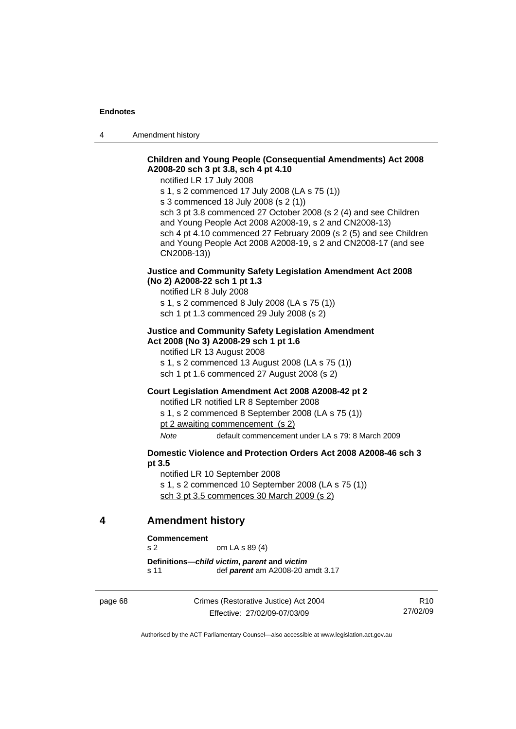**Children and Young People (Consequential Amendments) Act 2008 A2008-20 sch 3 pt 3.8, sch 4 pt 4.10**

notified LR 17 July 2008

s 1, s 2 commenced 17 July 2008 (LA s 75 (1))

s 3 commenced 18 July 2008 (s 2 (1))

sch 3 pt 3.8 commenced 27 October 2008 (s 2 (4) and see Children and Young People Act 2008 A2008-19, s 2 and CN2008-13)

sch 4 pt 4.10 commenced 27 February 2009 (s 2 (5) and see Children and Young People Act 2008 A2008-19, s 2 and CN2008-17 (and see CN2008-13))

**Justice and Community Safety Legislation Amendment Act 2008 (No 2) A2008-22 sch 1 pt 1.3**

notified LR 8 July 2008

s 1, s 2 commenced 8 July 2008 (LA s 75 (1))

sch 1 pt 1.3 commenced 29 July 2008 (s 2)

**Justice and Community Safety Legislation Amendment Act 2008 (No 3) A2008-29 sch 1 pt 1.6**

notified LR 13 August 2008

s 1, s 2 commenced 13 August 2008 (LA s 75 (1))

sch 1 pt 1.6 commenced 27 August 2008 (s 2)

**Court Legislation Amendment Act 2008 A2008-42 pt 2**

notified LR notified LR 8 September 2008

s 1, s 2 commenced 8 September 2008 (LA s 75 (1))

<u>pt 2 awaiting commencement (s 2)</u>

*Note* default commencement under LA s 79: 8 March 2009

**Domestic Violence and Protection Orders Act 2008 A2008-46 sch 3 pt 3.5**

notified LR 10 September 2008

s 1, s 2 commenced 10 September 2008 (LA s 75 (1))

<u>sch 3 pt 3.5 commences 30 March 2009 (s 2)</u>

## 4 Amendment history

**Commencement**
s 2 om LA s 89 (4)

**Definitions—*child victim*, *parent* and *victim***
s 11 def ***parent*** am A2008-20 amdt 3.17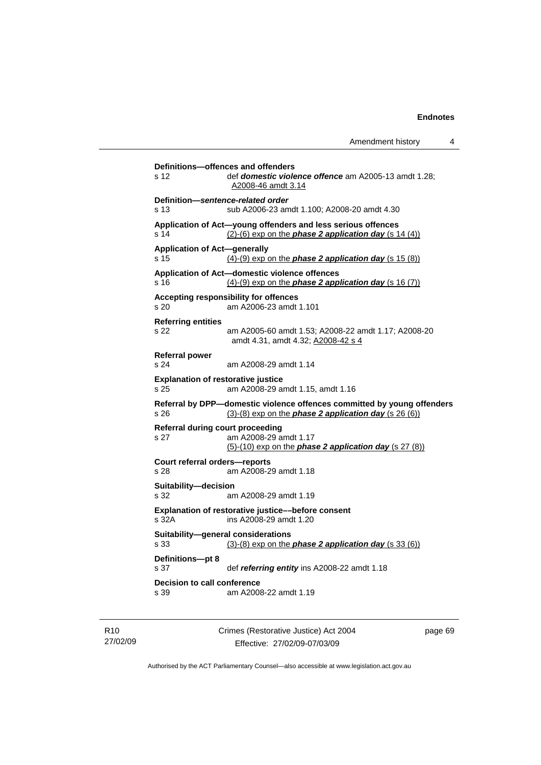**Definitions—offences and offenders**
s 12 def ***domestic violence offence*** am A2005-13 amdt 1.28; A2008-46 amdt 3.14

**Definition—*sentence-related order***
s 13 sub A2006-23 amdt 1.100; A2008-20 amdt 4.30

**Application of Act—young offenders and less serious offences**
s 14 (2)-(6) exp on the ***phase 2 application day*** (s 14 (4))

**Application of Act—generally**
s 15 (4)-(9) exp on the ***phase 2 application day*** (s 15 (8))

**Application of Act—domestic violence offences**
s 16 (4)-(9) exp on the ***phase 2 application day*** (s 16 (7))

**Accepting responsibility for offences**
s 20 am A2006-23 amdt 1.101

**Referring entities**
s 22 am A2005-60 amdt 1.53; A2008-22 amdt 1.17; A2008-20 amdt 4.31, amdt 4.32; A2008-42 s 4

**Referral power**
s 24 am A2008-29 amdt 1.14

**Explanation of restorative justice**
s 25 am A2008-29 amdt 1.15, amdt 1.16

**Referral by DPP—domestic violence offences committed by young offenders**
s 26 (3)-(8) exp on the ***phase 2 application day*** (s 26 (6))

**Referral during court proceeding**
s 27 am A2008-29 amdt 1.17
(5)-(10) exp on the ***phase 2 application day*** (s 27 (8))

**Court referral orders—reports**
s 28 am A2008-29 amdt 1.18

**Suitability—decision**
s 32 am A2008-29 amdt 1.19

**Explanation of restorative justice––before consent**
s 32A ins A2008-29 amdt 1.20

**Suitability—general considerations**
s 33 (3)-(8) exp on the ***phase 2 application day*** (s 33 (6))

**Definitions—pt 8**
s 37 def ***referring entity*** ins A2008-22 amdt 1.18

**Decision to call conference**
s 39 am A2008-22 amdt 1.19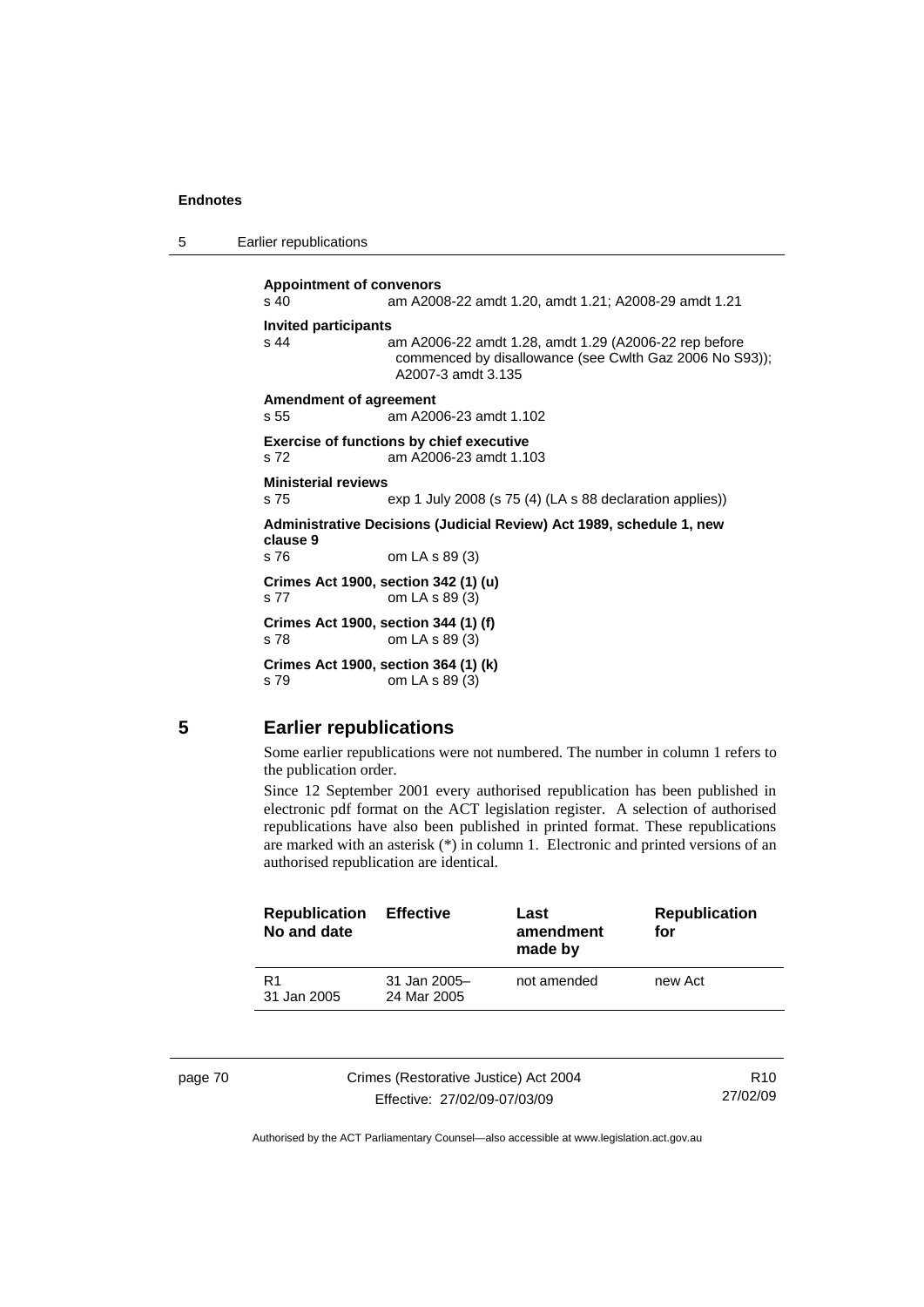**Appointment of convenors**
s 40 am A2008-22 amdt 1.20, amdt 1.21; A2008-29 amdt 1.21

**Invited participants**
s 44 am A2006-22 amdt 1.28, amdt 1.29 (A2006-22 rep before commenced by disallowance (see Cwlth Gaz 2006 No S93)); A2007-3 amdt 3.135

**Amendment of agreement**
s 55 am A2006-23 amdt 1.102

**Exercise of functions by chief executive**
s 72 am A2006-23 amdt 1.103

**Ministerial reviews**
s 75 exp 1 July 2008 (s 75 (4) (LA s 88 declaration applies))

**Administrative Decisions (Judicial Review) Act 1989, schedule 1, new clause 9**
s 76 om LA s 89 (3)

**Crimes Act 1900, section 342 (1) (u)**
s 77 om LA s 89 (3)

**Crimes Act 1900, section 344 (1) (f)**
s 78 om LA s 89 (3)

**Crimes Act 1900, section 364 (1) (k)**
s 79 om LA s 89 (3)

## 5 Earlier republications

Some earlier republications were not numbered. The number in column 1 refers to the publication order.

Since 12 September 2001 every authorised republication has been published in electronic pdf format on the ACT legislation register. A selection of authorised republications have also been published in printed format. These republications are marked with an asterisk (*) in column 1. Electronic and printed versions of an authorised republication are identical.

| Republication No and date | Effective | Last amendment made by | Republication for |
|---|---|---|---|
| R1 31 Jan 2005 | 31 Jan 2005–24 Mar 2005 | not amended | new Act |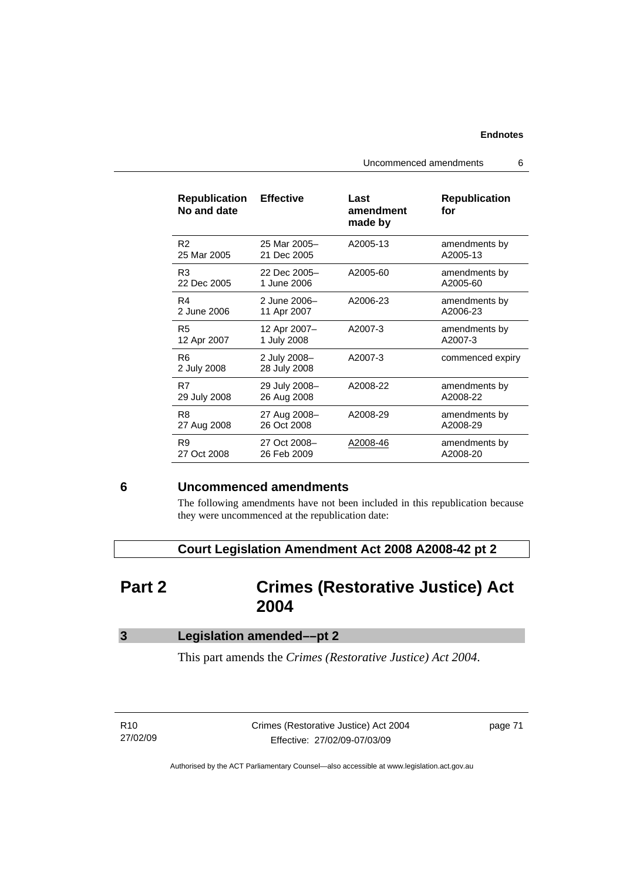| Republication No and date | Effective | Last amendment made by | Republication for |
|---|---|---|---|
| R2<br>25 Mar 2005 | 25 Mar 2005–<br>21 Dec 2005 | A2005-13 | amendments by A2005-13 |
| R3<br>22 Dec 2005 | 22 Dec 2005–<br>1 June 2006 | A2005-60 | amendments by A2005-60 |
| R4<br>2 June 2006 | 2 June 2006–<br>11 Apr 2007 | A2006-23 | amendments by A2006-23 |
| R5<br>12 Apr 2007 | 12 Apr 2007–<br>1 July 2008 | A2007-3 | amendments by A2007-3 |
| R6<br>2 July 2008 | 2 July 2008–<br>28 July 2008 | A2007-3 | commenced expiry |
| R7<br>29 July 2008 | 29 July 2008–<br>26 Aug 2008 | A2008-22 | amendments by A2008-22 |
| R8<br>27 Aug 2008 | 27 Aug 2008–<br>26 Oct 2008 | A2008-29 | amendments by A2008-29 |
| R9<br>27 Oct 2008 | 27 Oct 2008–<br>26 Feb 2009 | A2008-46 | amendments by A2008-20 |

## 6 Uncommenced amendments

The following amendments have not been included in this republication because they were uncommenced at the republication date:

**Court Legislation Amendment Act 2008 A2008-42 pt 2**

# Part 2 Crimes (Restorative Justice) Act 2004

### 3 Legislation amended––pt 2

This part amends the *Crimes (Restorative Justice) Act 2004*.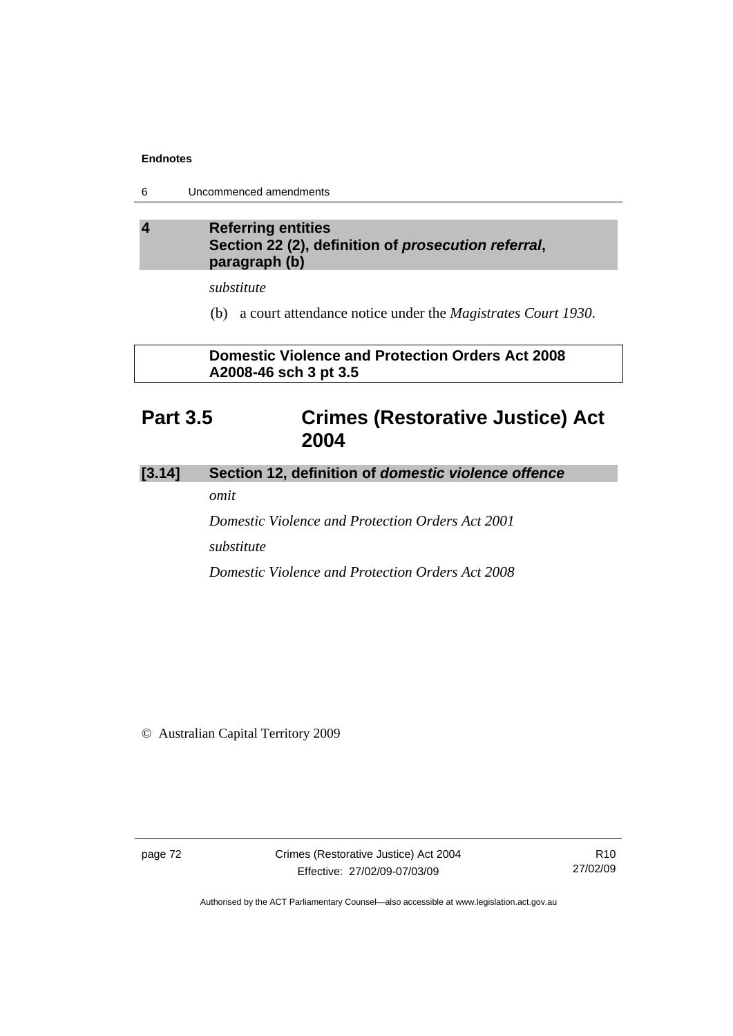## 4 Referring entities
## Section 22 (2), definition of ***prosecution referral***, paragraph (b)

*substitute*

(b) a court attendance notice under the *Magistrates Court 1930*.

**Domestic Violence and Protection Orders Act 2008**
**A2008-46 sch 3 pt 3.5**

# Part 3.5 Crimes (Restorative Justice) Act 2004

## [3.14] Section 12, definition of ***domestic violence offence***

*omit*

*Domestic Violence and Protection Orders Act 2001*

*substitute*

*Domestic Violence and Protection Orders Act 2008*

© Australian Capital Territory 2009